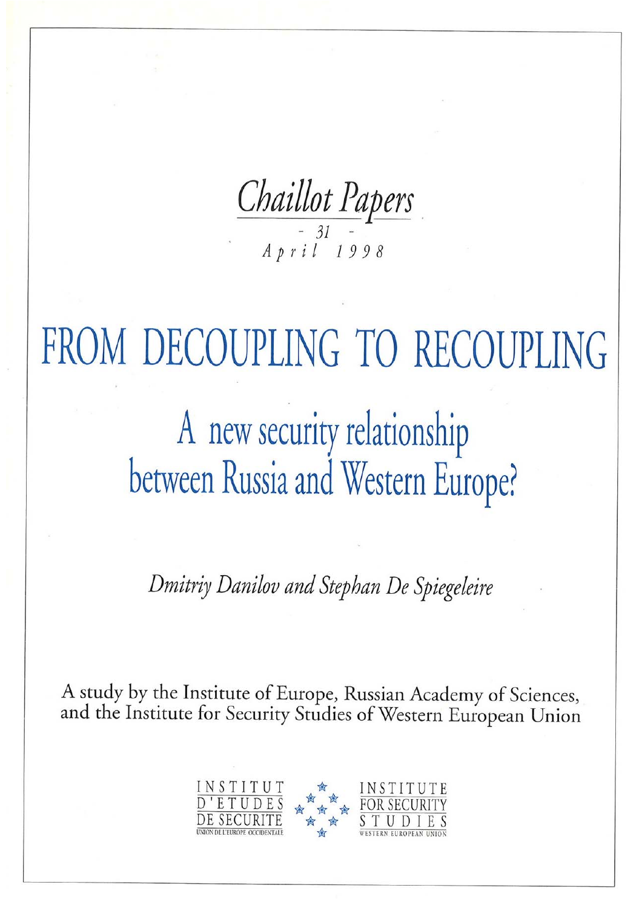*Chaillot Papers*

*- 31 -*

*April 1998*

# FROM DECOUPLING TO RECOUPLING

## A new security relationship between Russia and Western Europe?

*Dmitriy Danilov and Stephan De Spiegeleire*

A study by the Institute of Europe, Russian Academy of Sciences, and the Institute for Security Studies of Western European Union

INSTITUT D'ETUDES DE SECURITE
UNION DE L'EUROPE OCCIDENTALE

INSTITUTE FOR SECURITY STUDIES
WESTERN EUROPEAN UNION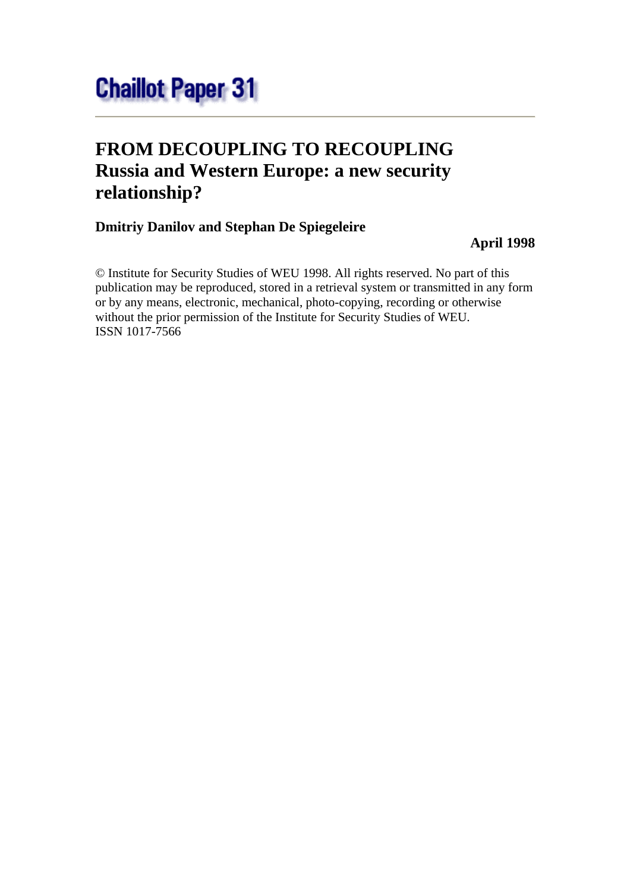# Chaillot Paper 31

---

## FROM DECOUPLING TO RECOUPLING
## Russia and Western Europe: a new security relationship?

**Dmitriy Danilov and Stephan De Spiegeleire**

**April 1998**

© Institute for Security Studies of WEU 1998. All rights reserved. No part of this publication may be reproduced, stored in a retrieval system or transmitted in any form or by any means, electronic, mechanical, photo-copying, recording or otherwise without the prior permission of the Institute for Security Studies of WEU.
ISSN 1017-7566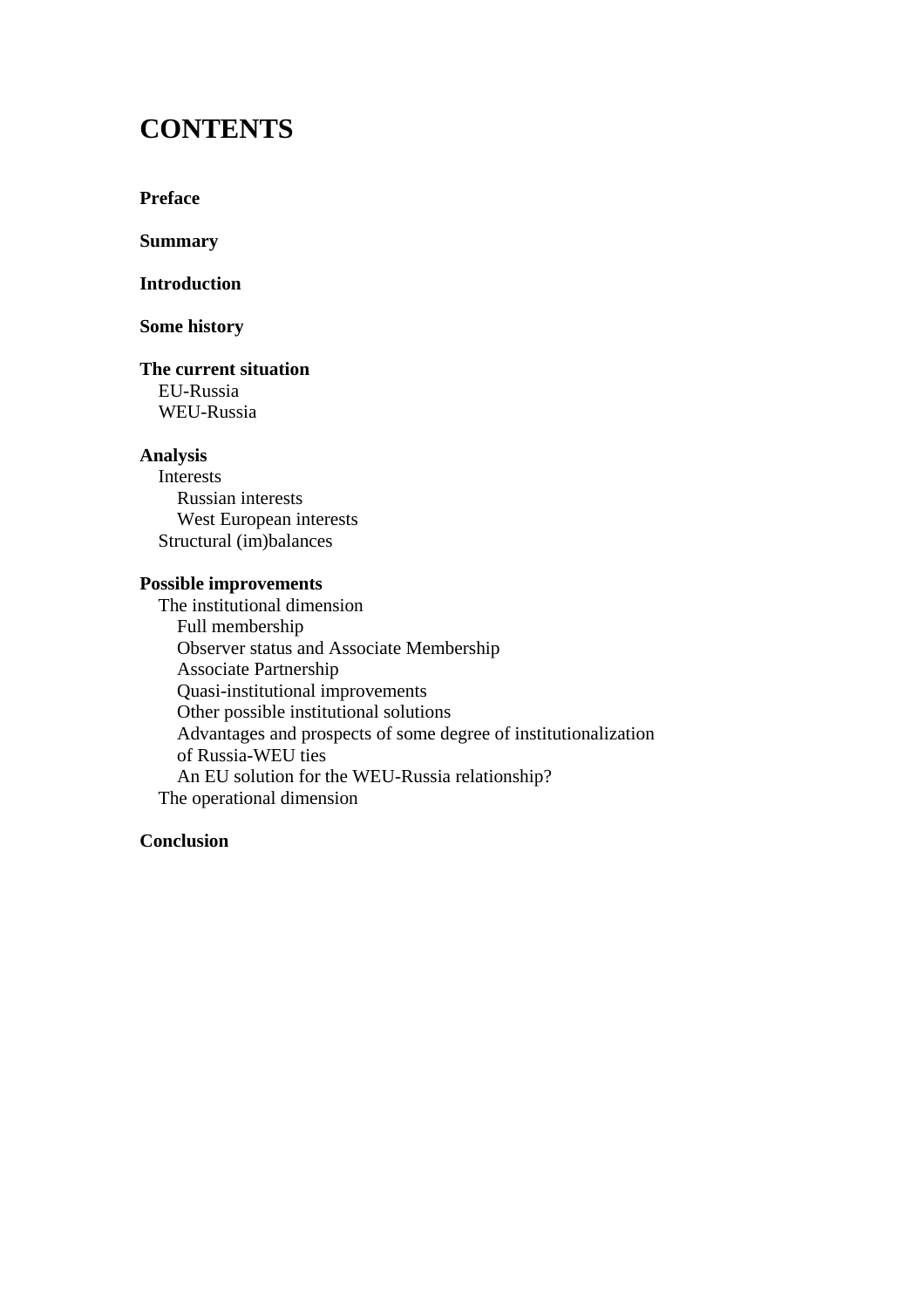# CONTENTS

**Preface**

**Summary**

**Introduction**

**Some history**

**The current situation**
- EU-Russia
- WEU-Russia

**Analysis**
- Interests
  - Russian interests
  - West European interests
- Structural (im)balances

**Possible improvements**
- The institutional dimension
  - Full membership
  - Observer status and Associate Membership
  - Associate Partnership
  - Quasi-institutional improvements
  - Other possible institutional solutions
  - Advantages and prospects of some degree of institutionalization of Russia-WEU ties
  - An EU solution for the WEU-Russia relationship?
- The operational dimension

**Conclusion**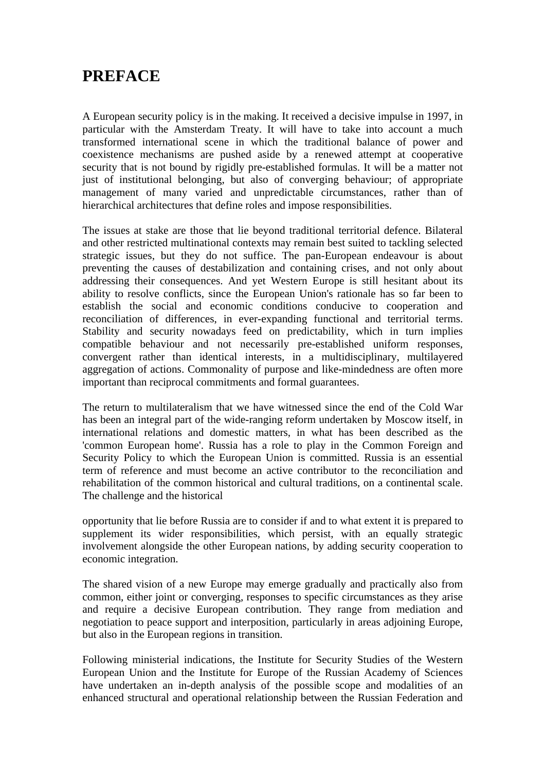# PREFACE

A European security policy is in the making. It received a decisive impulse in 1997, in particular with the Amsterdam Treaty. It will have to take into account a much transformed international scene in which the traditional balance of power and coexistence mechanisms are pushed aside by a renewed attempt at cooperative security that is not bound by rigidly pre-established formulas. It will be a matter not just of institutional belonging, but also of converging behaviour; of appropriate management of many varied and unpredictable circumstances, rather than of hierarchical architectures that define roles and impose responsibilities.

The issues at stake are those that lie beyond traditional territorial defence. Bilateral and other restricted multinational contexts may remain best suited to tackling selected strategic issues, but they do not suffice. The pan-European endeavour is about preventing the causes of destabilization and containing crises, and not only about addressing their consequences. And yet Western Europe is still hesitant about its ability to resolve conflicts, since the European Union's rationale has so far been to establish the social and economic conditions conducive to cooperation and reconciliation of differences, in ever-expanding functional and territorial terms. Stability and security nowadays feed on predictability, which in turn implies compatible behaviour and not necessarily pre-established uniform responses, convergent rather than identical interests, in a multidisciplinary, multilayered aggregation of actions. Commonality of purpose and like-mindedness are often more important than reciprocal commitments and formal guarantees.

The return to multilateralism that we have witnessed since the end of the Cold War has been an integral part of the wide-ranging reform undertaken by Moscow itself, in international relations and domestic matters, in what has been described as the 'common European home'. Russia has a role to play in the Common Foreign and Security Policy to which the European Union is committed. Russia is an essential term of reference and must become an active contributor to the reconciliation and rehabilitation of the common historical and cultural traditions, on a continental scale. The challenge and the historical opportunity that lie before Russia are to consider if and to what extent it is prepared to supplement its wider responsibilities, which persist, with an equally strategic involvement alongside the other European nations, by adding security cooperation to economic integration.

The shared vision of a new Europe may emerge gradually and practically also from common, either joint or converging, responses to specific circumstances as they arise and require a decisive European contribution. They range from mediation and negotiation to peace support and interposition, particularly in areas adjoining Europe, but also in the European regions in transition.

Following ministerial indications, the Institute for Security Studies of the Western European Union and the Institute for Europe of the Russian Academy of Sciences have undertaken an in-depth analysis of the possible scope and modalities of an enhanced structural and operational relationship between the Russian Federation and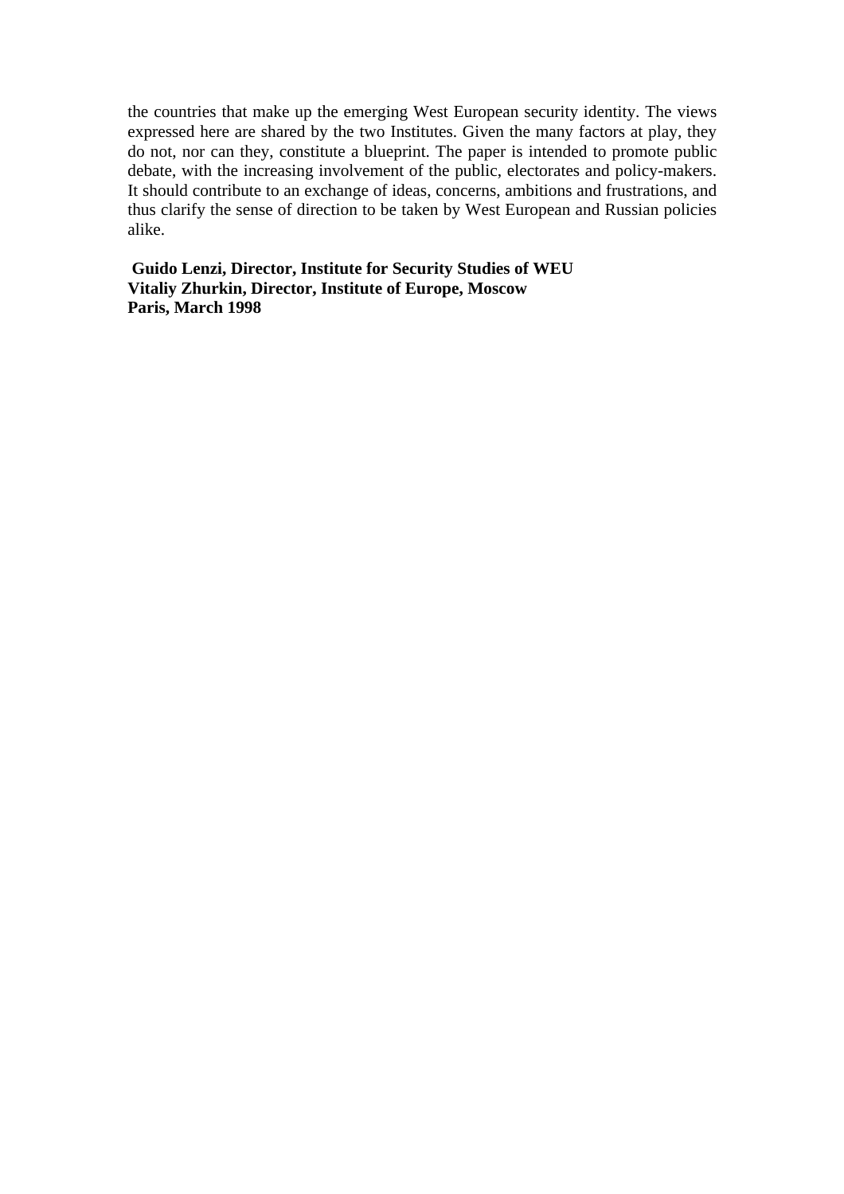the countries that make up the emerging West European security identity. The views expressed here are shared by the two Institutes. Given the many factors at play, they do not, nor can they, constitute a blueprint. The paper is intended to promote public debate, with the increasing involvement of the public, electorates and policy-makers. It should contribute to an exchange of ideas, concerns, ambitions and frustrations, and thus clarify the sense of direction to be taken by West European and Russian policies alike.

**Guido Lenzi, Director, Institute for Security Studies of WEU**
**Vitaliy Zhurkin, Director, Institute of Europe, Moscow**
**Paris, March 1998**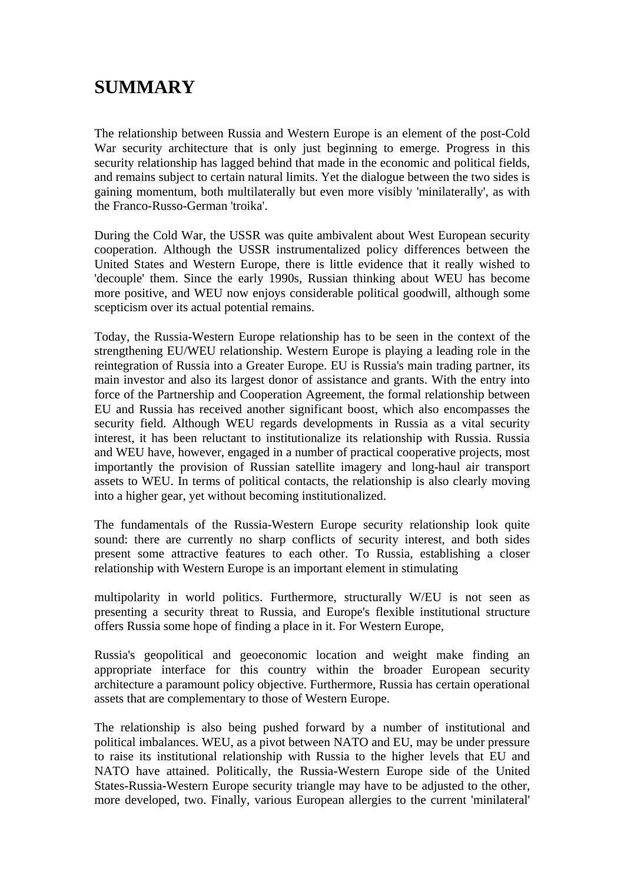# SUMMARY

The relationship between Russia and Western Europe is an element of the post-Cold War security architecture that is only just beginning to emerge. Progress in this security relationship has lagged behind that made in the economic and political fields, and remains subject to certain natural limits. Yet the dialogue between the two sides is gaining momentum, both multilaterally but even more visibly 'minilaterally', as with the Franco-Russo-German 'troika'.

During the Cold War, the USSR was quite ambivalent about West European security cooperation. Although the USSR instrumentalized policy differences between the United States and Western Europe, there is little evidence that it really wished to 'decouple' them. Since the early 1990s, Russian thinking about WEU has become more positive, and WEU now enjoys considerable political goodwill, although some scepticism over its actual potential remains.

Today, the Russia-Western Europe relationship has to be seen in the context of the strengthening EU/WEU relationship. Western Europe is playing a leading role in the reintegration of Russia into a Greater Europe. EU is Russia's main trading partner, its main investor and also its largest donor of assistance and grants. With the entry into force of the Partnership and Cooperation Agreement, the formal relationship between EU and Russia has received another significant boost, which also encompasses the security field. Although WEU regards developments in Russia as a vital security interest, it has been reluctant to institutionalize its relationship with Russia. Russia and WEU have, however, engaged in a number of practical cooperative projects, most importantly the provision of Russian satellite imagery and long-haul air transport assets to WEU. In terms of political contacts, the relationship is also clearly moving into a higher gear, yet without becoming institutionalized.

The fundamentals of the Russia-Western Europe security relationship look quite sound: there are currently no sharp conflicts of security interest, and both sides present some attractive features to each other. To Russia, establishing a closer relationship with Western Europe is an important element in stimulating multipolarity in world politics. Furthermore, structurally W/EU is not seen as presenting a security threat to Russia, and Europe's flexible institutional structure offers Russia some hope of finding a place in it. For Western Europe, Russia's geopolitical and geoeconomic location and weight make finding an appropriate interface for this country within the broader European security architecture a paramount policy objective. Furthermore, Russia has certain operational assets that are complementary to those of Western Europe.

The relationship is also being pushed forward by a number of institutional and political imbalances. WEU, as a pivot between NATO and EU, may be under pressure to raise its institutional relationship with Russia to the higher levels that EU and NATO have attained. Politically, the Russia-Western Europe side of the United States-Russia-Western Europe security triangle may have to be adjusted to the other, more developed, two. Finally, various European allergies to the current 'minilateral'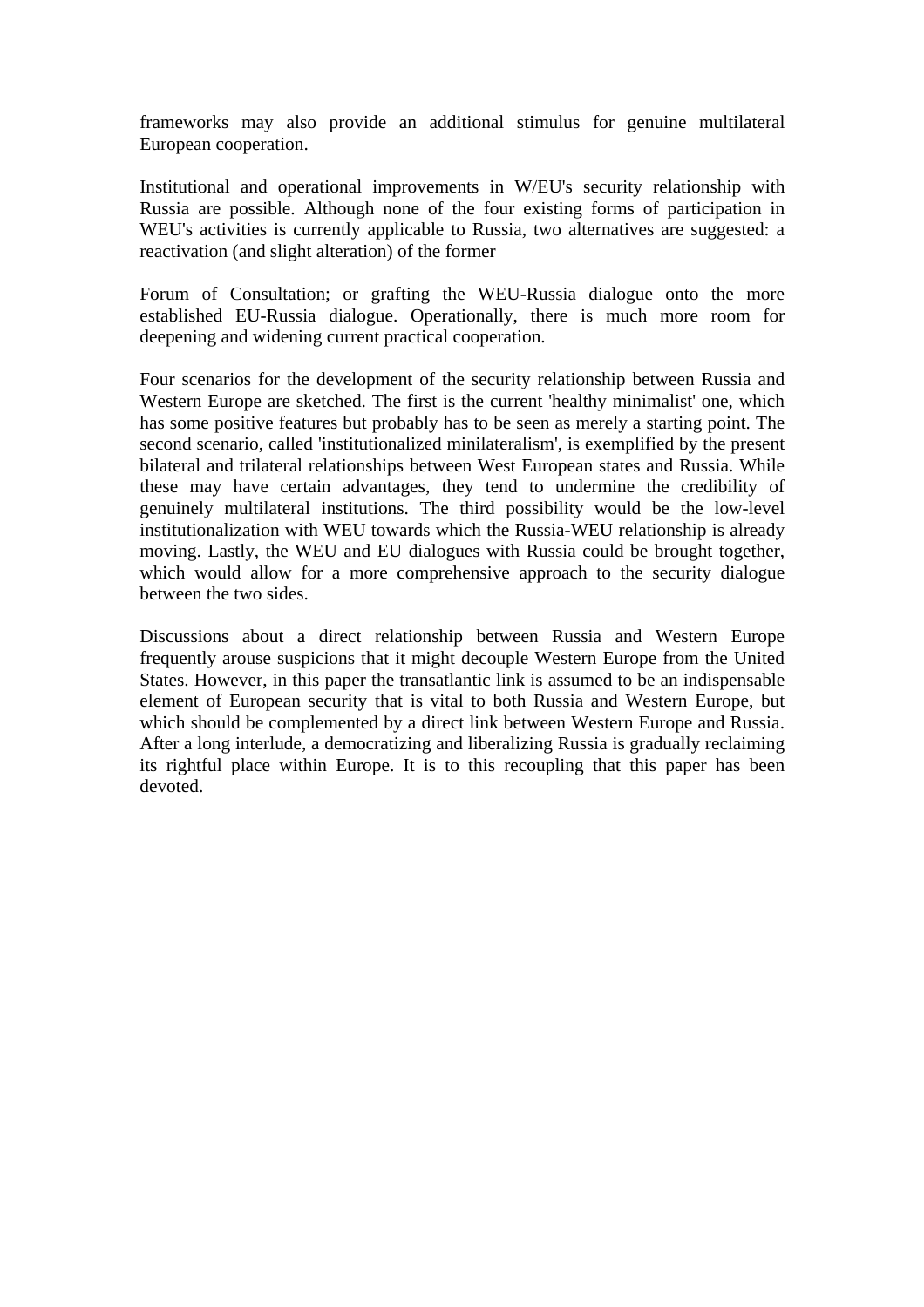frameworks may also provide an additional stimulus for genuine multilateral European cooperation.

Institutional and operational improvements in W/EU's security relationship with Russia are possible. Although none of the four existing forms of participation in WEU's activities is currently applicable to Russia, two alternatives are suggested: a reactivation (and slight alteration) of the former

Forum of Consultation; or grafting the WEU-Russia dialogue onto the more established EU-Russia dialogue. Operationally, there is much more room for deepening and widening current practical cooperation.

Four scenarios for the development of the security relationship between Russia and Western Europe are sketched. The first is the current 'healthy minimalist' one, which has some positive features but probably has to be seen as merely a starting point. The second scenario, called 'institutionalized minilateralism', is exemplified by the present bilateral and trilateral relationships between West European states and Russia. While these may have certain advantages, they tend to undermine the credibility of genuinely multilateral institutions. The third possibility would be the low-level institutionalization with WEU towards which the Russia-WEU relationship is already moving. Lastly, the WEU and EU dialogues with Russia could be brought together, which would allow for a more comprehensive approach to the security dialogue between the two sides.

Discussions about a direct relationship between Russia and Western Europe frequently arouse suspicions that it might decouple Western Europe from the United States. However, in this paper the transatlantic link is assumed to be an indispensable element of European security that is vital to both Russia and Western Europe, but which should be complemented by a direct link between Western Europe and Russia. After a long interlude, a democratizing and liberalizing Russia is gradually reclaiming its rightful place within Europe. It is to this recoupling that this paper has been devoted.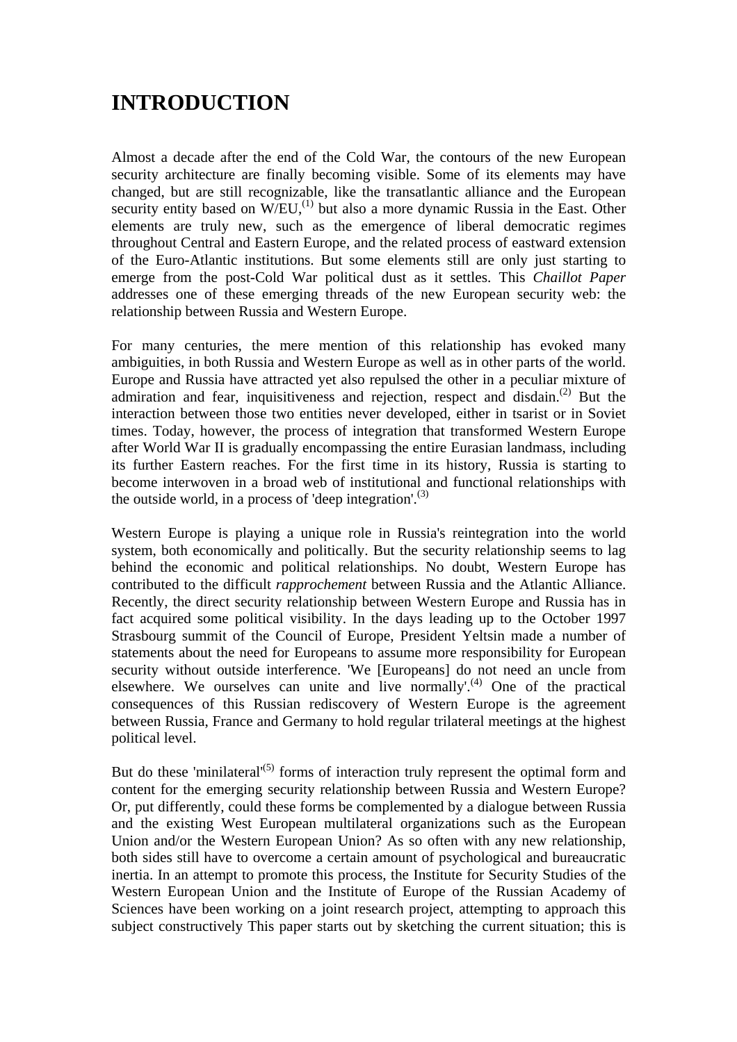# INTRODUCTION

Almost a decade after the end of the Cold War, the contours of the new European security architecture are finally becoming visible. Some of its elements may have changed, but are still recognizable, like the transatlantic alliance and the European security entity based on W/EU,[(1)] but also a more dynamic Russia in the East. Other elements are truly new, such as the emergence of liberal democratic regimes throughout Central and Eastern Europe, and the related process of eastward extension of the Euro-Atlantic institutions. But some elements still are only just starting to emerge from the post-Cold War political dust as it settles. This *Chaillot Paper* addresses one of these emerging threads of the new European security web: the relationship between Russia and Western Europe.

For many centuries, the mere mention of this relationship has evoked many ambiguities, in both Russia and Western Europe as well as in other parts of the world. Europe and Russia have attracted yet also repulsed the other in a peculiar mixture of admiration and fear, inquisitiveness and rejection, respect and disdain.[(2)] But the interaction between those two entities never developed, either in tsarist or in Soviet times. Today, however, the process of integration that transformed Western Europe after World War II is gradually encompassing the entire Eurasian landmass, including its further Eastern reaches. For the first time in its history, Russia is starting to become interwoven in a broad web of institutional and functional relationships with the outside world, in a process of 'deep integration'.[(3)]

Western Europe is playing a unique role in Russia's reintegration into the world system, both economically and politically. But the security relationship seems to lag behind the economic and political relationships. No doubt, Western Europe has contributed to the difficult *rapprochement* between Russia and the Atlantic Alliance. Recently, the direct security relationship between Western Europe and Russia has in fact acquired some political visibility. In the days leading up to the October 1997 Strasbourg summit of the Council of Europe, President Yeltsin made a number of statements about the need for Europeans to assume more responsibility for European security without outside interference. 'We [Europeans] do not need an uncle from elsewhere. We ourselves can unite and live normally'.[(4)] One of the practical consequences of this Russian rediscovery of Western Europe is the agreement between Russia, France and Germany to hold regular trilateral meetings at the highest political level.

But do these 'minilateral'[(5)] forms of interaction truly represent the optimal form and content for the emerging security relationship between Russia and Western Europe? Or, put differently, could these forms be complemented by a dialogue between Russia and the existing West European multilateral organizations such as the European Union and/or the Western European Union? As so often with any new relationship, both sides still have to overcome a certain amount of psychological and bureaucratic inertia. In an attempt to promote this process, the Institute for Security Studies of the Western European Union and the Institute of Europe of the Russian Academy of Sciences have been working on a joint research project, attempting to approach this subject constructively This paper starts out by sketching the current situation; this is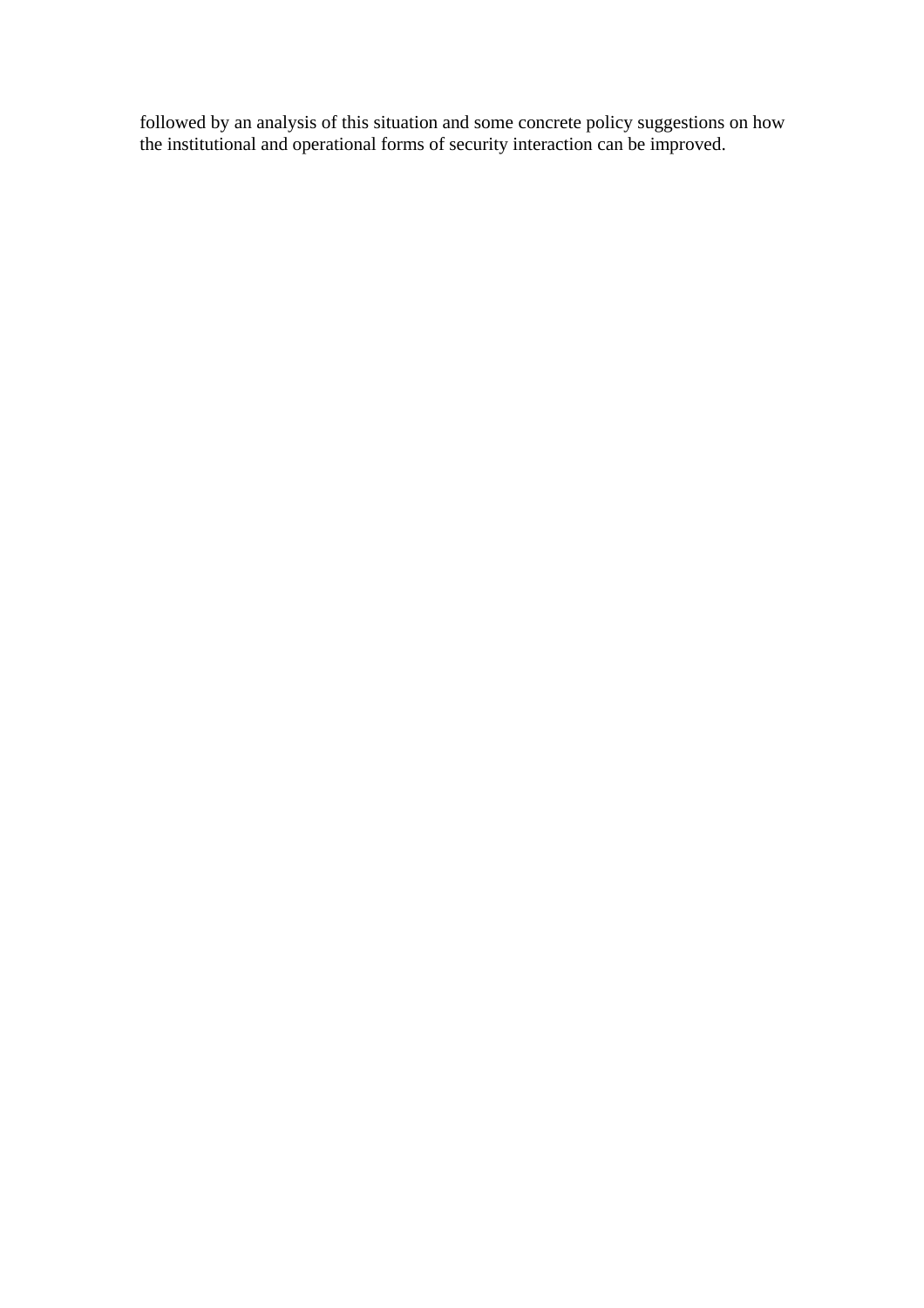followed by an analysis of this situation and some concrete policy suggestions on how the institutional and operational forms of security interaction can be improved.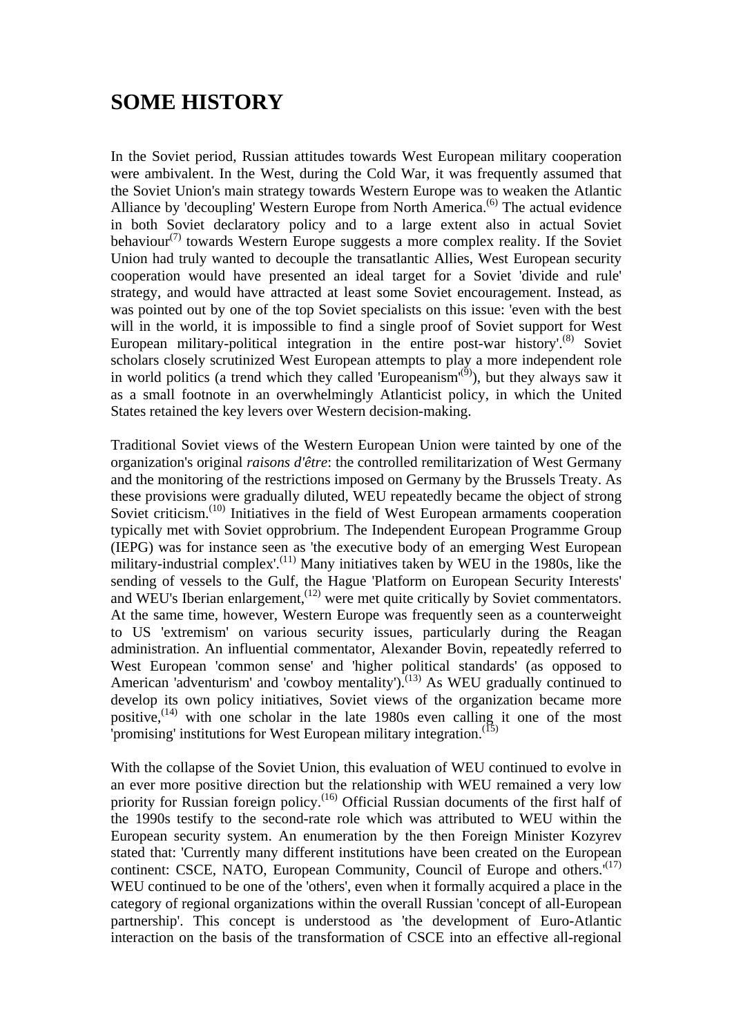# SOME HISTORY

In the Soviet period, Russian attitudes towards West European military cooperation were ambivalent. In the West, during the Cold War, it was frequently assumed that the Soviet Union's main strategy towards Western Europe was to weaken the Atlantic Alliance by 'decoupling' Western Europe from North America.[6] The actual evidence in both Soviet declaratory policy and to a large extent also in actual Soviet behaviour[7] towards Western Europe suggests a more complex reality. If the Soviet Union had truly wanted to decouple the transatlantic Allies, West European security cooperation would have presented an ideal target for a Soviet 'divide and rule' strategy, and would have attracted at least some Soviet encouragement. Instead, as was pointed out by one of the top Soviet specialists on this issue: 'even with the best will in the world, it is impossible to find a single proof of Soviet support for West European military-political integration in the entire post-war history'.[8] Soviet scholars closely scrutinized West European attempts to play a more independent role in world politics (a trend which they called 'Europeanism'[9]), but they always saw it as a small footnote in an overwhelmingly Atlanticist policy, in which the United States retained the key levers over Western decision-making.

Traditional Soviet views of the Western European Union were tainted by one of the organization's original *raisons d'être*: the controlled remilitarization of West Germany and the monitoring of the restrictions imposed on Germany by the Brussels Treaty. As these provisions were gradually diluted, WEU repeatedly became the object of strong Soviet criticism.[10] Initiatives in the field of West European armaments cooperation typically met with Soviet opprobrium. The Independent European Programme Group (IEPG) was for instance seen as 'the executive body of an emerging West European military-industrial complex'.[11] Many initiatives taken by WEU in the 1980s, like the sending of vessels to the Gulf, the Hague 'Platform on European Security Interests' and WEU's Iberian enlargement,[12] were met quite critically by Soviet commentators. At the same time, however, Western Europe was frequently seen as a counterweight to US 'extremism' on various security issues, particularly during the Reagan administration. An influential commentator, Alexander Bovin, repeatedly referred to West European 'common sense' and 'higher political standards' (as opposed to American 'adventurism' and 'cowboy mentality').[13] As WEU gradually continued to develop its own policy initiatives, Soviet views of the organization became more positive,[14] with one scholar in the late 1980s even calling it one of the most 'promising' institutions for West European military integration.[15]

With the collapse of the Soviet Union, this evaluation of WEU continued to evolve in an ever more positive direction but the relationship with WEU remained a very low priority for Russian foreign policy.[16] Official Russian documents of the first half of the 1990s testify to the second-rate role which was attributed to WEU within the European security system. An enumeration by the then Foreign Minister Kozyrev stated that: 'Currently many different institutions have been created on the European continent: CSCE, NATO, European Community, Council of Europe and others.'[17] WEU continued to be one of the 'others', even when it formally acquired a place in the category of regional organizations within the overall Russian 'concept of all-European partnership'. This concept is understood as 'the development of Euro-Atlantic interaction on the basis of the transformation of CSCE into an effective all-regional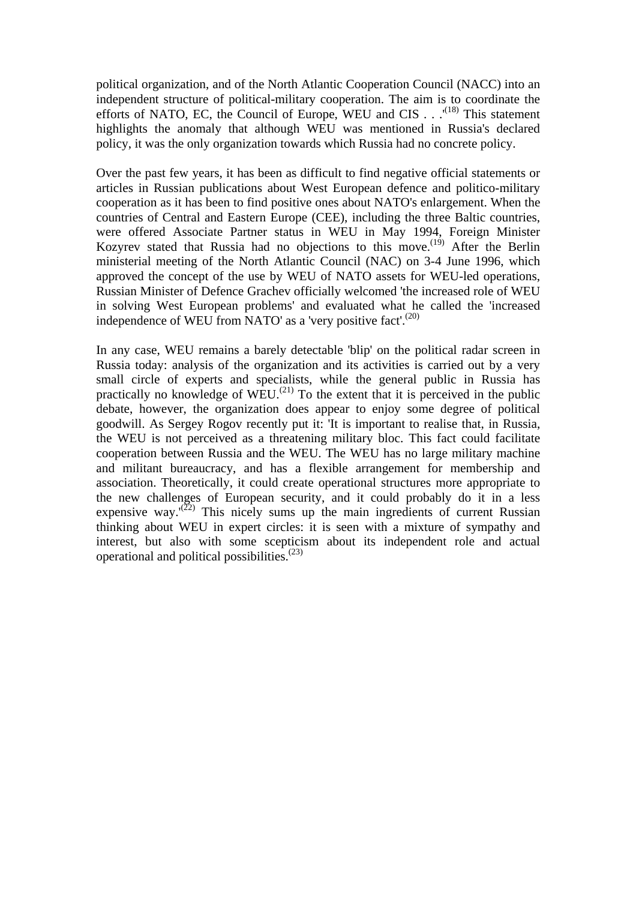political organization, and of the North Atlantic Cooperation Council (NACC) into an independent structure of political-military cooperation. The aim is to coordinate the efforts of NATO, EC, the Council of Europe, WEU and CIS . . .'[18] This statement highlights the anomaly that although WEU was mentioned in Russia's declared policy, it was the only organization towards which Russia had no concrete policy.

Over the past few years, it has been as difficult to find negative official statements or articles in Russian publications about West European defence and politico-military cooperation as it has been to find positive ones about NATO's enlargement. When the countries of Central and Eastern Europe (CEE), including the three Baltic countries, were offered Associate Partner status in WEU in May 1994, Foreign Minister Kozyrev stated that Russia had no objections to this move.[19] After the Berlin ministerial meeting of the North Atlantic Council (NAC) on 3-4 June 1996, which approved the concept of the use by WEU of NATO assets for WEU-led operations, Russian Minister of Defence Grachev officially welcomed 'the increased role of WEU in solving West European problems' and evaluated what he called the 'increased independence of WEU from NATO' as a 'very positive fact'.[20]

In any case, WEU remains a barely detectable 'blip' on the political radar screen in Russia today: analysis of the organization and its activities is carried out by a very small circle of experts and specialists, while the general public in Russia has practically no knowledge of WEU.[21] To the extent that it is perceived in the public debate, however, the organization does appear to enjoy some degree of political goodwill. As Sergey Rogov recently put it: 'It is important to realise that, in Russia, the WEU is not perceived as a threatening military bloc. This fact could facilitate cooperation between Russia and the WEU. The WEU has no large military machine and militant bureaucracy, and has a flexible arrangement for membership and association. Theoretically, it could create operational structures more appropriate to the new challenges of European security, and it could probably do it in a less expensive way.'[22] This nicely sums up the main ingredients of current Russian thinking about WEU in expert circles: it is seen with a mixture of sympathy and interest, but also with some scepticism about its independent role and actual operational and political possibilities.[23]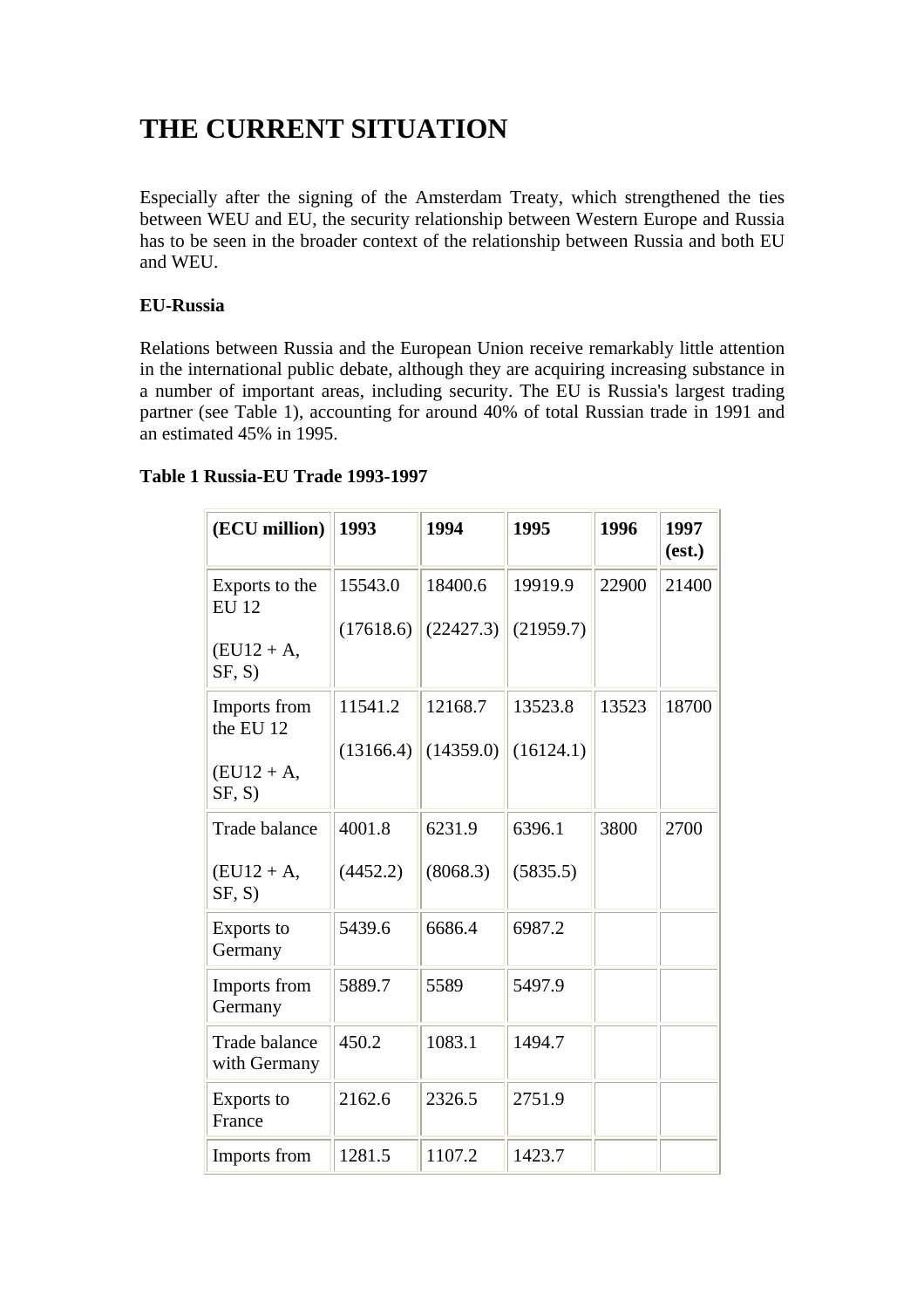# THE CURRENT SITUATION

Especially after the signing of the Amsterdam Treaty, which strengthened the ties between WEU and EU, the security relationship between Western Europe and Russia has to be seen in the broader context of the relationship between Russia and both EU and WEU.

**EU-Russia**

Relations between Russia and the European Union receive remarkably little attention in the international public debate, although they are acquiring increasing substance in a number of important areas, including security. The EU is Russia's largest trading partner (see Table 1), accounting for around 40% of total Russian trade in 1991 and an estimated 45% in 1995.

**Table 1 Russia-EU Trade 1993-1997**

| (ECU million) | 1993 | 1994 | 1995 | 1996 | 1997 (est.) |
|---|---|---|---|---|---|
| Exports to the EU 12 (EU12 + A, SF, S) | 15543.0 (17618.6) | 18400.6 (22427.3) | 19919.9 (21959.7) | 22900 | 21400 |
| Imports from the EU 12 (EU12 + A, SF, S) | 11541.2 (13166.4) | 12168.7 (14359.0) | 13523.8 (16124.1) | 13523 | 18700 |
| Trade balance (EU12 + A, SF, S) | 4001.8 (4452.2) | 6231.9 (8068.3) | 6396.1 (5835.5) | 3800 | 2700 |
| Exports to Germany | 5439.6 | 6686.4 | 6987.2 | | |
| Imports from Germany | 5889.7 | 5589 | 5497.9 | | |
| Trade balance with Germany | 450.2 | 1083.1 | 1494.7 | | |
| Exports to France | 2162.6 | 2326.5 | 2751.9 | | |
| Imports from | 1281.5 | 1107.2 | 1423.7 | | |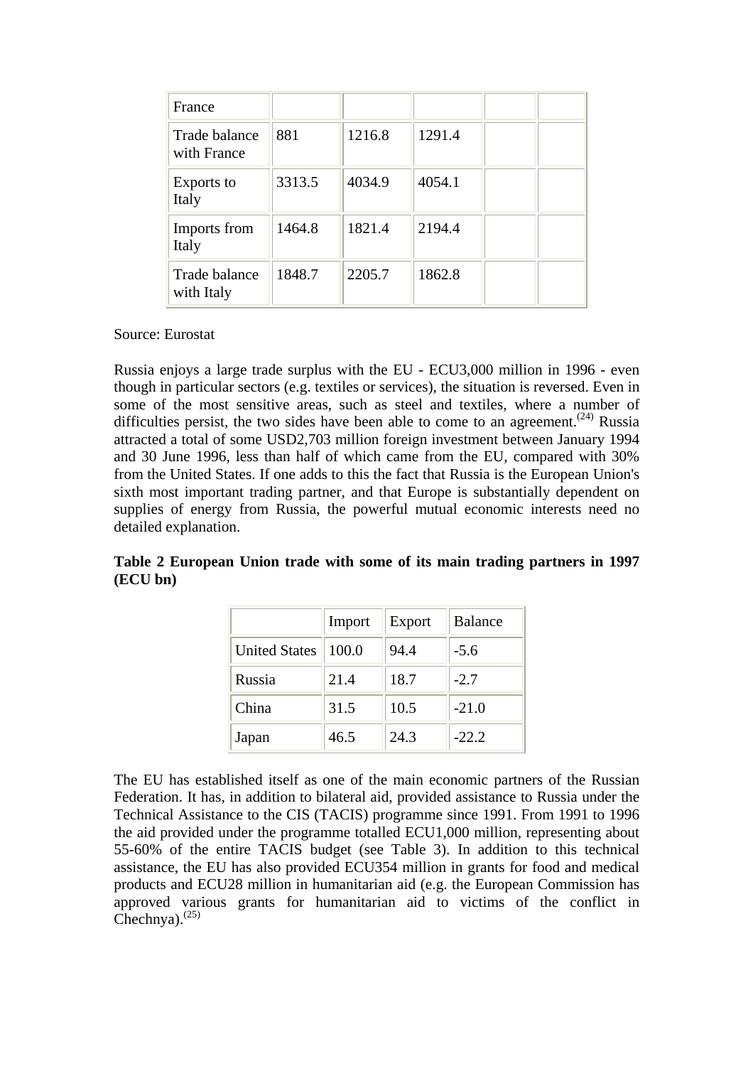| France | | | | | |
|---|---|---|---|---|---|
| Trade balance with France | 881 | 1216.8 | 1291.4 | | |
| Exports to Italy | 3313.5 | 4034.9 | 4054.1 | | |
| Imports from Italy | 1464.8 | 1821.4 | 2194.4 | | |
| Trade balance with Italy | 1848.7 | 2205.7 | 1862.8 | | |

Source: Eurostat

Russia enjoys a large trade surplus with the EU - ECU3,000 million in 1996 - even though in particular sectors (e.g. textiles or services), the situation is reversed. Even in some of the most sensitive areas, such as steel and textiles, where a number of difficulties persist, the two sides have been able to come to an agreement.[(24)] Russia attracted a total of some USD2,703 million foreign investment between January 1994 and 30 June 1996, less than half of which came from the EU, compared with 30% from the United States. If one adds to this the fact that Russia is the European Union's sixth most important trading partner, and that Europe is substantially dependent on supplies of energy from Russia, the powerful mutual economic interests need no detailed explanation.

**Table 2 European Union trade with some of its main trading partners in 1997 (ECU bn)**

| | Import | Export | Balance |
|---|---|---|---|
| United States | 100.0 | 94.4 | -5.6 |
| Russia | 21.4 | 18.7 | -2.7 |
| China | 31.5 | 10.5 | -21.0 |
| Japan | 46.5 | 24.3 | -22.2 |

The EU has established itself as one of the main economic partners of the Russian Federation. It has, in addition to bilateral aid, provided assistance to Russia under the Technical Assistance to the CIS (TACIS) programme since 1991. From 1991 to 1996 the aid provided under the programme totalled ECU1,000 million, representing about 55-60% of the entire TACIS budget (see Table 3). In addition to this technical assistance, the EU has also provided ECU354 million in grants for food and medical products and ECU28 million in humanitarian aid (e.g. the European Commission has approved various grants for humanitarian aid to victims of the conflict in Chechnya).[(25)]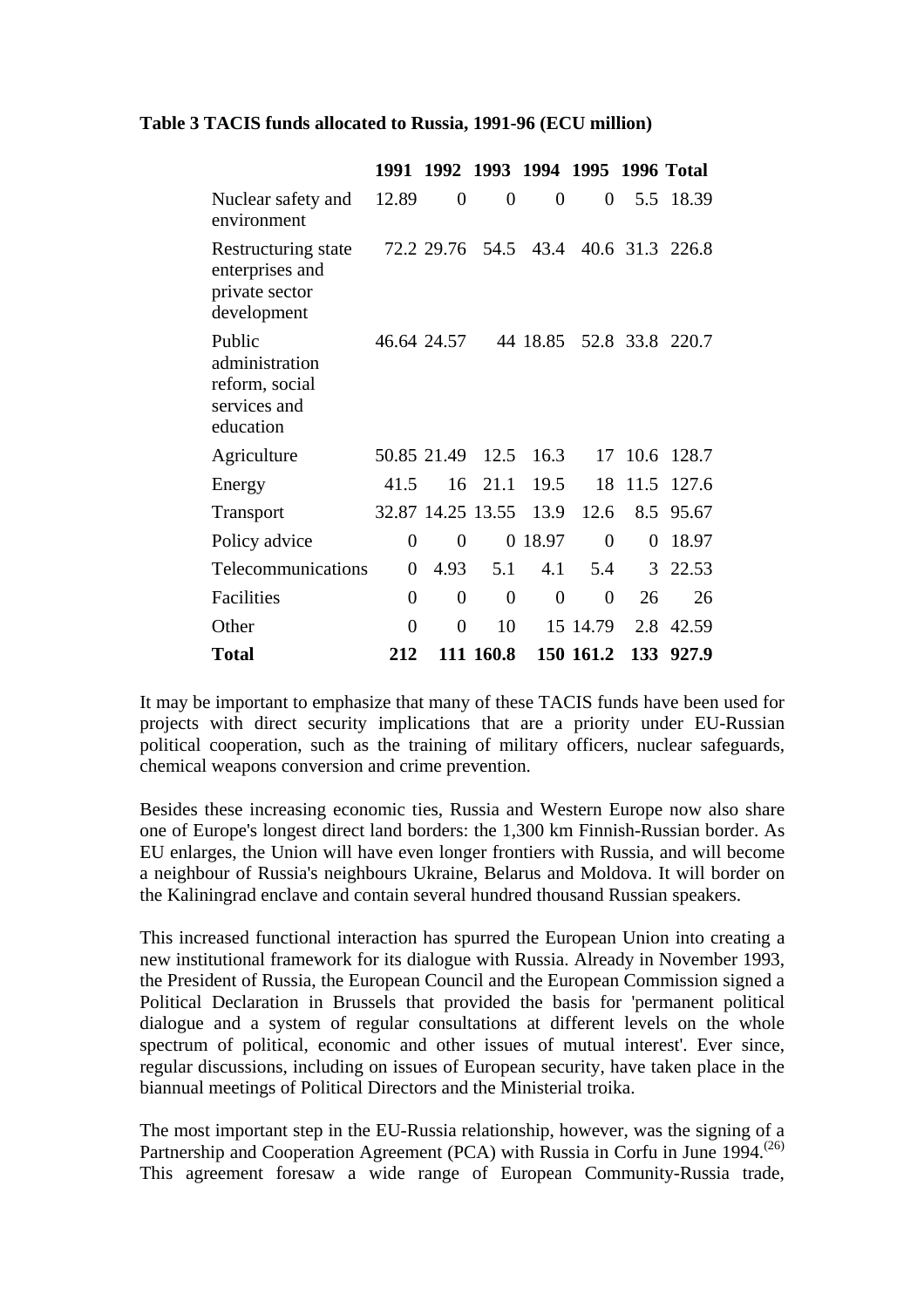**Table 3 TACIS funds allocated to Russia, 1991-96 (ECU million)**

| | 1991 | 1992 | 1993 | 1994 | 1995 | 1996 | Total |
|---|---|---|---|---|---|---|---|
| Nuclear safety and environment | 12.89 | 0 | 0 | 0 | 0 | 5.5 | 18.39 |
| Restructuring state enterprises and private sector development | 72.2 | 29.76 | 54.5 | 43.4 | 40.6 | 31.3 | 226.8 |
| Public administration reform, social services and education | 46.64 | 24.57 | 44 | 18.85 | 52.8 | 33.8 | 220.7 |
| Agriculture | 50.85 | 21.49 | 12.5 | 16.3 | 17 | 10.6 | 128.7 |
| Energy | 41.5 | 16 | 21.1 | 19.5 | 18 | 11.5 | 127.6 |
| Transport | 32.87 | 14.25 | 13.55 | 13.9 | 12.6 | 8.5 | 95.67 |
| Policy advice | 0 | 0 | 0 | 18.97 | 0 | 0 | 18.97 |
| Telecommunications | 0 | 4.93 | 5.1 | 4.1 | 5.4 | 3 | 22.53 |
| Facilities | 0 | 0 | 0 | 0 | 0 | 26 | 26 |
| Other | 0 | 0 | 10 | 15 | 14.79 | 2.8 | 42.59 |
| **Total** | **212** | **111** | **160.8** | **150** | **161.2** | **133** | **927.9** |

It may be important to emphasize that many of these TACIS funds have been used for projects with direct security implications that are a priority under EU-Russian political cooperation, such as the training of military officers, nuclear safeguards, chemical weapons conversion and crime prevention.

Besides these increasing economic ties, Russia and Western Europe now also share one of Europe's longest direct land borders: the 1,300 km Finnish-Russian border. As EU enlarges, the Union will have even longer frontiers with Russia, and will become a neighbour of Russia's neighbours Ukraine, Belarus and Moldova. It will border on the Kaliningrad enclave and contain several hundred thousand Russian speakers.

This increased functional interaction has spurred the European Union into creating a new institutional framework for its dialogue with Russia. Already in November 1993, the President of Russia, the European Council and the European Commission signed a Political Declaration in Brussels that provided the basis for 'permanent political dialogue and a system of regular consultations at different levels on the whole spectrum of political, economic and other issues of mutual interest'. Ever since, regular discussions, including on issues of European security, have taken place in the biannual meetings of Political Directors and the Ministerial troika.

The most important step in the EU-Russia relationship, however, was the signing of a Partnership and Cooperation Agreement (PCA) with Russia in Corfu in June 1994.(26) This agreement foresaw a wide range of European Community-Russia trade,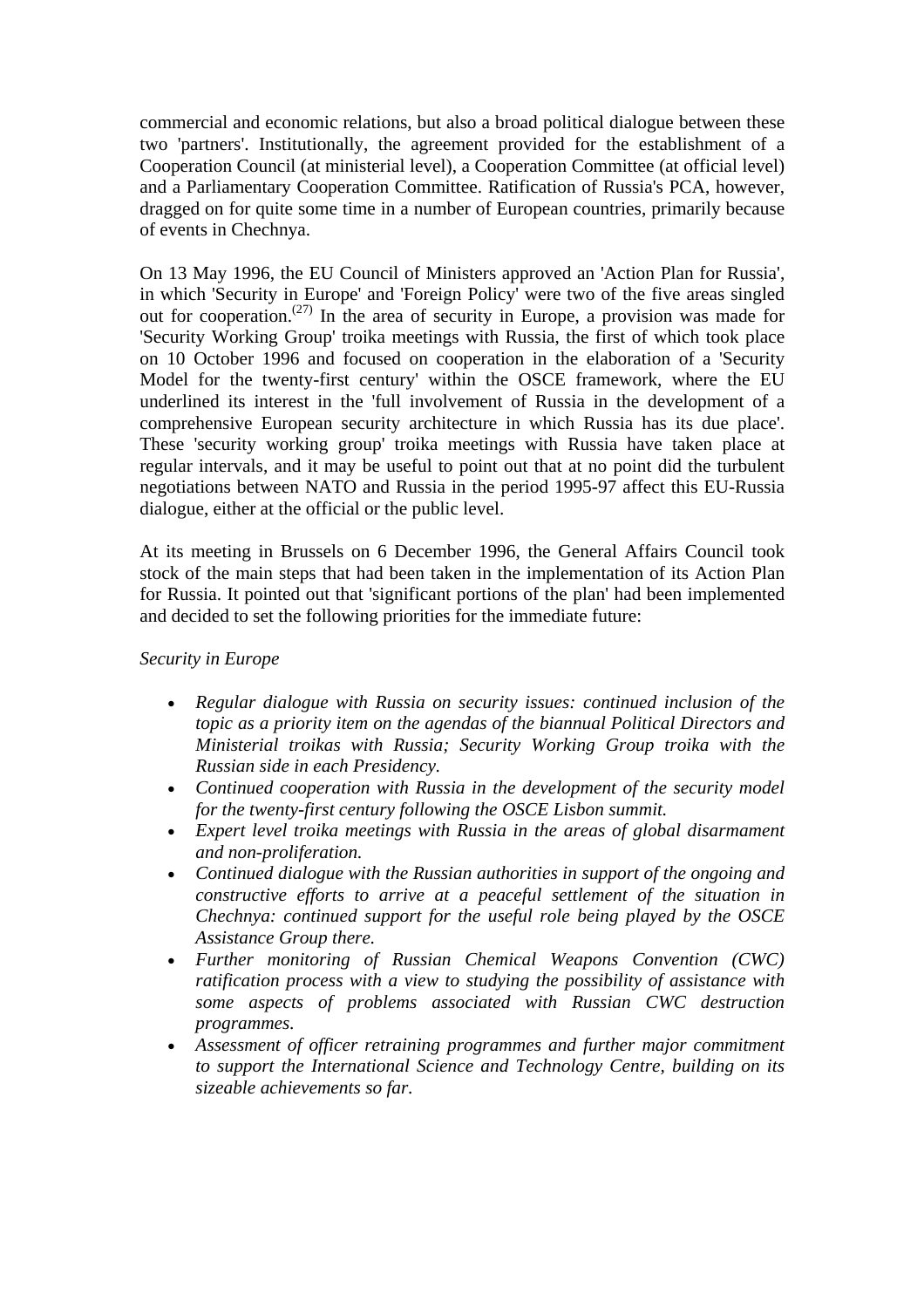commercial and economic relations, but also a broad political dialogue between these two 'partners'. Institutionally, the agreement provided for the establishment of a Cooperation Council (at ministerial level), a Cooperation Committee (at official level) and a Parliamentary Cooperation Committee. Ratification of Russia's PCA, however, dragged on for quite some time in a number of European countries, primarily because of events in Chechnya.

On 13 May 1996, the EU Council of Ministers approved an 'Action Plan for Russia', in which 'Security in Europe' and 'Foreign Policy' were two of the five areas singled out for cooperation.[27] In the area of security in Europe, a provision was made for 'Security Working Group' troika meetings with Russia, the first of which took place on 10 October 1996 and focused on cooperation in the elaboration of a 'Security Model for the twenty-first century' within the OSCE framework, where the EU underlined its interest in the 'full involvement of Russia in the development of a comprehensive European security architecture in which Russia has its due place'. These 'security working group' troika meetings with Russia have taken place at regular intervals, and it may be useful to point out that at no point did the turbulent negotiations between NATO and Russia in the period 1995-97 affect this EU-Russia dialogue, either at the official or the public level.

At its meeting in Brussels on 6 December 1996, the General Affairs Council took stock of the main steps that had been taken in the implementation of its Action Plan for Russia. It pointed out that 'significant portions of the plan' had been implemented and decided to set the following priorities for the immediate future:

*Security in Europe*

- *Regular dialogue with Russia on security issues: continued inclusion of the topic as a priority item on the agendas of the biannual Political Directors and Ministerial troikas with Russia; Security Working Group troika with the Russian side in each Presidency.*
- *Continued cooperation with Russia in the development of the security model for the twenty-first century following the OSCE Lisbon summit.*
- *Expert level troika meetings with Russia in the areas of global disarmament and non-proliferation.*
- *Continued dialogue with the Russian authorities in support of the ongoing and constructive efforts to arrive at a peaceful settlement of the situation in Chechnya: continued support for the useful role being played by the OSCE Assistance Group there.*
- *Further monitoring of Russian Chemical Weapons Convention (CWC) ratification process with a view to studying the possibility of assistance with some aspects of problems associated with Russian CWC destruction programmes.*
- *Assessment of officer retraining programmes and further major commitment to support the International Science and Technology Centre, building on its sizeable achievements so far.*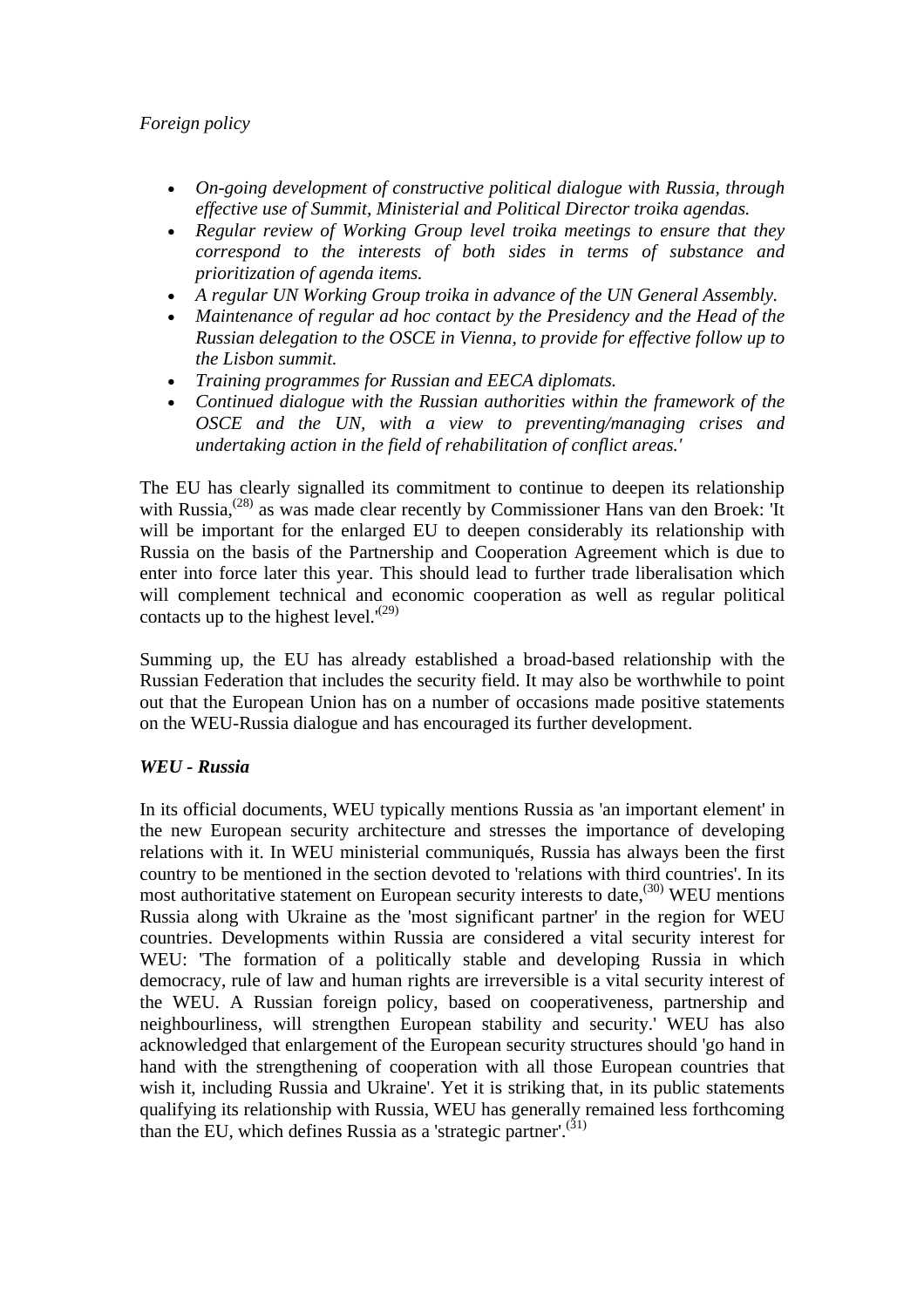*Foreign policy*

- *On-going development of constructive political dialogue with Russia, through effective use of Summit, Ministerial and Political Director troika agendas.*
- *Regular review of Working Group level troika meetings to ensure that they correspond to the interests of both sides in terms of substance and prioritization of agenda items.*
- *A regular UN Working Group troika in advance of the UN General Assembly.*
- *Maintenance of regular ad hoc contact by the Presidency and the Head of the Russian delegation to the OSCE in Vienna, to provide for effective follow up to the Lisbon summit.*
- *Training programmes for Russian and EECA diplomats.*
- *Continued dialogue with the Russian authorities within the framework of the OSCE and the UN, with a view to preventing/managing crises and undertaking action in the field of rehabilitation of conflict areas.'*

The EU has clearly signalled its commitment to continue to deepen its relationship with Russia,[(28)] as was made clear recently by Commissioner Hans van den Broek: 'It will be important for the enlarged EU to deepen considerably its relationship with Russia on the basis of the Partnership and Cooperation Agreement which is due to enter into force later this year. This should lead to further trade liberalisation which will complement technical and economic cooperation as well as regular political contacts up to the highest level.'[(29)]

Summing up, the EU has already established a broad-based relationship with the Russian Federation that includes the security field. It may also be worthwhile to point out that the European Union has on a number of occasions made positive statements on the WEU-Russia dialogue and has encouraged its further development.

***WEU - Russia***

In its official documents, WEU typically mentions Russia as 'an important element' in the new European security architecture and stresses the importance of developing relations with it. In WEU ministerial communiqués, Russia has always been the first country to be mentioned in the section devoted to 'relations with third countries'. In its most authoritative statement on European security interests to date,[(30)] WEU mentions Russia along with Ukraine as the 'most significant partner' in the region for WEU countries. Developments within Russia are considered a vital security interest for WEU: 'The formation of a politically stable and developing Russia in which democracy, rule of law and human rights are irreversible is a vital security interest of the WEU. A Russian foreign policy, based on cooperativeness, partnership and neighbourliness, will strengthen European stability and security.' WEU has also acknowledged that enlargement of the European security structures should 'go hand in hand with the strengthening of cooperation with all those European countries that wish it, including Russia and Ukraine'. Yet it is striking that, in its public statements qualifying its relationship with Russia, WEU has generally remained less forthcoming than the EU, which defines Russia as a 'strategic partner'.[(31)]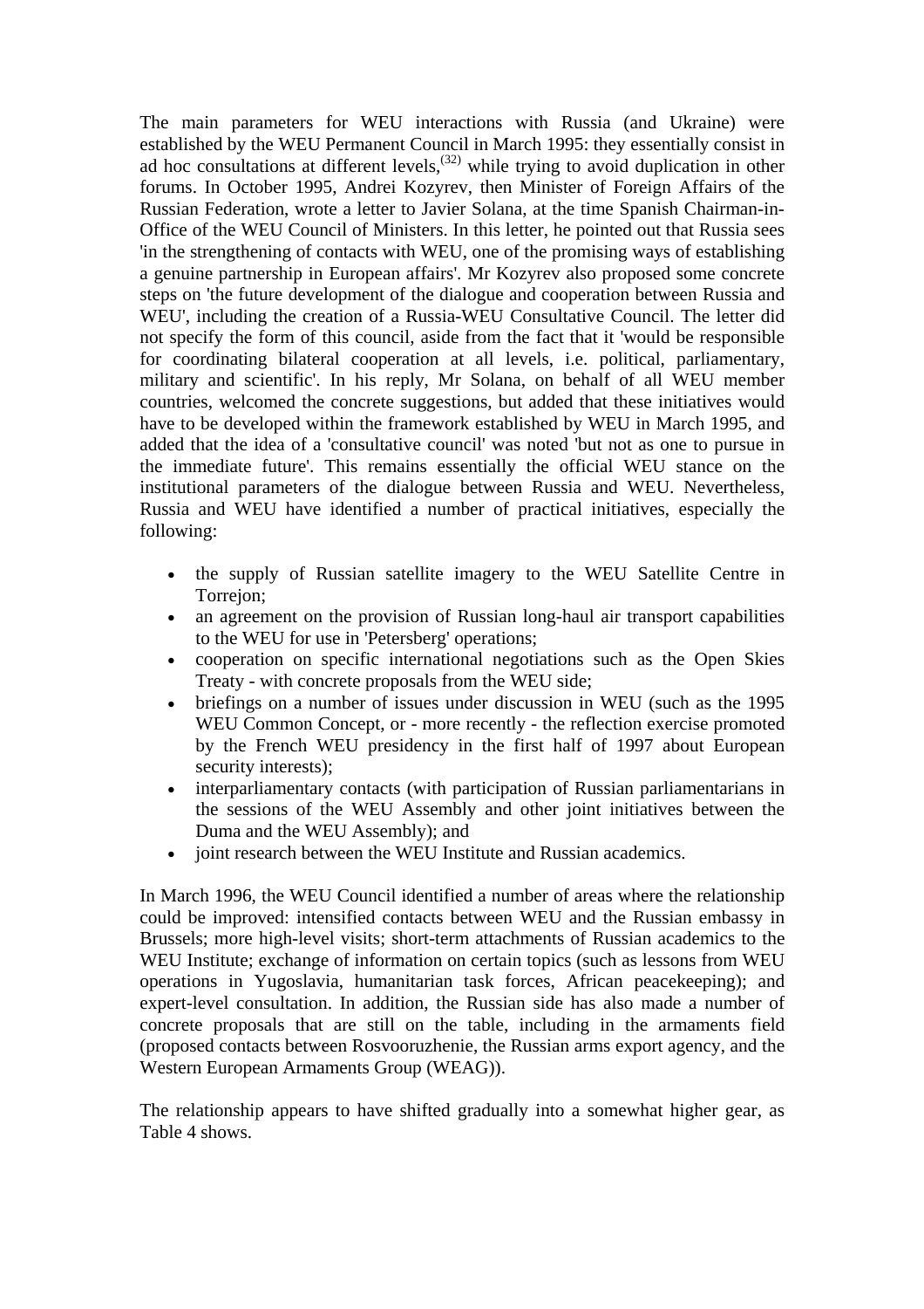The main parameters for WEU interactions with Russia (and Ukraine) were established by the WEU Permanent Council in March 1995: they essentially consist in ad hoc consultations at different levels,[32] while trying to avoid duplication in other forums. In October 1995, Andrei Kozyrev, then Minister of Foreign Affairs of the Russian Federation, wrote a letter to Javier Solana, at the time Spanish Chairman-in-Office of the WEU Council of Ministers. In this letter, he pointed out that Russia sees 'in the strengthening of contacts with WEU, one of the promising ways of establishing a genuine partnership in European affairs'. Mr Kozyrev also proposed some concrete steps on 'the future development of the dialogue and cooperation between Russia and WEU', including the creation of a Russia-WEU Consultative Council. The letter did not specify the form of this council, aside from the fact that it 'would be responsible for coordinating bilateral cooperation at all levels, i.e. political, parliamentary, military and scientific'. In his reply, Mr Solana, on behalf of all WEU member countries, welcomed the concrete suggestions, but added that these initiatives would have to be developed within the framework established by WEU in March 1995, and added that the idea of a 'consultative council' was noted 'but not as one to pursue in the immediate future'. This remains essentially the official WEU stance on the institutional parameters of the dialogue between Russia and WEU. Nevertheless, Russia and WEU have identified a number of practical initiatives, especially the following:

- the supply of Russian satellite imagery to the WEU Satellite Centre in Torrejon;
- an agreement on the provision of Russian long-haul air transport capabilities to the WEU for use in 'Petersberg' operations;
- cooperation on specific international negotiations such as the Open Skies Treaty - with concrete proposals from the WEU side;
- briefings on a number of issues under discussion in WEU (such as the 1995 WEU Common Concept, or - more recently - the reflection exercise promoted by the French WEU presidency in the first half of 1997 about European security interests);
- interparliamentary contacts (with participation of Russian parliamentarians in the sessions of the WEU Assembly and other joint initiatives between the Duma and the WEU Assembly); and
- joint research between the WEU Institute and Russian academics.

In March 1996, the WEU Council identified a number of areas where the relationship could be improved: intensified contacts between WEU and the Russian embassy in Brussels; more high-level visits; short-term attachments of Russian academics to the WEU Institute; exchange of information on certain topics (such as lessons from WEU operations in Yugoslavia, humanitarian task forces, African peacekeeping); and expert-level consultation. In addition, the Russian side has also made a number of concrete proposals that are still on the table, including in the armaments field (proposed contacts between Rosvooruzhenie, the Russian arms export agency, and the Western European Armaments Group (WEAG)).

The relationship appears to have shifted gradually into a somewhat higher gear, as Table 4 shows.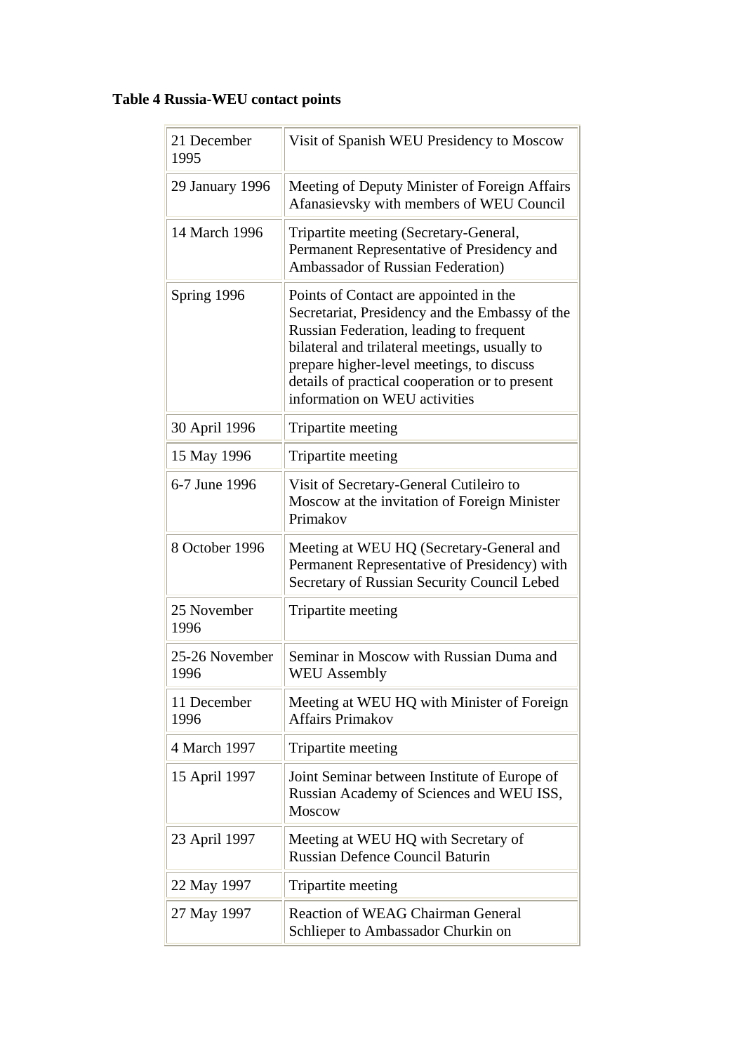**Table 4 Russia-WEU contact points**

| | |
|---|---|
| 21 December 1995 | Visit of Spanish WEU Presidency to Moscow |
| 29 January 1996 | Meeting of Deputy Minister of Foreign Affairs Afanasievsky with members of WEU Council |
| 14 March 1996 | Tripartite meeting (Secretary-General, Permanent Representative of Presidency and Ambassador of Russian Federation) |
| Spring 1996 | Points of Contact are appointed in the Secretariat, Presidency and the Embassy of the Russian Federation, leading to frequent bilateral and trilateral meetings, usually to prepare higher-level meetings, to discuss details of practical cooperation or to present information on WEU activities |
| 30 April 1996 | Tripartite meeting |
| 15 May 1996 | Tripartite meeting |
| 6-7 June 1996 | Visit of Secretary-General Cutileiro to Moscow at the invitation of Foreign Minister Primakov |
| 8 October 1996 | Meeting at WEU HQ (Secretary-General and Permanent Representative of Presidency) with Secretary of Russian Security Council Lebed |
| 25 November 1996 | Tripartite meeting |
| 25-26 November 1996 | Seminar in Moscow with Russian Duma and WEU Assembly |
| 11 December 1996 | Meeting at WEU HQ with Minister of Foreign Affairs Primakov |
| 4 March 1997 | Tripartite meeting |
| 15 April 1997 | Joint Seminar between Institute of Europe of Russian Academy of Sciences and WEU ISS, Moscow |
| 23 April 1997 | Meeting at WEU HQ with Secretary of Russian Defence Council Baturin |
| 22 May 1997 | Tripartite meeting |
| 27 May 1997 | Reaction of WEAG Chairman General Schlieper to Ambassador Churkin on |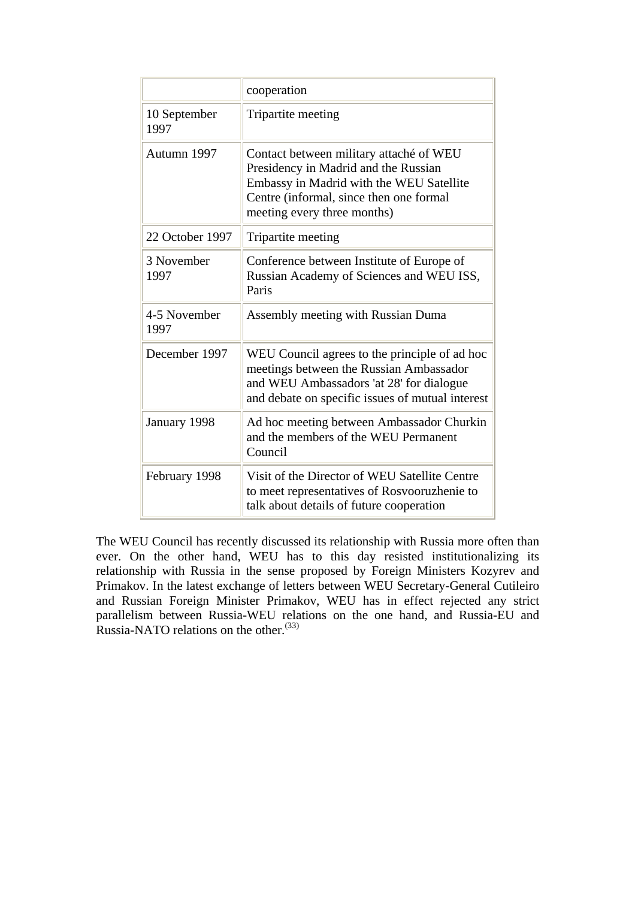| | |
|---|---|
| | cooperation |
| 10 September 1997 | Tripartite meeting |
| Autumn 1997 | Contact between military attaché of WEU Presidency in Madrid and the Russian Embassy in Madrid with the WEU Satellite Centre (informal, since then one formal meeting every three months) |
| 22 October 1997 | Tripartite meeting |
| 3 November 1997 | Conference between Institute of Europe of Russian Academy of Sciences and WEU ISS, Paris |
| 4-5 November 1997 | Assembly meeting with Russian Duma |
| December 1997 | WEU Council agrees to the principle of ad hoc meetings between the Russian Ambassador and WEU Ambassadors 'at 28' for dialogue and debate on specific issues of mutual interest |
| January 1998 | Ad hoc meeting between Ambassador Churkin and the members of the WEU Permanent Council |
| February 1998 | Visit of the Director of WEU Satellite Centre to meet representatives of Rosvooruzhenie to talk about details of future cooperation |

The WEU Council has recently discussed its relationship with Russia more often than ever. On the other hand, WEU has to this day resisted institutionalizing its relationship with Russia in the sense proposed by Foreign Ministers Kozyrev and Primakov. In the latest exchange of letters between WEU Secretary-General Cutileiro and Russian Foreign Minister Primakov, WEU has in effect rejected any strict parallelism between Russia-WEU relations on the one hand, and Russia-EU and Russia-NATO relations on the other.[33]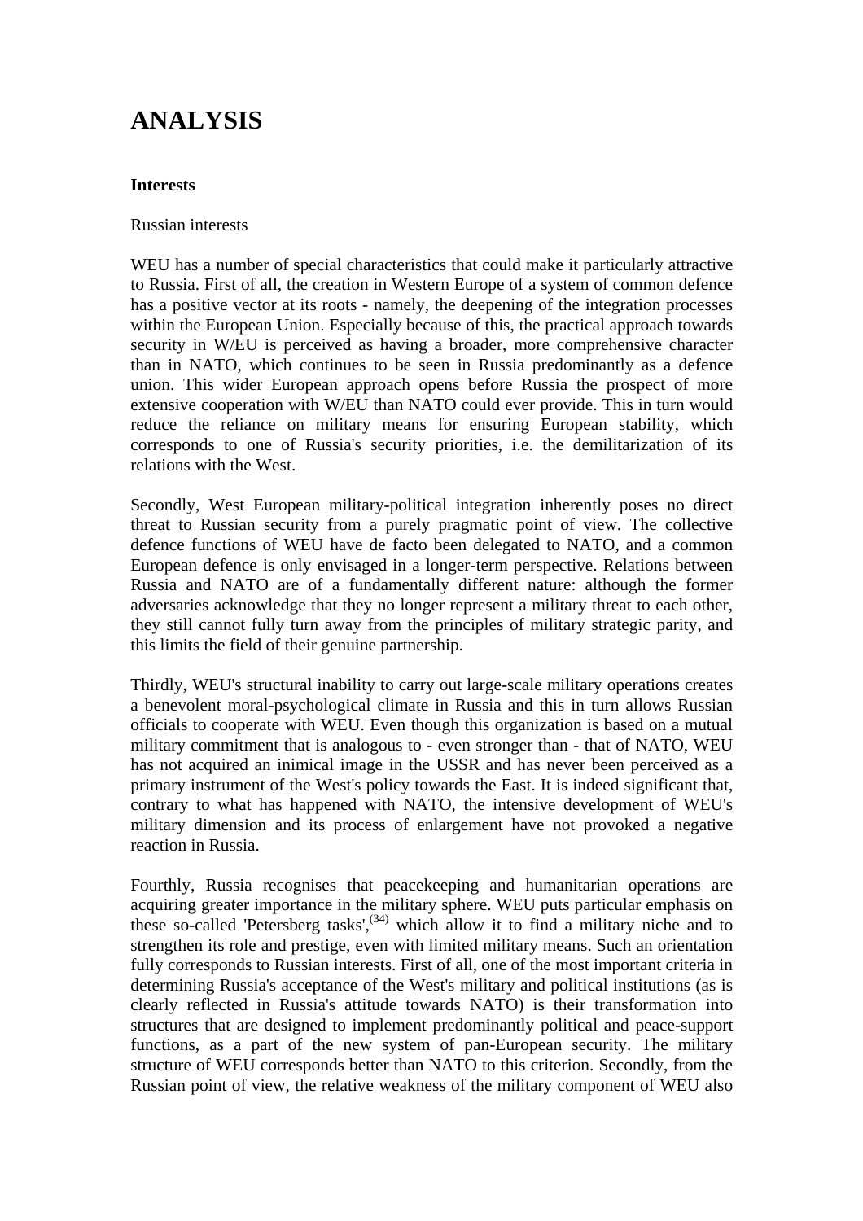# ANALYSIS

**Interests**

Russian interests

WEU has a number of special characteristics that could make it particularly attractive to Russia. First of all, the creation in Western Europe of a system of common defence has a positive vector at its roots - namely, the deepening of the integration processes within the European Union. Especially because of this, the practical approach towards security in W/EU is perceived as having a broader, more comprehensive character than in NATO, which continues to be seen in Russia predominantly as a defence union. This wider European approach opens before Russia the prospect of more extensive cooperation with W/EU than NATO could ever provide. This in turn would reduce the reliance on military means for ensuring European stability, which corresponds to one of Russia's security priorities, i.e. the demilitarization of its relations with the West.

Secondly, West European military-political integration inherently poses no direct threat to Russian security from a purely pragmatic point of view. The collective defence functions of WEU have de facto been delegated to NATO, and a common European defence is only envisaged in a longer-term perspective. Relations between Russia and NATO are of a fundamentally different nature: although the former adversaries acknowledge that they no longer represent a military threat to each other, they still cannot fully turn away from the principles of military strategic parity, and this limits the field of their genuine partnership.

Thirdly, WEU's structural inability to carry out large-scale military operations creates a benevolent moral-psychological climate in Russia and this in turn allows Russian officials to cooperate with WEU. Even though this organization is based on a mutual military commitment that is analogous to - even stronger than - that of NATO, WEU has not acquired an inimical image in the USSR and has never been perceived as a primary instrument of the West's policy towards the East. It is indeed significant that, contrary to what has happened with NATO, the intensive development of WEU's military dimension and its process of enlargement have not provoked a negative reaction in Russia.

Fourthly, Russia recognises that peacekeeping and humanitarian operations are acquiring greater importance in the military sphere. WEU puts particular emphasis on these so-called 'Petersberg tasks',[34] which allow it to find a military niche and to strengthen its role and prestige, even with limited military means. Such an orientation fully corresponds to Russian interests. First of all, one of the most important criteria in determining Russia's acceptance of the West's military and political institutions (as is clearly reflected in Russia's attitude towards NATO) is their transformation into structures that are designed to implement predominantly political and peace-support functions, as a part of the new system of pan-European security. The military structure of WEU corresponds better than NATO to this criterion. Secondly, from the Russian point of view, the relative weakness of the military component of WEU also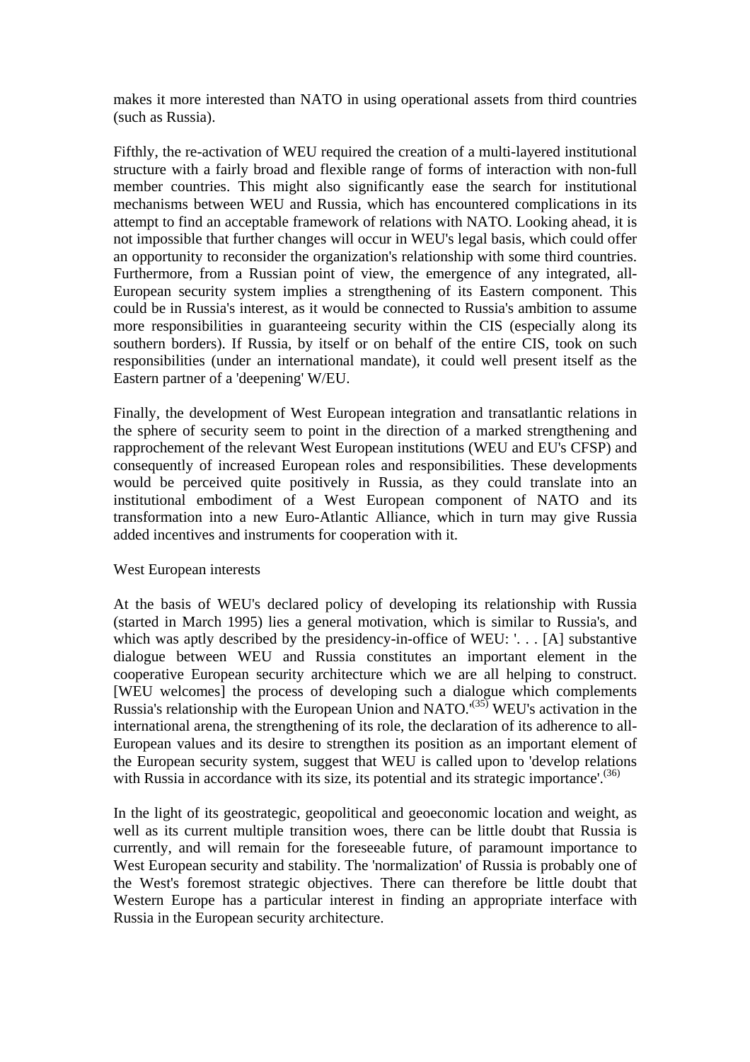makes it more interested than NATO in using operational assets from third countries (such as Russia).

Fifthly, the re-activation of WEU required the creation of a multi-layered institutional structure with a fairly broad and flexible range of forms of interaction with non-full member countries. This might also significantly ease the search for institutional mechanisms between WEU and Russia, which has encountered complications in its attempt to find an acceptable framework of relations with NATO. Looking ahead, it is not impossible that further changes will occur in WEU's legal basis, which could offer an opportunity to reconsider the organization's relationship with some third countries. Furthermore, from a Russian point of view, the emergence of any integrated, all-European security system implies a strengthening of its Eastern component. This could be in Russia's interest, as it would be connected to Russia's ambition to assume more responsibilities in guaranteeing security within the CIS (especially along its southern borders). If Russia, by itself or on behalf of the entire CIS, took on such responsibilities (under an international mandate), it could well present itself as the Eastern partner of a 'deepening' W/EU.

Finally, the development of West European integration and transatlantic relations in the sphere of security seem to point in the direction of a marked strengthening and rapprochement of the relevant West European institutions (WEU and EU's CFSP) and consequently of increased European roles and responsibilities. These developments would be perceived quite positively in Russia, as they could translate into an institutional embodiment of a West European component of NATO and its transformation into a new Euro-Atlantic Alliance, which in turn may give Russia added incentives and instruments for cooperation with it.

West European interests

At the basis of WEU's declared policy of developing its relationship with Russia (started in March 1995) lies a general motivation, which is similar to Russia's, and which was aptly described by the presidency-in-office of WEU: '. . . [A] substantive dialogue between WEU and Russia constitutes an important element in the cooperative European security architecture which we are all helping to construct. [WEU welcomes] the process of developing such a dialogue which complements Russia's relationship with the European Union and NATO.'[35] WEU's activation in the international arena, the strengthening of its role, the declaration of its adherence to all-European values and its desire to strengthen its position as an important element of the European security system, suggest that WEU is called upon to 'develop relations with Russia in accordance with its size, its potential and its strategic importance'.[36]

In the light of its geostrategic, geopolitical and geoeconomic location and weight, as well as its current multiple transition woes, there can be little doubt that Russia is currently, and will remain for the foreseeable future, of paramount importance to West European security and stability. The 'normalization' of Russia is probably one of the West's foremost strategic objectives. There can therefore be little doubt that Western Europe has a particular interest in finding an appropriate interface with Russia in the European security architecture.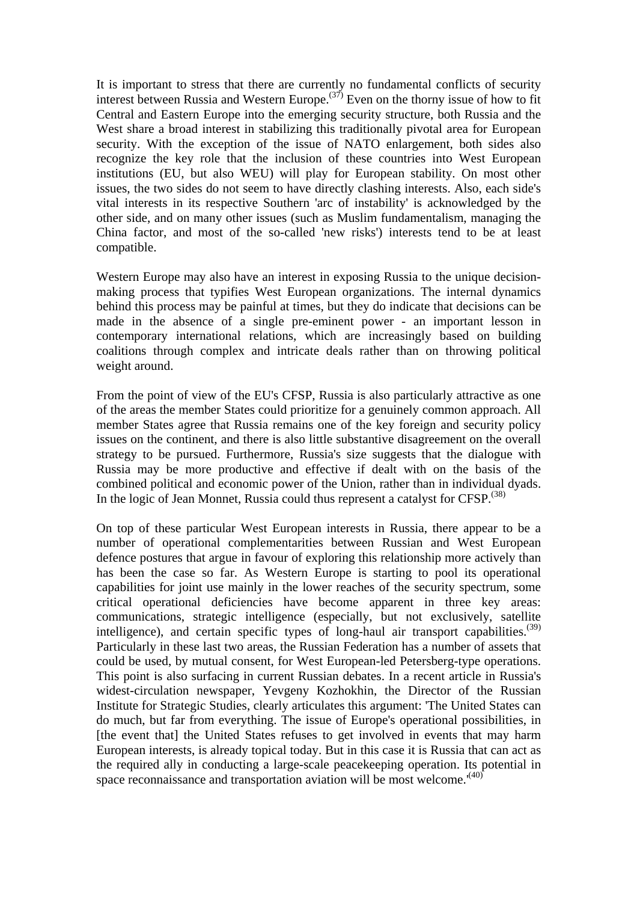It is important to stress that there are currently no fundamental conflicts of security interest between Russia and Western Europe.[37] Even on the thorny issue of how to fit Central and Eastern Europe into the emerging security structure, both Russia and the West share a broad interest in stabilizing this traditionally pivotal area for European security. With the exception of the issue of NATO enlargement, both sides also recognize the key role that the inclusion of these countries into West European institutions (EU, but also WEU) will play for European stability. On most other issues, the two sides do not seem to have directly clashing interests. Also, each side's vital interests in its respective Southern 'arc of instability' is acknowledged by the other side, and on many other issues (such as Muslim fundamentalism, managing the China factor, and most of the so-called 'new risks') interests tend to be at least compatible.

Western Europe may also have an interest in exposing Russia to the unique decision-making process that typifies West European organizations. The internal dynamics behind this process may be painful at times, but they do indicate that decisions can be made in the absence of a single pre-eminent power - an important lesson in contemporary international relations, which are increasingly based on building coalitions through complex and intricate deals rather than on throwing political weight around.

From the point of view of the EU's CFSP, Russia is also particularly attractive as one of the areas the member States could prioritize for a genuinely common approach. All member States agree that Russia remains one of the key foreign and security policy issues on the continent, and there is also little substantive disagreement on the overall strategy to be pursued. Furthermore, Russia's size suggests that the dialogue with Russia may be more productive and effective if dealt with on the basis of the combined political and economic power of the Union, rather than in individual dyads. In the logic of Jean Monnet, Russia could thus represent a catalyst for CFSP.[38]

On top of these particular West European interests in Russia, there appear to be a number of operational complementarities between Russian and West European defence postures that argue in favour of exploring this relationship more actively than has been the case so far. As Western Europe is starting to pool its operational capabilities for joint use mainly in the lower reaches of the security spectrum, some critical operational deficiencies have become apparent in three key areas: communications, strategic intelligence (especially, but not exclusively, satellite intelligence), and certain specific types of long-haul air transport capabilities.[39] Particularly in these last two areas, the Russian Federation has a number of assets that could be used, by mutual consent, for West European-led Petersberg-type operations. This point is also surfacing in current Russian debates. In a recent article in Russia's widest-circulation newspaper, Yevgeny Kozhokhin, the Director of the Russian Institute for Strategic Studies, clearly articulates this argument: 'The United States can do much, but far from everything. The issue of Europe's operational possibilities, in [the event that] the United States refuses to get involved in events that may harm European interests, is already topical today. But in this case it is Russia that can act as the required ally in conducting a large-scale peacekeeping operation. Its potential in space reconnaissance and transportation aviation will be most welcome.'[40]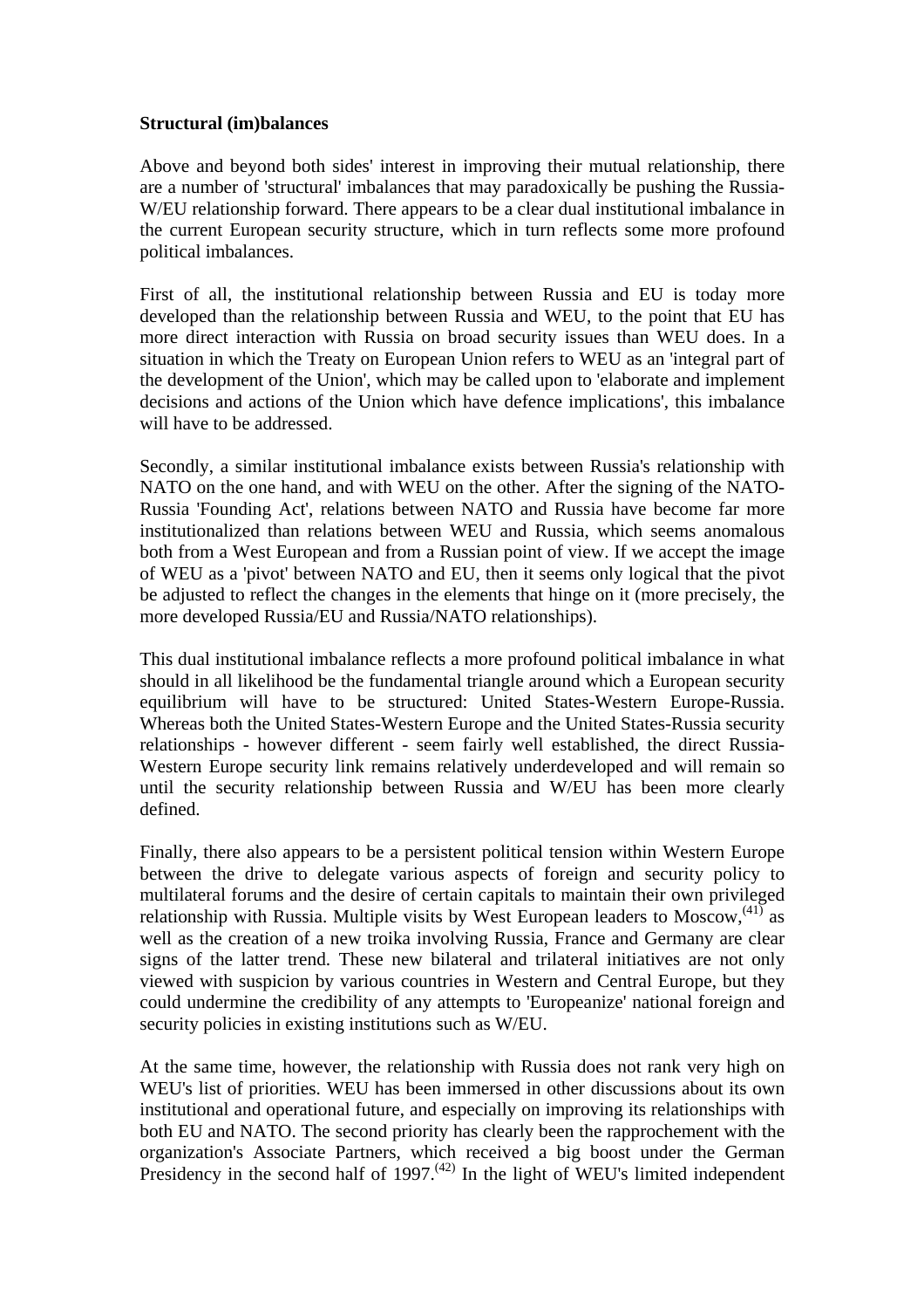**Structural (im)balances**

Above and beyond both sides' interest in improving their mutual relationship, there are a number of 'structural' imbalances that may paradoxically be pushing the Russia-W/EU relationship forward. There appears to be a clear dual institutional imbalance in the current European security structure, which in turn reflects some more profound political imbalances.

First of all, the institutional relationship between Russia and EU is today more developed than the relationship between Russia and WEU, to the point that EU has more direct interaction with Russia on broad security issues than WEU does. In a situation in which the Treaty on European Union refers to WEU as an 'integral part of the development of the Union', which may be called upon to 'elaborate and implement decisions and actions of the Union which have defence implications', this imbalance will have to be addressed.

Secondly, a similar institutional imbalance exists between Russia's relationship with NATO on the one hand, and with WEU on the other. After the signing of the NATO-Russia 'Founding Act', relations between NATO and Russia have become far more institutionalized than relations between WEU and Russia, which seems anomalous both from a West European and from a Russian point of view. If we accept the image of WEU as a 'pivot' between NATO and EU, then it seems only logical that the pivot be adjusted to reflect the changes in the elements that hinge on it (more precisely, the more developed Russia/EU and Russia/NATO relationships).

This dual institutional imbalance reflects a more profound political imbalance in what should in all likelihood be the fundamental triangle around which a European security equilibrium will have to be structured: United States-Western Europe-Russia. Whereas both the United States-Western Europe and the United States-Russia security relationships - however different - seem fairly well established, the direct Russia-Western Europe security link remains relatively underdeveloped and will remain so until the security relationship between Russia and W/EU has been more clearly defined.

Finally, there also appears to be a persistent political tension within Western Europe between the drive to delegate various aspects of foreign and security policy to multilateral forums and the desire of certain capitals to maintain their own privileged relationship with Russia. Multiple visits by West European leaders to Moscow,[(41)] as well as the creation of a new troika involving Russia, France and Germany are clear signs of the latter trend. These new bilateral and trilateral initiatives are not only viewed with suspicion by various countries in Western and Central Europe, but they could undermine the credibility of any attempts to 'Europeanize' national foreign and security policies in existing institutions such as W/EU.

At the same time, however, the relationship with Russia does not rank very high on WEU's list of priorities. WEU has been immersed in other discussions about its own institutional and operational future, and especially on improving its relationships with both EU and NATO. The second priority has clearly been the rapprochement with the organization's Associate Partners, which received a big boost under the German Presidency in the second half of 1997.[(42)] In the light of WEU's limited independent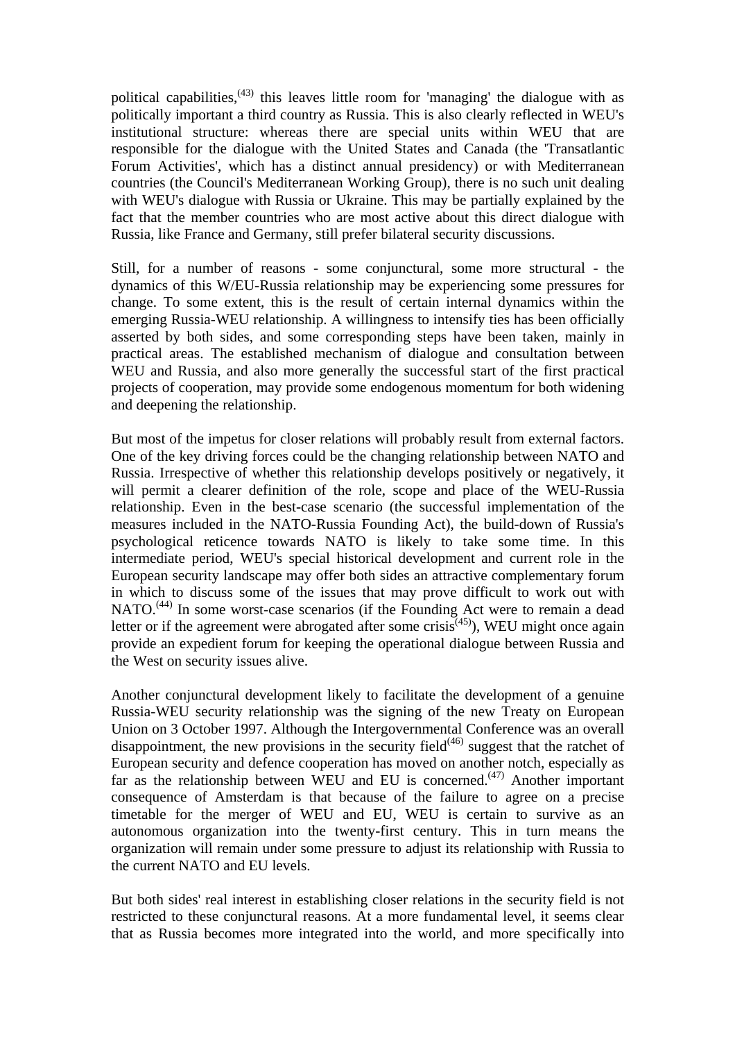political capabilities,[43] this leaves little room for 'managing' the dialogue with as politically important a third country as Russia. This is also clearly reflected in WEU's institutional structure: whereas there are special units within WEU that are responsible for the dialogue with the United States and Canada (the 'Transatlantic Forum Activities', which has a distinct annual presidency) or with Mediterranean countries (the Council's Mediterranean Working Group), there is no such unit dealing with WEU's dialogue with Russia or Ukraine. This may be partially explained by the fact that the member countries who are most active about this direct dialogue with Russia, like France and Germany, still prefer bilateral security discussions.

Still, for a number of reasons - some conjunctural, some more structural - the dynamics of this W/EU-Russia relationship may be experiencing some pressures for change. To some extent, this is the result of certain internal dynamics within the emerging Russia-WEU relationship. A willingness to intensify ties has been officially asserted by both sides, and some corresponding steps have been taken, mainly in practical areas. The established mechanism of dialogue and consultation between WEU and Russia, and also more generally the successful start of the first practical projects of cooperation, may provide some endogenous momentum for both widening and deepening the relationship.

But most of the impetus for closer relations will probably result from external factors. One of the key driving forces could be the changing relationship between NATO and Russia. Irrespective of whether this relationship develops positively or negatively, it will permit a clearer definition of the role, scope and place of the WEU-Russia relationship. Even in the best-case scenario (the successful implementation of the measures included in the NATO-Russia Founding Act), the build-down of Russia's psychological reticence towards NATO is likely to take some time. In this intermediate period, WEU's special historical development and current role in the European security landscape may offer both sides an attractive complementary forum in which to discuss some of the issues that may prove difficult to work out with NATO.[44] In some worst-case scenarios (if the Founding Act were to remain a dead letter or if the agreement were abrogated after some crisis[45]), WEU might once again provide an expedient forum for keeping the operational dialogue between Russia and the West on security issues alive.

Another conjunctural development likely to facilitate the development of a genuine Russia-WEU security relationship was the signing of the new Treaty on European Union on 3 October 1997. Although the Intergovernmental Conference was an overall disappointment, the new provisions in the security field[46] suggest that the ratchet of European security and defence cooperation has moved on another notch, especially as far as the relationship between WEU and EU is concerned.[47] Another important consequence of Amsterdam is that because of the failure to agree on a precise timetable for the merger of WEU and EU, WEU is certain to survive as an autonomous organization into the twenty-first century. This in turn means the organization will remain under some pressure to adjust its relationship with Russia to the current NATO and EU levels.

But both sides' real interest in establishing closer relations in the security field is not restricted to these conjunctural reasons. At a more fundamental level, it seems clear that as Russia becomes more integrated into the world, and more specifically into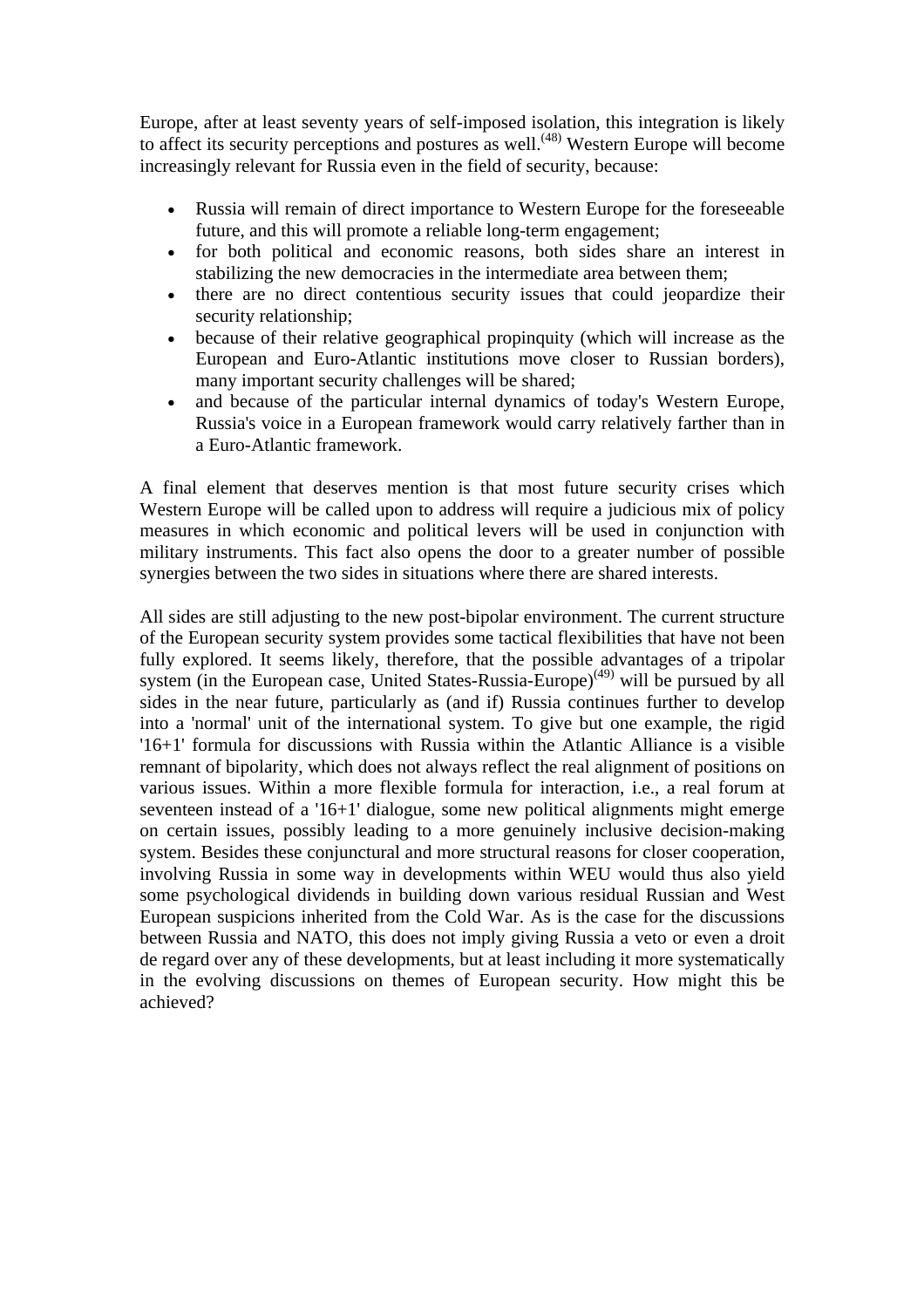Europe, after at least seventy years of self-imposed isolation, this integration is likely to affect its security perceptions and postures as well.[48] Western Europe will become increasingly relevant for Russia even in the field of security, because:

- Russia will remain of direct importance to Western Europe for the foreseeable future, and this will promote a reliable long-term engagement;
- for both political and economic reasons, both sides share an interest in stabilizing the new democracies in the intermediate area between them;
- there are no direct contentious security issues that could jeopardize their security relationship;
- because of their relative geographical propinquity (which will increase as the European and Euro-Atlantic institutions move closer to Russian borders), many important security challenges will be shared;
- and because of the particular internal dynamics of today's Western Europe, Russia's voice in a European framework would carry relatively farther than in a Euro-Atlantic framework.

A final element that deserves mention is that most future security crises which Western Europe will be called upon to address will require a judicious mix of policy measures in which economic and political levers will be used in conjunction with military instruments. This fact also opens the door to a greater number of possible synergies between the two sides in situations where there are shared interests.

All sides are still adjusting to the new post-bipolar environment. The current structure of the European security system provides some tactical flexibilities that have not been fully explored. It seems likely, therefore, that the possible advantages of a tripolar system (in the European case, United States-Russia-Europe)[49] will be pursued by all sides in the near future, particularly as (and if) Russia continues further to develop into a 'normal' unit of the international system. To give but one example, the rigid '16+1' formula for discussions with Russia within the Atlantic Alliance is a visible remnant of bipolarity, which does not always reflect the real alignment of positions on various issues. Within a more flexible formula for interaction, i.e., a real forum at seventeen instead of a '16+1' dialogue, some new political alignments might emerge on certain issues, possibly leading to a more genuinely inclusive decision-making system. Besides these conjunctural and more structural reasons for closer cooperation, involving Russia in some way in developments within WEU would thus also yield some psychological dividends in building down various residual Russian and West European suspicions inherited from the Cold War. As is the case for the discussions between Russia and NATO, this does not imply giving Russia a veto or even a droit de regard over any of these developments, but at least including it more systematically in the evolving discussions on themes of European security. How might this be achieved?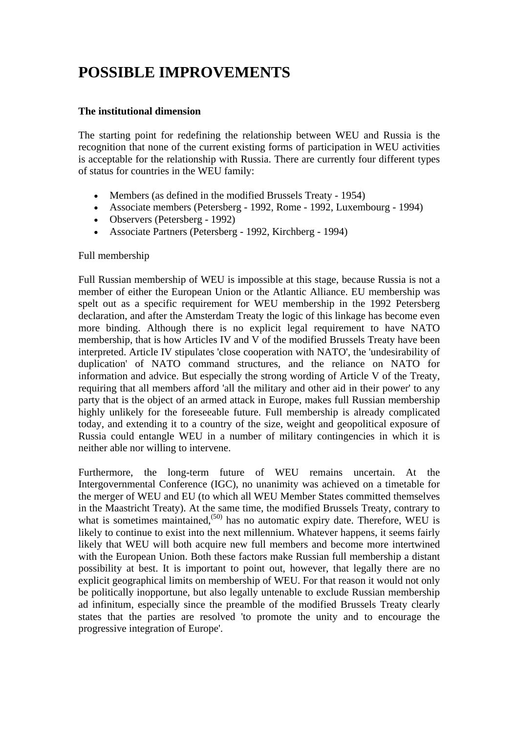# POSSIBLE IMPROVEMENTS

**The institutional dimension**

The starting point for redefining the relationship between WEU and Russia is the recognition that none of the current existing forms of participation in WEU activities is acceptable for the relationship with Russia. There are currently four different types of status for countries in the WEU family:

- Members (as defined in the modified Brussels Treaty - 1954)
- Associate members (Petersberg - 1992, Rome - 1992, Luxembourg - 1994)
- Observers (Petersberg - 1992)
- Associate Partners (Petersberg - 1992, Kirchberg - 1994)

Full membership

Full Russian membership of WEU is impossible at this stage, because Russia is not a member of either the European Union or the Atlantic Alliance. EU membership was spelt out as a specific requirement for WEU membership in the 1992 Petersberg declaration, and after the Amsterdam Treaty the logic of this linkage has become even more binding. Although there is no explicit legal requirement to have NATO membership, that is how Articles IV and V of the modified Brussels Treaty have been interpreted. Article IV stipulates 'close cooperation with NATO', the 'undesirability of duplication' of NATO command structures, and the reliance on NATO for information and advice. But especially the strong wording of Article V of the Treaty, requiring that all members afford 'all the military and other aid in their power' to any party that is the object of an armed attack in Europe, makes full Russian membership highly unlikely for the foreseeable future. Full membership is already complicated today, and extending it to a country of the size, weight and geopolitical exposure of Russia could entangle WEU in a number of military contingencies in which it is neither able nor willing to intervene.

Furthermore, the long-term future of WEU remains uncertain. At the Intergovernmental Conference (IGC), no unanimity was achieved on a timetable for the merger of WEU and EU (to which all WEU Member States committed themselves in the Maastricht Treaty). At the same time, the modified Brussels Treaty, contrary to what is sometimes maintained,[(50)] has no automatic expiry date. Therefore, WEU is likely to continue to exist into the next millennium. Whatever happens, it seems fairly likely that WEU will both acquire new full members and become more intertwined with the European Union. Both these factors make Russian full membership a distant possibility at best. It is important to point out, however, that legally there are no explicit geographical limits on membership of WEU. For that reason it would not only be politically inopportune, but also legally untenable to exclude Russian membership ad infinitum, especially since the preamble of the modified Brussels Treaty clearly states that the parties are resolved 'to promote the unity and to encourage the progressive integration of Europe'.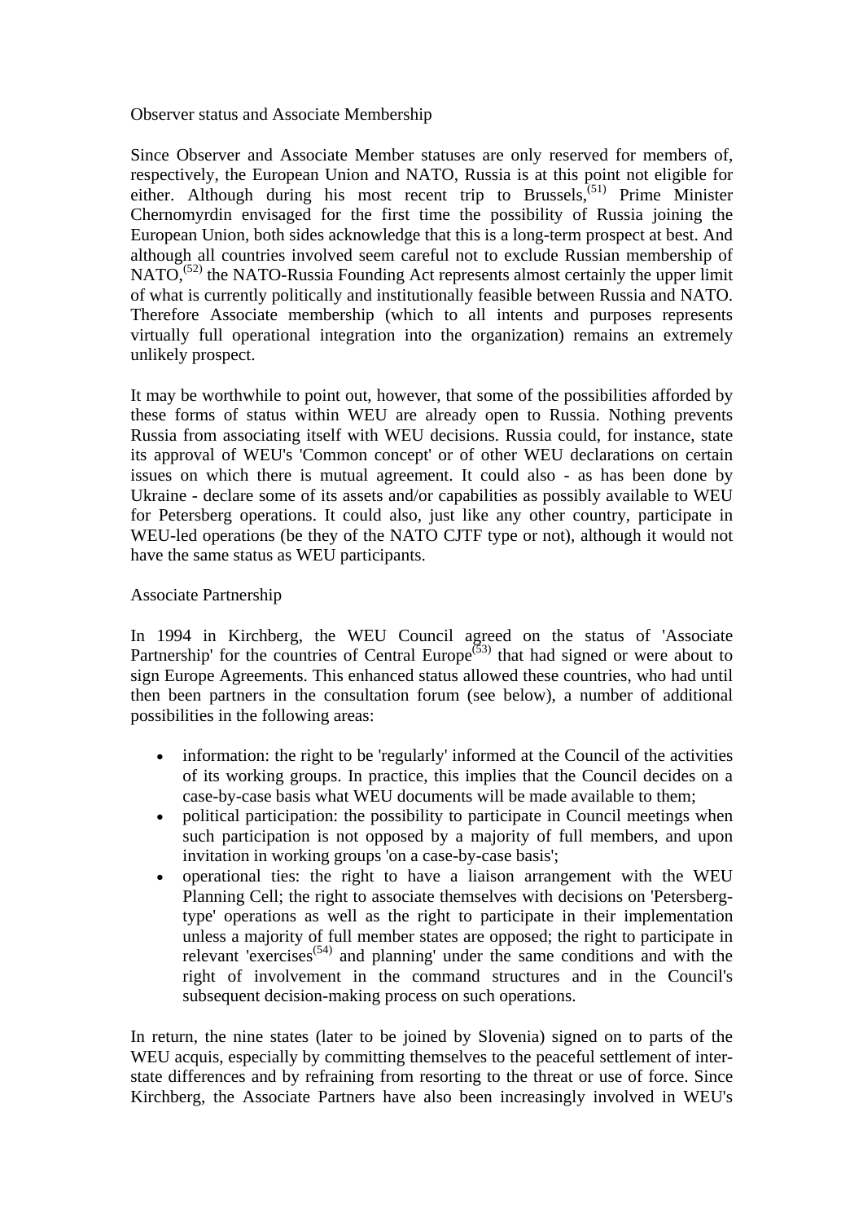## Observer status and Associate Membership

Since Observer and Associate Member statuses are only reserved for members of, respectively, the European Union and NATO, Russia is at this point not eligible for either. Although during his most recent trip to Brussels,[51] Prime Minister Chernomyrdin envisaged for the first time the possibility of Russia joining the European Union, both sides acknowledge that this is a long-term prospect at best. And although all countries involved seem careful not to exclude Russian membership of NATO,[52] the NATO-Russia Founding Act represents almost certainly the upper limit of what is currently politically and institutionally feasible between Russia and NATO. Therefore Associate membership (which to all intents and purposes represents virtually full operational integration into the organization) remains an extremely unlikely prospect.

It may be worthwhile to point out, however, that some of the possibilities afforded by these forms of status within WEU are already open to Russia. Nothing prevents Russia from associating itself with WEU decisions. Russia could, for instance, state its approval of WEU's 'Common concept' or of other WEU declarations on certain issues on which there is mutual agreement. It could also - as has been done by Ukraine - declare some of its assets and/or capabilities as possibly available to WEU for Petersberg operations. It could also, just like any other country, participate in WEU-led operations (be they of the NATO CJTF type or not), although it would not have the same status as WEU participants.

## Associate Partnership

In 1994 in Kirchberg, the WEU Council agreed on the status of 'Associate Partnership' for the countries of Central Europe[53] that had signed or were about to sign Europe Agreements. This enhanced status allowed these countries, who had until then been partners in the consultation forum (see below), a number of additional possibilities in the following areas:

- information: the right to be 'regularly' informed at the Council of the activities of its working groups. In practice, this implies that the Council decides on a case-by-case basis what WEU documents will be made available to them;
- political participation: the possibility to participate in Council meetings when such participation is not opposed by a majority of full members, and upon invitation in working groups 'on a case-by-case basis';
- operational ties: the right to have a liaison arrangement with the WEU Planning Cell; the right to associate themselves with decisions on 'Petersberg-type' operations as well as the right to participate in their implementation unless a majority of full member states are opposed; the right to participate in relevant 'exercises[54] and planning' under the same conditions and with the right of involvement in the command structures and in the Council's subsequent decision-making process on such operations.

In return, the nine states (later to be joined by Slovenia) signed on to parts of the WEU acquis, especially by committing themselves to the peaceful settlement of inter-state differences and by refraining from resorting to the threat or use of force. Since Kirchberg, the Associate Partners have also been increasingly involved in WEU's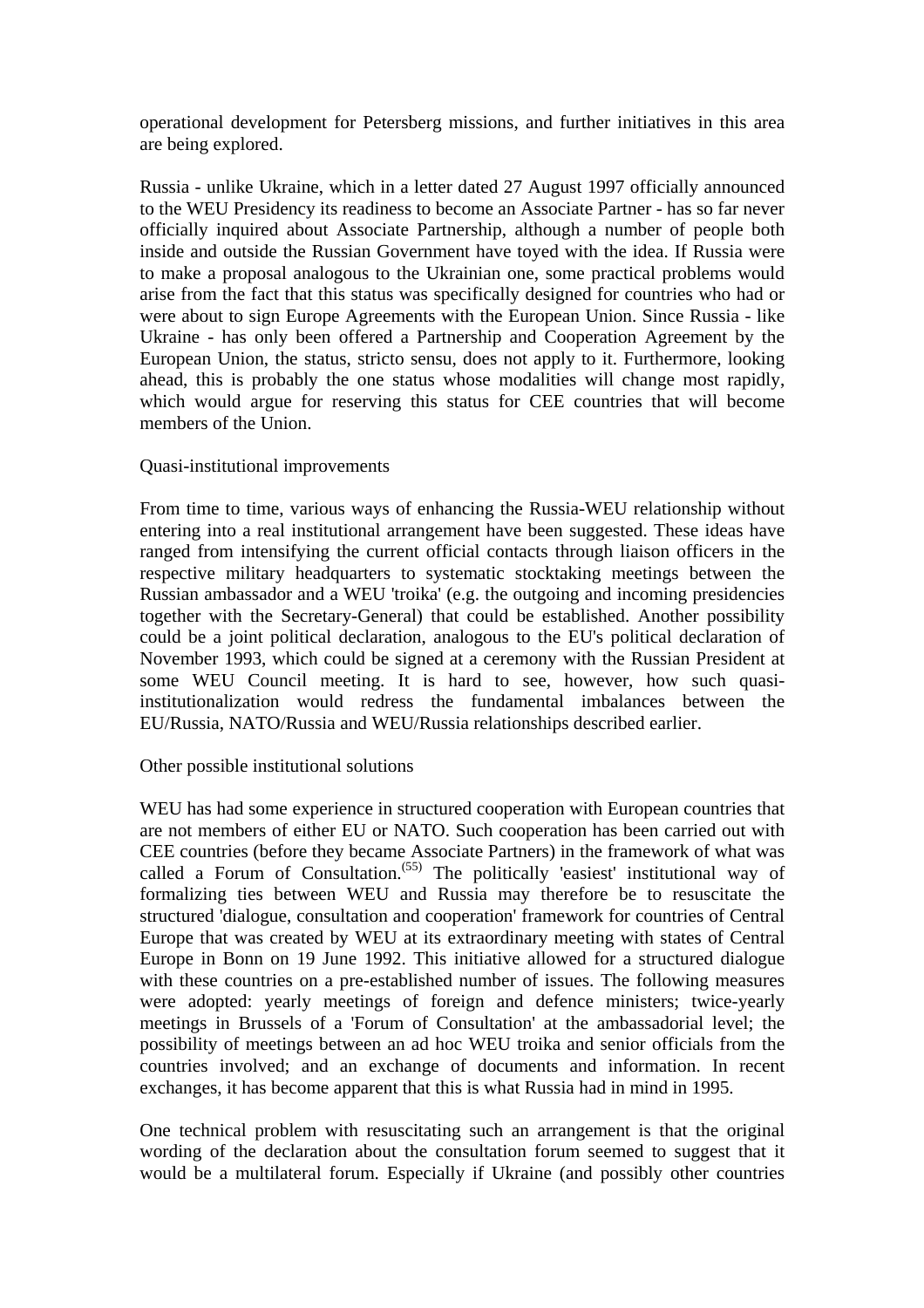operational development for Petersberg missions, and further initiatives in this area are being explored.

Russia - unlike Ukraine, which in a letter dated 27 August 1997 officially announced to the WEU Presidency its readiness to become an Associate Partner - has so far never officially inquired about Associate Partnership, although a number of people both inside and outside the Russian Government have toyed with the idea. If Russia were to make a proposal analogous to the Ukrainian one, some practical problems would arise from the fact that this status was specifically designed for countries who had or were about to sign Europe Agreements with the European Union. Since Russia - like Ukraine - has only been offered a Partnership and Cooperation Agreement by the European Union, the status, stricto sensu, does not apply to it. Furthermore, looking ahead, this is probably the one status whose modalities will change most rapidly, which would argue for reserving this status for CEE countries that will become members of the Union.

Quasi-institutional improvements

From time to time, various ways of enhancing the Russia-WEU relationship without entering into a real institutional arrangement have been suggested. These ideas have ranged from intensifying the current official contacts through liaison officers in the respective military headquarters to systematic stocktaking meetings between the Russian ambassador and a WEU 'troika' (e.g. the outgoing and incoming presidencies together with the Secretary-General) that could be established. Another possibility could be a joint political declaration, analogous to the EU's political declaration of November 1993, which could be signed at a ceremony with the Russian President at some WEU Council meeting. It is hard to see, however, how such quasi-institutionalization would redress the fundamental imbalances between the EU/Russia, NATO/Russia and WEU/Russia relationships described earlier.

Other possible institutional solutions

WEU has had some experience in structured cooperation with European countries that are not members of either EU or NATO. Such cooperation has been carried out with CEE countries (before they became Associate Partners) in the framework of what was called a Forum of Consultation.[55] The politically 'easiest' institutional way of formalizing ties between WEU and Russia may therefore be to resuscitate the structured 'dialogue, consultation and cooperation' framework for countries of Central Europe that was created by WEU at its extraordinary meeting with states of Central Europe in Bonn on 19 June 1992. This initiative allowed for a structured dialogue with these countries on a pre-established number of issues. The following measures were adopted: yearly meetings of foreign and defence ministers; twice-yearly meetings in Brussels of a 'Forum of Consultation' at the ambassadorial level; the possibility of meetings between an ad hoc WEU troika and senior officials from the countries involved; and an exchange of documents and information. In recent exchanges, it has become apparent that this is what Russia had in mind in 1995.

One technical problem with resuscitating such an arrangement is that the original wording of the declaration about the consultation forum seemed to suggest that it would be a multilateral forum. Especially if Ukraine (and possibly other countries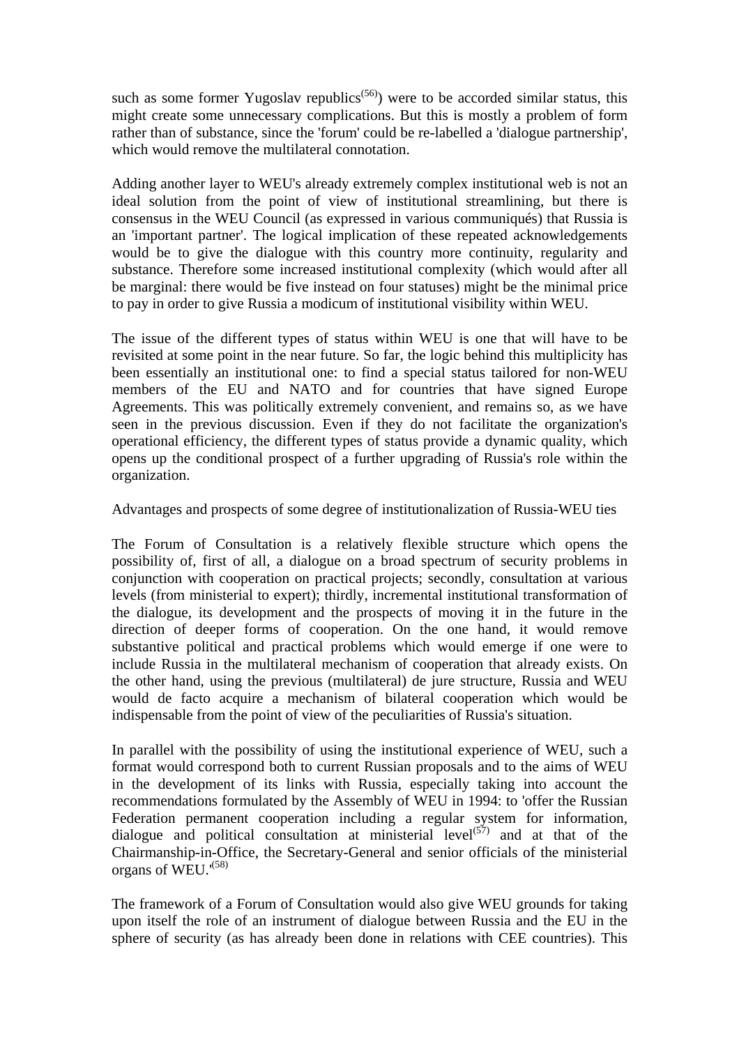such as some former Yugoslav republics[56]) were to be accorded similar status, this might create some unnecessary complications. But this is mostly a problem of form rather than of substance, since the 'forum' could be re-labelled a 'dialogue partnership', which would remove the multilateral connotation.

Adding another layer to WEU's already extremely complex institutional web is not an ideal solution from the point of view of institutional streamlining, but there is consensus in the WEU Council (as expressed in various communiqués) that Russia is an 'important partner'. The logical implication of these repeated acknowledgements would be to give the dialogue with this country more continuity, regularity and substance. Therefore some increased institutional complexity (which would after all be marginal: there would be five instead on four statuses) might be the minimal price to pay in order to give Russia a modicum of institutional visibility within WEU.

The issue of the different types of status within WEU is one that will have to be revisited at some point in the near future. So far, the logic behind this multiplicity has been essentially an institutional one: to find a special status tailored for non-WEU members of the EU and NATO and for countries that have signed Europe Agreements. This was politically extremely convenient, and remains so, as we have seen in the previous discussion. Even if they do not facilitate the organization's operational efficiency, the different types of status provide a dynamic quality, which opens up the conditional prospect of a further upgrading of Russia's role within the organization.

Advantages and prospects of some degree of institutionalization of Russia-WEU ties

The Forum of Consultation is a relatively flexible structure which opens the possibility of, first of all, a dialogue on a broad spectrum of security problems in conjunction with cooperation on practical projects; secondly, consultation at various levels (from ministerial to expert); thirdly, incremental institutional transformation of the dialogue, its development and the prospects of moving it in the future in the direction of deeper forms of cooperation. On the one hand, it would remove substantive political and practical problems which would emerge if one were to include Russia in the multilateral mechanism of cooperation that already exists. On the other hand, using the previous (multilateral) de jure structure, Russia and WEU would de facto acquire a mechanism of bilateral cooperation which would be indispensable from the point of view of the peculiarities of Russia's situation.

In parallel with the possibility of using the institutional experience of WEU, such a format would correspond both to current Russian proposals and to the aims of WEU in the development of its links with Russia, especially taking into account the recommendations formulated by the Assembly of WEU in 1994: to 'offer the Russian Federation permanent cooperation including a regular system for information, dialogue and political consultation at ministerial level[57] and at that of the Chairmanship-in-Office, the Secretary-General and senior officials of the ministerial organs of WEU.'[58]

The framework of a Forum of Consultation would also give WEU grounds for taking upon itself the role of an instrument of dialogue between Russia and the EU in the sphere of security (as has already been done in relations with CEE countries). This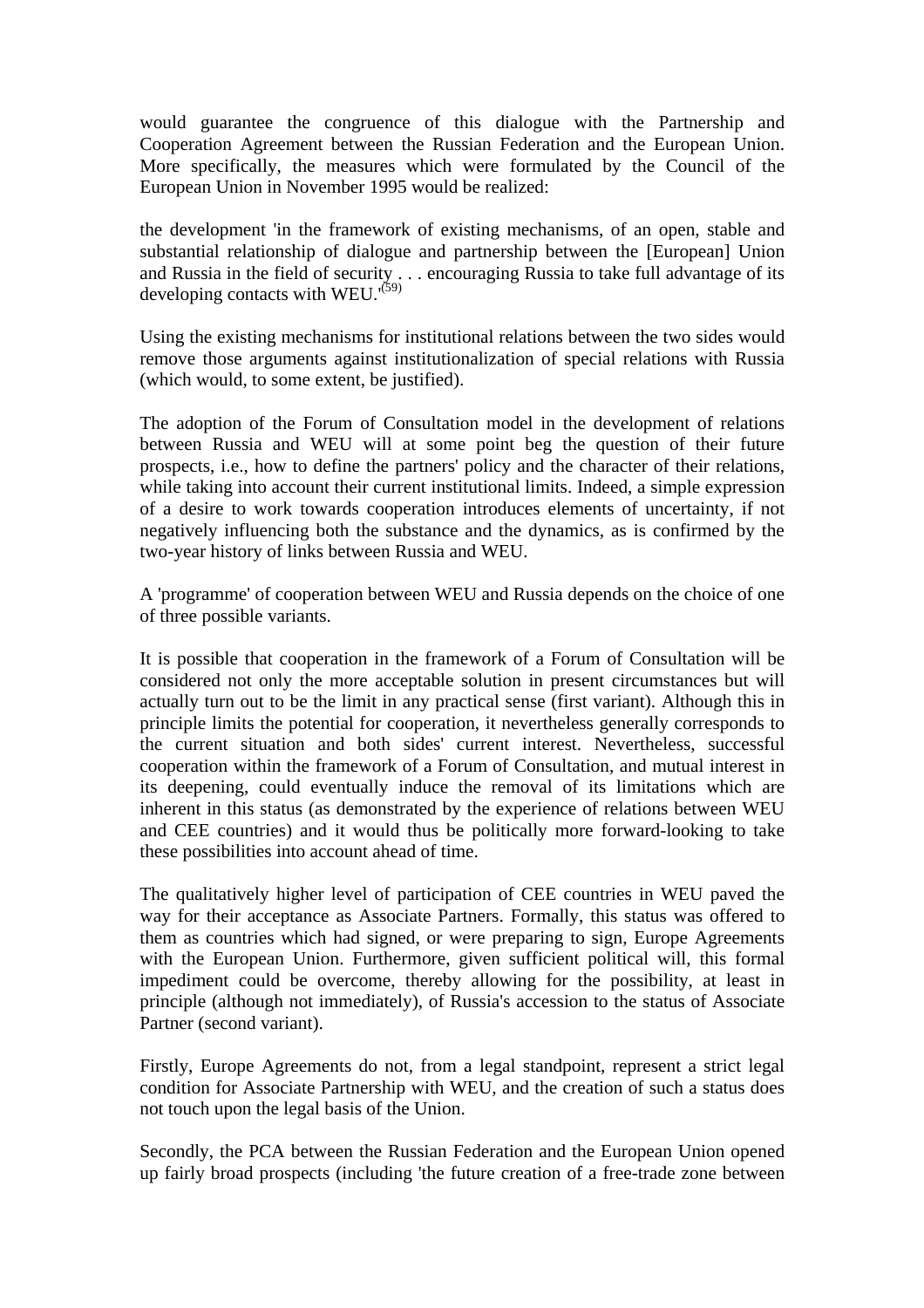would guarantee the congruence of this dialogue with the Partnership and Cooperation Agreement between the Russian Federation and the European Union. More specifically, the measures which were formulated by the Council of the European Union in November 1995 would be realized:

the development 'in the framework of existing mechanisms, of an open, stable and substantial relationship of dialogue and partnership between the [European] Union and Russia in the field of security . . . encouraging Russia to take full advantage of its developing contacts with WEU.'[59]

Using the existing mechanisms for institutional relations between the two sides would remove those arguments against institutionalization of special relations with Russia (which would, to some extent, be justified).

The adoption of the Forum of Consultation model in the development of relations between Russia and WEU will at some point beg the question of their future prospects, i.e., how to define the partners' policy and the character of their relations, while taking into account their current institutional limits. Indeed, a simple expression of a desire to work towards cooperation introduces elements of uncertainty, if not negatively influencing both the substance and the dynamics, as is confirmed by the two-year history of links between Russia and WEU.

A 'programme' of cooperation between WEU and Russia depends on the choice of one of three possible variants.

It is possible that cooperation in the framework of a Forum of Consultation will be considered not only the more acceptable solution in present circumstances but will actually turn out to be the limit in any practical sense (first variant). Although this in principle limits the potential for cooperation, it nevertheless generally corresponds to the current situation and both sides' current interest. Nevertheless, successful cooperation within the framework of a Forum of Consultation, and mutual interest in its deepening, could eventually induce the removal of its limitations which are inherent in this status (as demonstrated by the experience of relations between WEU and CEE countries) and it would thus be politically more forward-looking to take these possibilities into account ahead of time.

The qualitatively higher level of participation of CEE countries in WEU paved the way for their acceptance as Associate Partners. Formally, this status was offered to them as countries which had signed, or were preparing to sign, Europe Agreements with the European Union. Furthermore, given sufficient political will, this formal impediment could be overcome, thereby allowing for the possibility, at least in principle (although not immediately), of Russia's accession to the status of Associate Partner (second variant).

Firstly, Europe Agreements do not, from a legal standpoint, represent a strict legal condition for Associate Partnership with WEU, and the creation of such a status does not touch upon the legal basis of the Union.

Secondly, the PCA between the Russian Federation and the European Union opened up fairly broad prospects (including 'the future creation of a free-trade zone between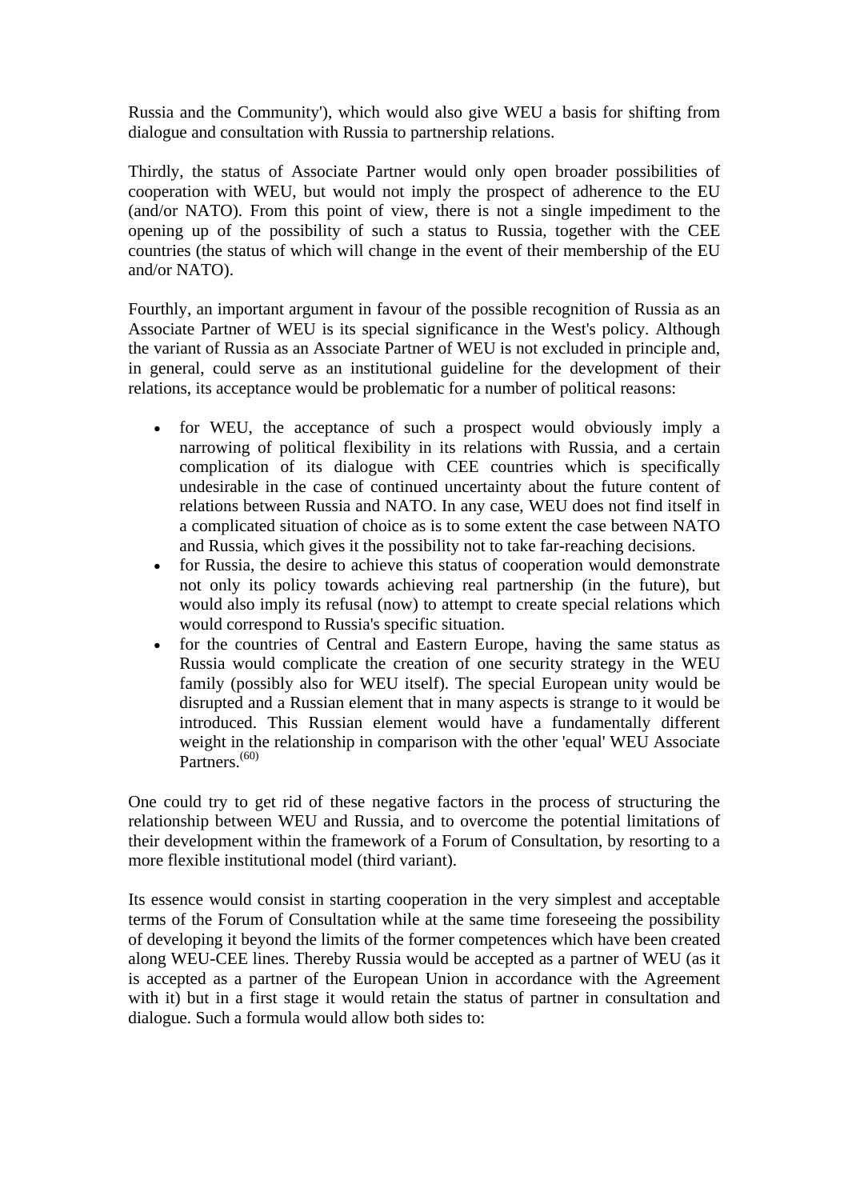Russia and the Community'), which would also give WEU a basis for shifting from dialogue and consultation with Russia to partnership relations.

Thirdly, the status of Associate Partner would only open broader possibilities of cooperation with WEU, but would not imply the prospect of adherence to the EU (and/or NATO). From this point of view, there is not a single impediment to the opening up of the possibility of such a status to Russia, together with the CEE countries (the status of which will change in the event of their membership of the EU and/or NATO).

Fourthly, an important argument in favour of the possible recognition of Russia as an Associate Partner of WEU is its special significance in the West's policy. Although the variant of Russia as an Associate Partner of WEU is not excluded in principle and, in general, could serve as an institutional guideline for the development of their relations, its acceptance would be problematic for a number of political reasons:

- for WEU, the acceptance of such a prospect would obviously imply a narrowing of political flexibility in its relations with Russia, and a certain complication of its dialogue with CEE countries which is specifically undesirable in the case of continued uncertainty about the future content of relations between Russia and NATO. In any case, WEU does not find itself in a complicated situation of choice as is to some extent the case between NATO and Russia, which gives it the possibility not to take far-reaching decisions.
- for Russia, the desire to achieve this status of cooperation would demonstrate not only its policy towards achieving real partnership (in the future), but would also imply its refusal (now) to attempt to create special relations which would correspond to Russia's specific situation.
- for the countries of Central and Eastern Europe, having the same status as Russia would complicate the creation of one security strategy in the WEU family (possibly also for WEU itself). The special European unity would be disrupted and a Russian element that in many aspects is strange to it would be introduced. This Russian element would have a fundamentally different weight in the relationship in comparison with the other 'equal' WEU Associate Partners.[60]

One could try to get rid of these negative factors in the process of structuring the relationship between WEU and Russia, and to overcome the potential limitations of their development within the framework of a Forum of Consultation, by resorting to a more flexible institutional model (third variant).

Its essence would consist in starting cooperation in the very simplest and acceptable terms of the Forum of Consultation while at the same time foreseeing the possibility of developing it beyond the limits of the former competences which have been created along WEU-CEE lines. Thereby Russia would be accepted as a partner of WEU (as it is accepted as a partner of the European Union in accordance with the Agreement with it) but in a first stage it would retain the status of partner in consultation and dialogue. Such a formula would allow both sides to: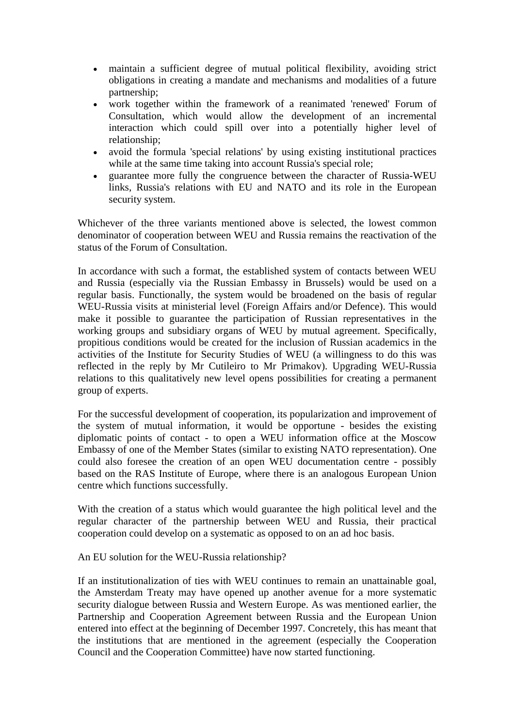- maintain a sufficient degree of mutual political flexibility, avoiding strict obligations in creating a mandate and mechanisms and modalities of a future partnership;
- work together within the framework of a reanimated 'renewed' Forum of Consultation, which would allow the development of an incremental interaction which could spill over into a potentially higher level of relationship;
- avoid the formula 'special relations' by using existing institutional practices while at the same time taking into account Russia's special role;
- guarantee more fully the congruence between the character of Russia-WEU links, Russia's relations with EU and NATO and its role in the European security system.

Whichever of the three variants mentioned above is selected, the lowest common denominator of cooperation between WEU and Russia remains the reactivation of the status of the Forum of Consultation.

In accordance with such a format, the established system of contacts between WEU and Russia (especially via the Russian Embassy in Brussels) would be used on a regular basis. Functionally, the system would be broadened on the basis of regular WEU-Russia visits at ministerial level (Foreign Affairs and/or Defence). This would make it possible to guarantee the participation of Russian representatives in the working groups and subsidiary organs of WEU by mutual agreement. Specifically, propitious conditions would be created for the inclusion of Russian academics in the activities of the Institute for Security Studies of WEU (a willingness to do this was reflected in the reply by Mr Cutileiro to Mr Primakov). Upgrading WEU-Russia relations to this qualitatively new level opens possibilities for creating a permanent group of experts.

For the successful development of cooperation, its popularization and improvement of the system of mutual information, it would be opportune - besides the existing diplomatic points of contact - to open a WEU information office at the Moscow Embassy of one of the Member States (similar to existing NATO representation). One could also foresee the creation of an open WEU documentation centre - possibly based on the RAS Institute of Europe, where there is an analogous European Union centre which functions successfully.

With the creation of a status which would guarantee the high political level and the regular character of the partnership between WEU and Russia, their practical cooperation could develop on a systematic as opposed to on an ad hoc basis.

## An EU solution for the WEU-Russia relationship?

If an institutionalization of ties with WEU continues to remain an unattainable goal, the Amsterdam Treaty may have opened up another avenue for a more systematic security dialogue between Russia and Western Europe. As was mentioned earlier, the Partnership and Cooperation Agreement between Russia and the European Union entered into effect at the beginning of December 1997. Concretely, this has meant that the institutions that are mentioned in the agreement (especially the Cooperation Council and the Cooperation Committee) have now started functioning.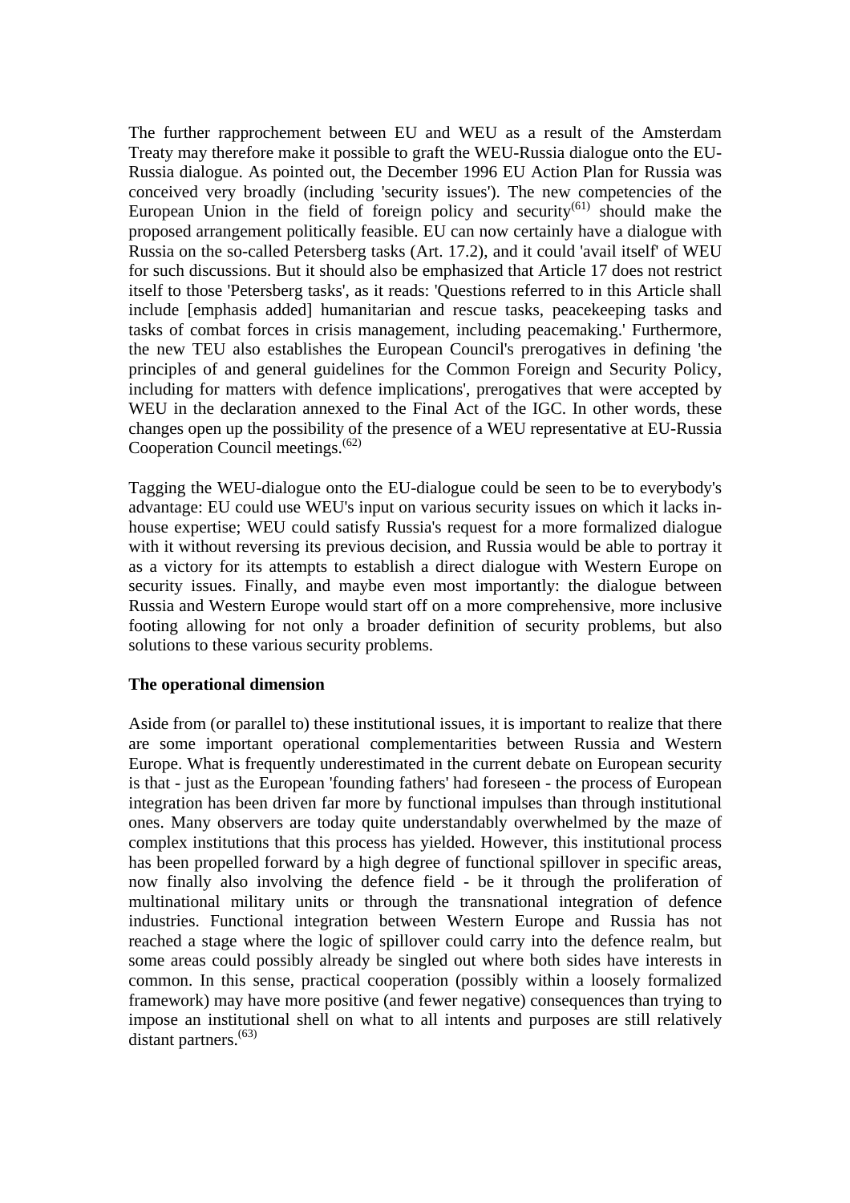The further rapprochement between EU and WEU as a result of the Amsterdam Treaty may therefore make it possible to graft the WEU-Russia dialogue onto the EU-Russia dialogue. As pointed out, the December 1996 EU Action Plan for Russia was conceived very broadly (including 'security issues'). The new competencies of the European Union in the field of foreign policy and security[61] should make the proposed arrangement politically feasible. EU can now certainly have a dialogue with Russia on the so-called Petersberg tasks (Art. 17.2), and it could 'avail itself' of WEU for such discussions. But it should also be emphasized that Article 17 does not restrict itself to those 'Petersberg tasks', as it reads: 'Questions referred to in this Article shall include [emphasis added] humanitarian and rescue tasks, peacekeeping tasks and tasks of combat forces in crisis management, including peacemaking.' Furthermore, the new TEU also establishes the European Council's prerogatives in defining 'the principles of and general guidelines for the Common Foreign and Security Policy, including for matters with defence implications', prerogatives that were accepted by WEU in the declaration annexed to the Final Act of the IGC. In other words, these changes open up the possibility of the presence of a WEU representative at EU-Russia Cooperation Council meetings.[62]

Tagging the WEU-dialogue onto the EU-dialogue could be seen to be to everybody's advantage: EU could use WEU's input on various security issues on which it lacks in-house expertise; WEU could satisfy Russia's request for a more formalized dialogue with it without reversing its previous decision, and Russia would be able to portray it as a victory for its attempts to establish a direct dialogue with Western Europe on security issues. Finally, and maybe even most importantly: the dialogue between Russia and Western Europe would start off on a more comprehensive, more inclusive footing allowing for not only a broader definition of security problems, but also solutions to these various security problems.

**The operational dimension**

Aside from (or parallel to) these institutional issues, it is important to realize that there are some important operational complementarities between Russia and Western Europe. What is frequently underestimated in the current debate on European security is that - just as the European 'founding fathers' had foreseen - the process of European integration has been driven far more by functional impulses than through institutional ones. Many observers are today quite understandably overwhelmed by the maze of complex institutions that this process has yielded. However, this institutional process has been propelled forward by a high degree of functional spillover in specific areas, now finally also involving the defence field - be it through the proliferation of multinational military units or through the transnational integration of defence industries. Functional integration between Western Europe and Russia has not reached a stage where the logic of spillover could carry into the defence realm, but some areas could possibly already be singled out where both sides have interests in common. In this sense, practical cooperation (possibly within a loosely formalized framework) may have more positive (and fewer negative) consequences than trying to impose an institutional shell on what to all intents and purposes are still relatively distant partners.[63]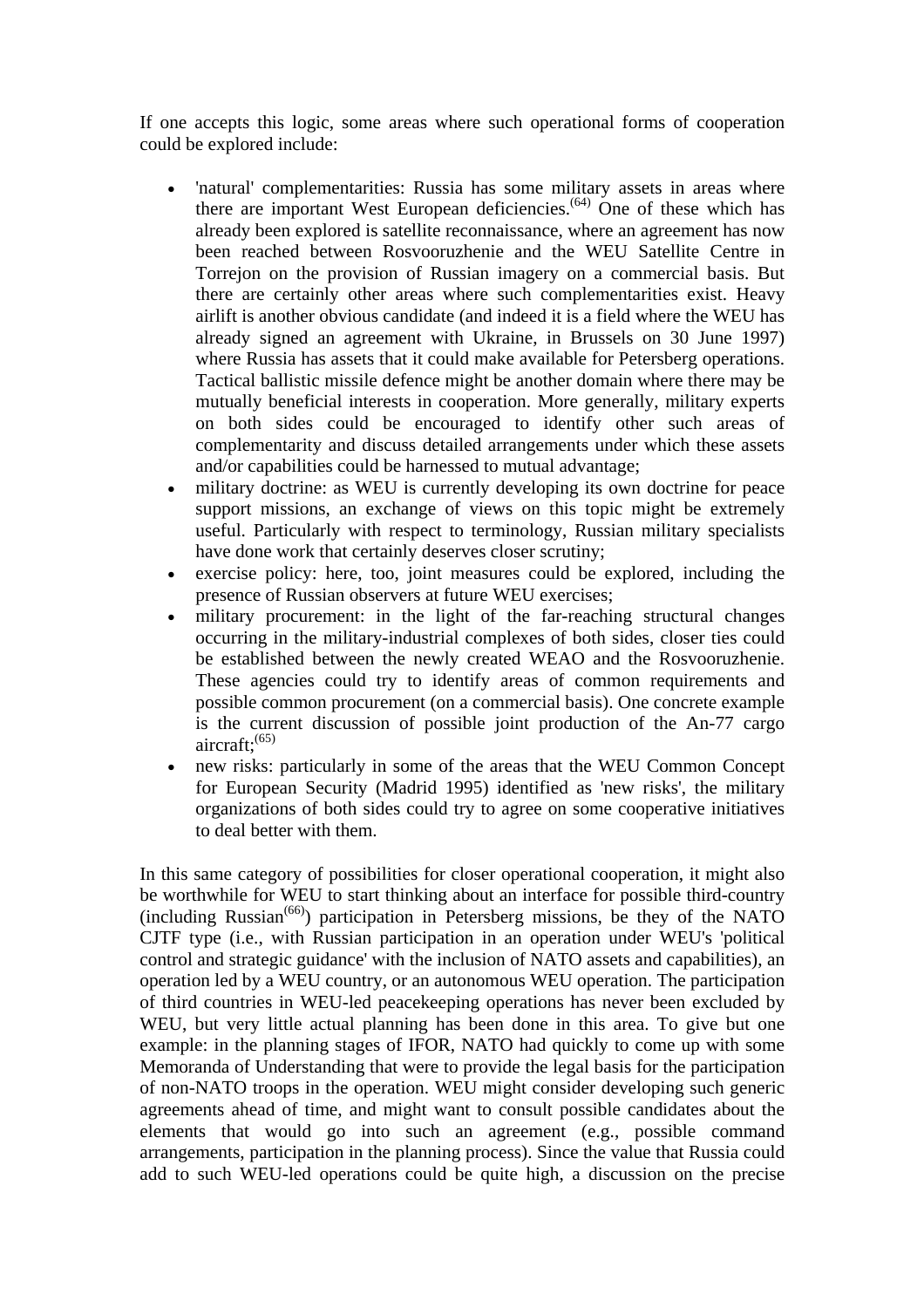If one accepts this logic, some areas where such operational forms of cooperation could be explored include:

- 'natural' complementarities: Russia has some military assets in areas where there are important West European deficiencies.[(64)] One of these which has already been explored is satellite reconnaissance, where an agreement has now been reached between Rosvooruzhenie and the WEU Satellite Centre in Torrejon on the provision of Russian imagery on a commercial basis. But there are certainly other areas where such complementarities exist. Heavy airlift is another obvious candidate (and indeed it is a field where the WEU has already signed an agreement with Ukraine, in Brussels on 30 June 1997) where Russia has assets that it could make available for Petersberg operations. Tactical ballistic missile defence might be another domain where there may be mutually beneficial interests in cooperation. More generally, military experts on both sides could be encouraged to identify other such areas of complementarity and discuss detailed arrangements under which these assets and/or capabilities could be harnessed to mutual advantage;
- military doctrine: as WEU is currently developing its own doctrine for peace support missions, an exchange of views on this topic might be extremely useful. Particularly with respect to terminology, Russian military specialists have done work that certainly deserves closer scrutiny;
- exercise policy: here, too, joint measures could be explored, including the presence of Russian observers at future WEU exercises;
- military procurement: in the light of the far-reaching structural changes occurring in the military-industrial complexes of both sides, closer ties could be established between the newly created WEAO and the Rosvooruzhenie. These agencies could try to identify areas of common requirements and possible common procurement (on a commercial basis). One concrete example is the current discussion of possible joint production of the An-77 cargo aircraft;[(65)]
- new risks: particularly in some of the areas that the WEU Common Concept for European Security (Madrid 1995) identified as 'new risks', the military organizations of both sides could try to agree on some cooperative initiatives to deal better with them.

In this same category of possibilities for closer operational cooperation, it might also be worthwhile for WEU to start thinking about an interface for possible third-country (including Russian[(66)]) participation in Petersberg missions, be they of the NATO CJTF type (i.e., with Russian participation in an operation under WEU's 'political control and strategic guidance' with the inclusion of NATO assets and capabilities), an operation led by a WEU country, or an autonomous WEU operation. The participation of third countries in WEU-led peacekeeping operations has never been excluded by WEU, but very little actual planning has been done in this area. To give but one example: in the planning stages of IFOR, NATO had quickly to come up with some Memoranda of Understanding that were to provide the legal basis for the participation of non-NATO troops in the operation. WEU might consider developing such generic agreements ahead of time, and might want to consult possible candidates about the elements that would go into such an agreement (e.g., possible command arrangements, participation in the planning process). Since the value that Russia could add to such WEU-led operations could be quite high, a discussion on the precise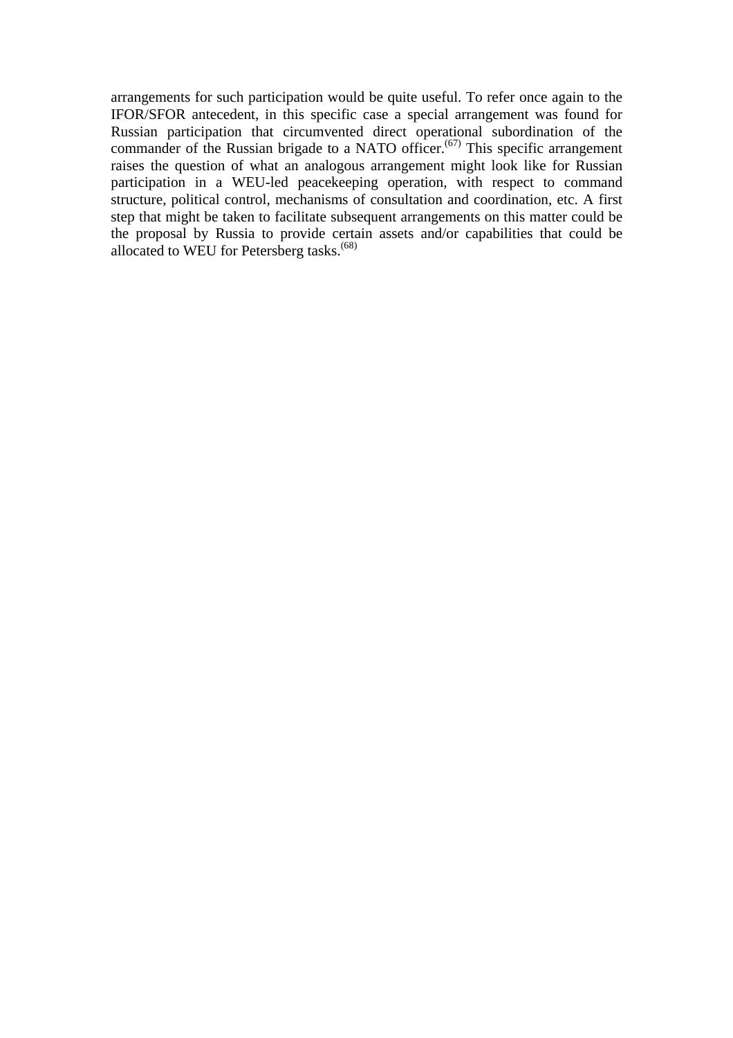arrangements for such participation would be quite useful. To refer once again to the IFOR/SFOR antecedent, in this specific case a special arrangement was found for Russian participation that circumvented direct operational subordination of the commander of the Russian brigade to a NATO officer.[67] This specific arrangement raises the question of what an analogous arrangement might look like for Russian participation in a WEU-led peacekeeping operation, with respect to command structure, political control, mechanisms of consultation and coordination, etc. A first step that might be taken to facilitate subsequent arrangements on this matter could be the proposal by Russia to provide certain assets and/or capabilities that could be allocated to WEU for Petersberg tasks.[68]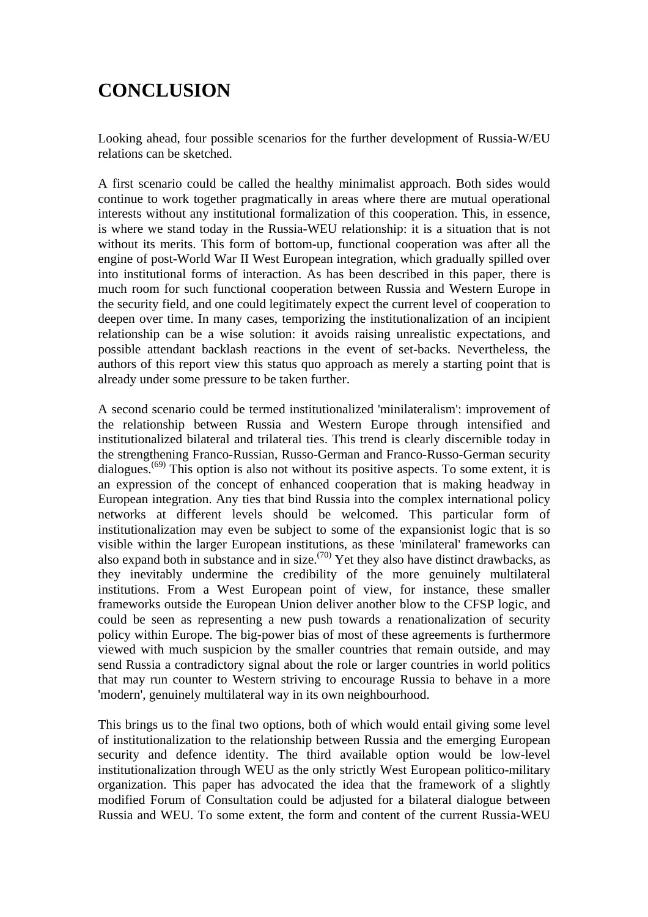# CONCLUSION

Looking ahead, four possible scenarios for the further development of Russia-W/EU relations can be sketched.

A first scenario could be called the healthy minimalist approach. Both sides would continue to work together pragmatically in areas where there are mutual operational interests without any institutional formalization of this cooperation. This, in essence, is where we stand today in the Russia-WEU relationship: it is a situation that is not without its merits. This form of bottom-up, functional cooperation was after all the engine of post-World War II West European integration, which gradually spilled over into institutional forms of interaction. As has been described in this paper, there is much room for such functional cooperation between Russia and Western Europe in the security field, and one could legitimately expect the current level of cooperation to deepen over time. In many cases, temporizing the institutionalization of an incipient relationship can be a wise solution: it avoids raising unrealistic expectations, and possible attendant backlash reactions in the event of set-backs. Nevertheless, the authors of this report view this status quo approach as merely a starting point that is already under some pressure to be taken further.

A second scenario could be termed institutionalized 'minilateralism': improvement of the relationship between Russia and Western Europe through intensified and institutionalized bilateral and trilateral ties. This trend is clearly discernible today in the strengthening Franco-Russian, Russo-German and Franco-Russo-German security dialogues.(69) This option is also not without its positive aspects. To some extent, it is an expression of the concept of enhanced cooperation that is making headway in European integration. Any ties that bind Russia into the complex international policy networks at different levels should be welcomed. This particular form of institutionalization may even be subject to some of the expansionist logic that is so visible within the larger European institutions, as these 'minilateral' frameworks can also expand both in substance and in size.(70) Yet they also have distinct drawbacks, as they inevitably undermine the credibility of the more genuinely multilateral institutions. From a West European point of view, for instance, these smaller frameworks outside the European Union deliver another blow to the CFSP logic, and could be seen as representing a new push towards a renationalization of security policy within Europe. The big-power bias of most of these agreements is furthermore viewed with much suspicion by the smaller countries that remain outside, and may send Russia a contradictory signal about the role or larger countries in world politics that may run counter to Western striving to encourage Russia to behave in a more 'modern', genuinely multilateral way in its own neighbourhood.

This brings us to the final two options, both of which would entail giving some level of institutionalization to the relationship between Russia and the emerging European security and defence identity. The third available option would be low-level institutionalization through WEU as the only strictly West European politico-military organization. This paper has advocated the idea that the framework of a slightly modified Forum of Consultation could be adjusted for a bilateral dialogue between Russia and WEU. To some extent, the form and content of the current Russia-WEU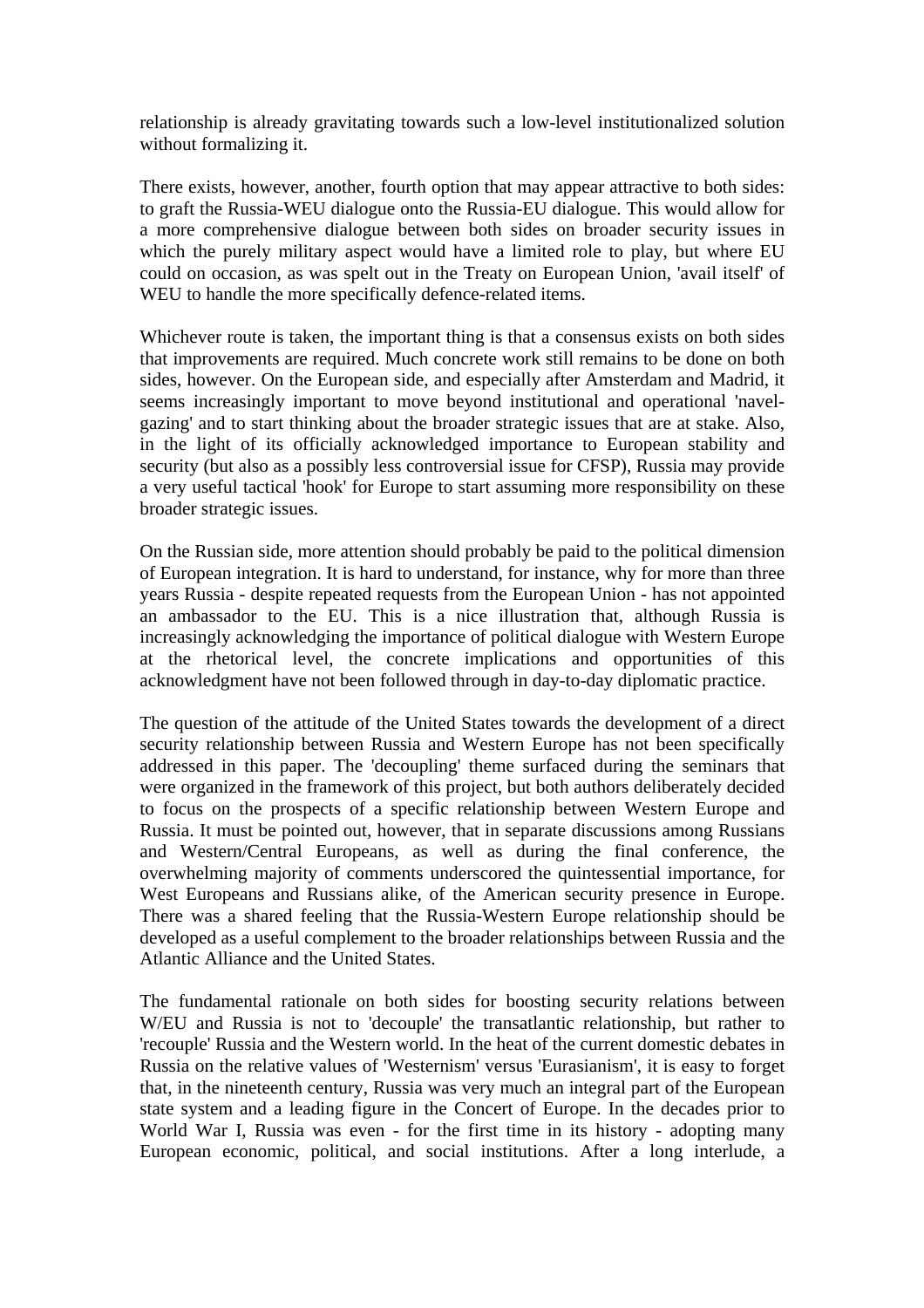relationship is already gravitating towards such a low-level institutionalized solution without formalizing it.

There exists, however, another, fourth option that may appear attractive to both sides: to graft the Russia-WEU dialogue onto the Russia-EU dialogue. This would allow for a more comprehensive dialogue between both sides on broader security issues in which the purely military aspect would have a limited role to play, but where EU could on occasion, as was spelt out in the Treaty on European Union, 'avail itself' of WEU to handle the more specifically defence-related items.

Whichever route is taken, the important thing is that a consensus exists on both sides that improvements are required. Much concrete work still remains to be done on both sides, however. On the European side, and especially after Amsterdam and Madrid, it seems increasingly important to move beyond institutional and operational 'navel-gazing' and to start thinking about the broader strategic issues that are at stake. Also, in the light of its officially acknowledged importance to European stability and security (but also as a possibly less controversial issue for CFSP), Russia may provide a very useful tactical 'hook' for Europe to start assuming more responsibility on these broader strategic issues.

On the Russian side, more attention should probably be paid to the political dimension of European integration. It is hard to understand, for instance, why for more than three years Russia - despite repeated requests from the European Union - has not appointed an ambassador to the EU. This is a nice illustration that, although Russia is increasingly acknowledging the importance of political dialogue with Western Europe at the rhetorical level, the concrete implications and opportunities of this acknowledgment have not been followed through in day-to-day diplomatic practice.

The question of the attitude of the United States towards the development of a direct security relationship between Russia and Western Europe has not been specifically addressed in this paper. The 'decoupling' theme surfaced during the seminars that were organized in the framework of this project, but both authors deliberately decided to focus on the prospects of a specific relationship between Western Europe and Russia. It must be pointed out, however, that in separate discussions among Russians and Western/Central Europeans, as well as during the final conference, the overwhelming majority of comments underscored the quintessential importance, for West Europeans and Russians alike, of the American security presence in Europe. There was a shared feeling that the Russia-Western Europe relationship should be developed as a useful complement to the broader relationships between Russia and the Atlantic Alliance and the United States.

The fundamental rationale on both sides for boosting security relations between W/EU and Russia is not to 'decouple' the transatlantic relationship, but rather to 'recouple' Russia and the Western world. In the heat of the current domestic debates in Russia on the relative values of 'Westernism' versus 'Eurasianism', it is easy to forget that, in the nineteenth century, Russia was very much an integral part of the European state system and a leading figure in the Concert of Europe. In the decades prior to World War I, Russia was even - for the first time in its history - adopting many European economic, political, and social institutions. After a long interlude, a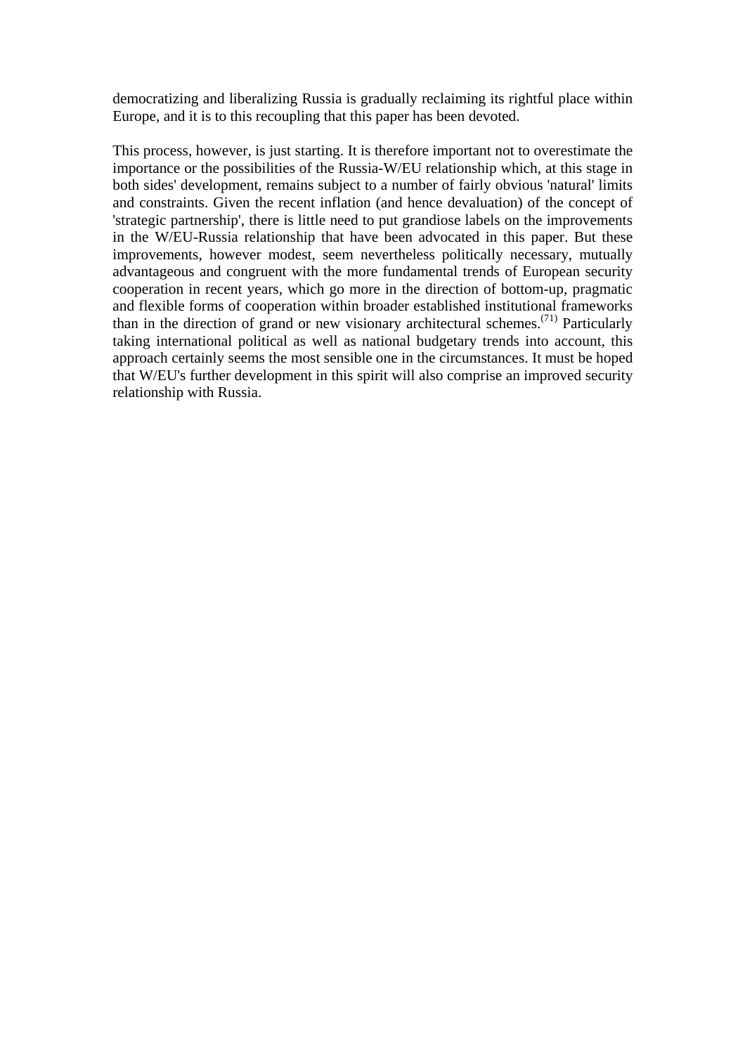democratizing and liberalizing Russia is gradually reclaiming its rightful place within Europe, and it is to this recoupling that this paper has been devoted.

This process, however, is just starting. It is therefore important not to overestimate the importance or the possibilities of the Russia-W/EU relationship which, at this stage in both sides' development, remains subject to a number of fairly obvious 'natural' limits and constraints. Given the recent inflation (and hence devaluation) of the concept of 'strategic partnership', there is little need to put grandiose labels on the improvements in the W/EU-Russia relationship that have been advocated in this paper. But these improvements, however modest, seem nevertheless politically necessary, mutually advantageous and congruent with the more fundamental trends of European security cooperation in recent years, which go more in the direction of bottom-up, pragmatic and flexible forms of cooperation within broader established institutional frameworks than in the direction of grand or new visionary architectural schemes.[71] Particularly taking international political as well as national budgetary trends into account, this approach certainly seems the most sensible one in the circumstances. It must be hoped that W/EU's further development in this spirit will also comprise an improved security relationship with Russia.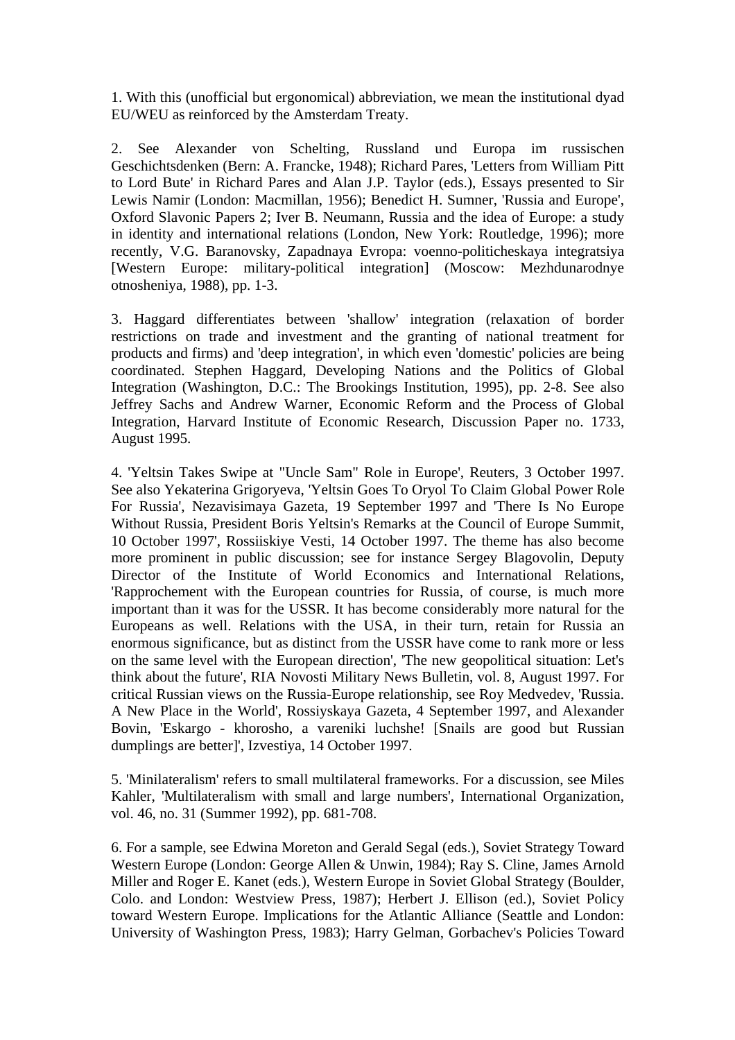1. With this (unofficial but ergonomical) abbreviation, we mean the institutional dyad EU/WEU as reinforced by the Amsterdam Treaty.

2. See Alexander von Schelting, Russland und Europa im russischen Geschichtsdenken (Bern: A. Francke, 1948); Richard Pares, 'Letters from William Pitt to Lord Bute' in Richard Pares and Alan J.P. Taylor (eds.), Essays presented to Sir Lewis Namir (London: Macmillan, 1956); Benedict H. Sumner, 'Russia and Europe', Oxford Slavonic Papers 2; Iver B. Neumann, Russia and the idea of Europe: a study in identity and international relations (London, New York: Routledge, 1996); more recently, V.G. Baranovsky, Zapadnaya Evropa: voenno-politicheskaya integratsiya [Western Europe: military-political integration] (Moscow: Mezhdunarodnye otnosheniya, 1988), pp. 1-3.

3. Haggard differentiates between 'shallow' integration (relaxation of border restrictions on trade and investment and the granting of national treatment for products and firms) and 'deep integration', in which even 'domestic' policies are being coordinated. Stephen Haggard, Developing Nations and the Politics of Global Integration (Washington, D.C.: The Brookings Institution, 1995), pp. 2-8. See also Jeffrey Sachs and Andrew Warner, Economic Reform and the Process of Global Integration, Harvard Institute of Economic Research, Discussion Paper no. 1733, August 1995.

4. 'Yeltsin Takes Swipe at "Uncle Sam" Role in Europe', Reuters, 3 October 1997. See also Yekaterina Grigoryeva, 'Yeltsin Goes To Oryol To Claim Global Power Role For Russia', Nezavisimaya Gazeta, 19 September 1997 and 'There Is No Europe Without Russia, President Boris Yeltsin's Remarks at the Council of Europe Summit, 10 October 1997', Rossiiskiye Vesti, 14 October 1997. The theme has also become more prominent in public discussion; see for instance Sergey Blagovolin, Deputy Director of the Institute of World Economics and International Relations, 'Rapprochement with the European countries for Russia, of course, is much more important than it was for the USSR. It has become considerably more natural for the Europeans as well. Relations with the USA, in their turn, retain for Russia an enormous significance, but as distinct from the USSR have come to rank more or less on the same level with the European direction', 'The new geopolitical situation: Let's think about the future', RIA Novosti Military News Bulletin, vol. 8, August 1997. For critical Russian views on the Russia-Europe relationship, see Roy Medvedev, 'Russia. A New Place in the World', Rossiyskaya Gazeta, 4 September 1997, and Alexander Bovin, 'Eskargo - khorosho, a vareniki luchshe! [Snails are good but Russian dumplings are better]', Izvestiya, 14 October 1997.

5. 'Minilateralism' refers to small multilateral frameworks. For a discussion, see Miles Kahler, 'Multilateralism with small and large numbers', International Organization, vol. 46, no. 31 (Summer 1992), pp. 681-708.

6. For a sample, see Edwina Moreton and Gerald Segal (eds.), Soviet Strategy Toward Western Europe (London: George Allen & Unwin, 1984); Ray S. Cline, James Arnold Miller and Roger E. Kanet (eds.), Western Europe in Soviet Global Strategy (Boulder, Colo. and London: Westview Press, 1987); Herbert J. Ellison (ed.), Soviet Policy toward Western Europe. Implications for the Atlantic Alliance (Seattle and London: University of Washington Press, 1983); Harry Gelman, Gorbachev's Policies Toward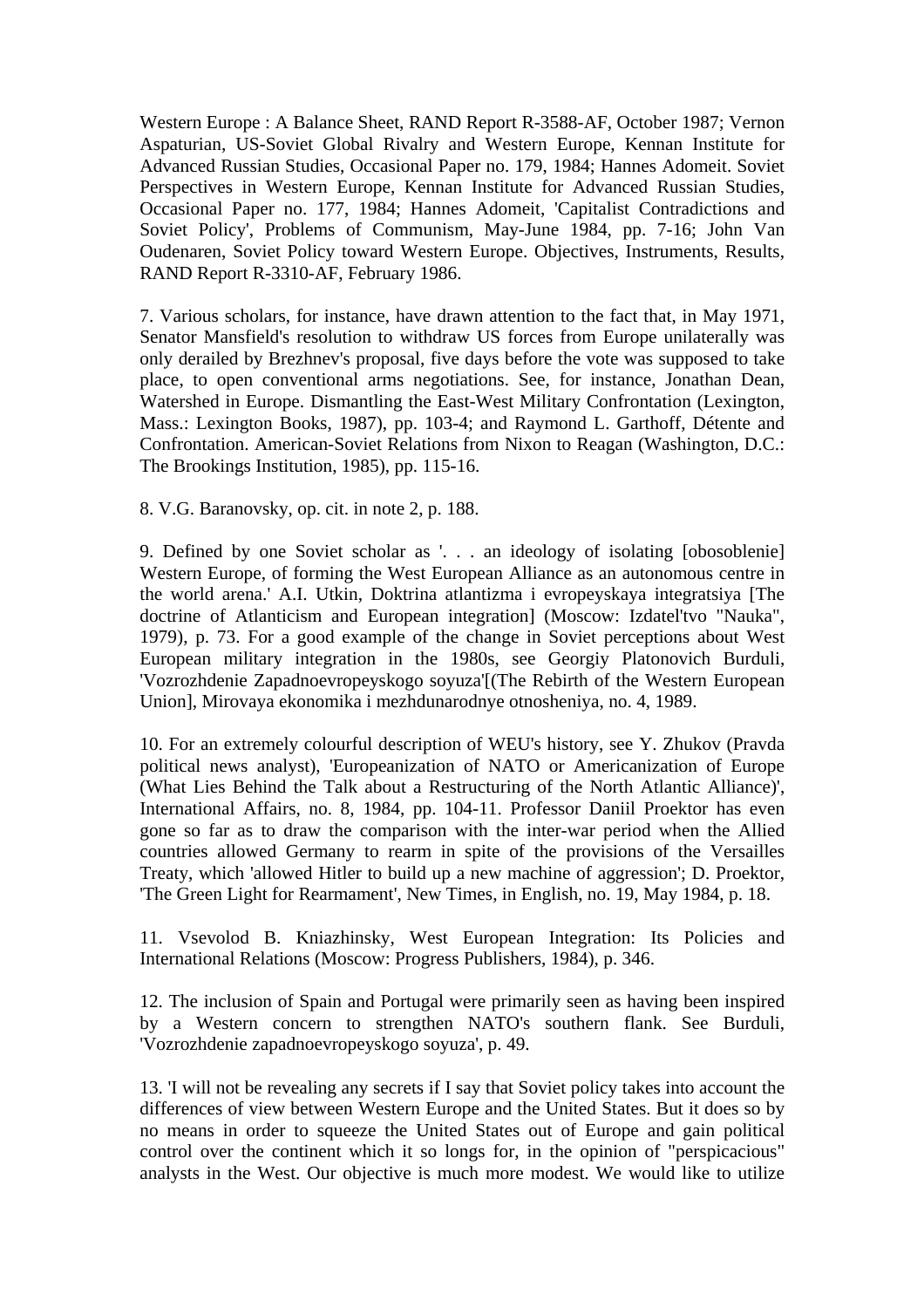Western Europe : A Balance Sheet, RAND Report R-3588-AF, October 1987; Vernon Aspaturian, US-Soviet Global Rivalry and Western Europe, Kennan Institute for Advanced Russian Studies, Occasional Paper no. 179, 1984; Hannes Adomeit. Soviet Perspectives in Western Europe, Kennan Institute for Advanced Russian Studies, Occasional Paper no. 177, 1984; Hannes Adomeit, 'Capitalist Contradictions and Soviet Policy', Problems of Communism, May-June 1984, pp. 7-16; John Van Oudenaren, Soviet Policy toward Western Europe. Objectives, Instruments, Results, RAND Report R-3310-AF, February 1986.

7. Various scholars, for instance, have drawn attention to the fact that, in May 1971, Senator Mansfield's resolution to withdraw US forces from Europe unilaterally was only derailed by Brezhnev's proposal, five days before the vote was supposed to take place, to open conventional arms negotiations. See, for instance, Jonathan Dean, Watershed in Europe. Dismantling the East-West Military Confrontation (Lexington, Mass.: Lexington Books, 1987), pp. 103-4; and Raymond L. Garthoff, Détente and Confrontation. American-Soviet Relations from Nixon to Reagan (Washington, D.C.: The Brookings Institution, 1985), pp. 115-16.

8. V.G. Baranovsky, op. cit. in note 2, p. 188.

9. Defined by one Soviet scholar as '. . . an ideology of isolating [obosoblenie] Western Europe, of forming the West European Alliance as an autonomous centre in the world arena.' A.I. Utkin, Doktrina atlantizma i evropeyskaya integratsiya [The doctrine of Atlanticism and European integration] (Moscow: Izdatel'tvo "Nauka", 1979), p. 73. For a good example of the change in Soviet perceptions about West European military integration in the 1980s, see Georgiy Platonovich Burduli, 'Vozrozhdenie Zapadnoevropeyskogo soyuza'[(The Rebirth of the Western European Union], Mirovaya ekonomika i mezhdunarodnye otnosheniya, no. 4, 1989.

10. For an extremely colourful description of WEU's history, see Y. Zhukov (Pravda political news analyst), 'Europeanization of NATO or Americanization of Europe (What Lies Behind the Talk about a Restructuring of the North Atlantic Alliance)', International Affairs, no. 8, 1984, pp. 104-11. Professor Daniil Proektor has even gone so far as to draw the comparison with the inter-war period when the Allied countries allowed Germany to rearm in spite of the provisions of the Versailles Treaty, which 'allowed Hitler to build up a new machine of aggression'; D. Proektor, 'The Green Light for Rearmament', New Times, in English, no. 19, May 1984, p. 18.

11. Vsevolod B. Kniazhinsky, West European Integration: Its Policies and International Relations (Moscow: Progress Publishers, 1984), p. 346.

12. The inclusion of Spain and Portugal were primarily seen as having been inspired by a Western concern to strengthen NATO's southern flank. See Burduli, 'Vozrozhdenie zapadnoevropeyskogo soyuza', p. 49.

13. 'I will not be revealing any secrets if I say that Soviet policy takes into account the differences of view between Western Europe and the United States. But it does so by no means in order to squeeze the United States out of Europe and gain political control over the continent which it so longs for, in the opinion of "perspicacious" analysts in the West. Our objective is much more modest. We would like to utilize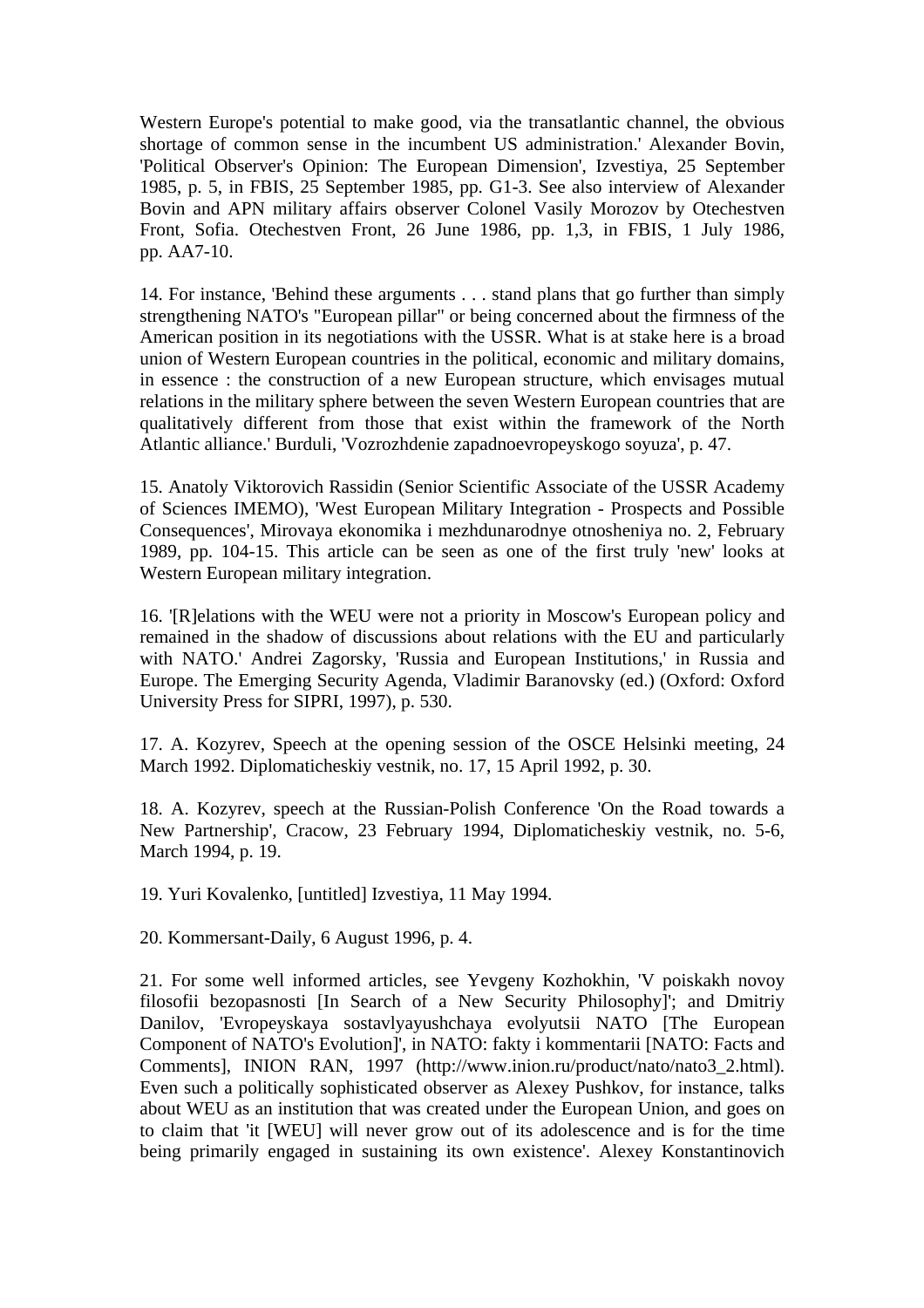Western Europe's potential to make good, via the transatlantic channel, the obvious shortage of common sense in the incumbent US administration.' Alexander Bovin, 'Political Observer's Opinion: The European Dimension', Izvestiya, 25 September 1985, p. 5, in FBIS, 25 September 1985, pp. G1-3. See also interview of Alexander Bovin and APN military affairs observer Colonel Vasily Morozov by Otechestven Front, Sofia. Otechestven Front, 26 June 1986, pp. 1,3, in FBIS, 1 July 1986, pp. AA7-10.

14. For instance, 'Behind these arguments . . . stand plans that go further than simply strengthening NATO's "European pillar" or being concerned about the firmness of the American position in its negotiations with the USSR. What is at stake here is a broad union of Western European countries in the political, economic and military domains, in essence : the construction of a new European structure, which envisages mutual relations in the military sphere between the seven Western European countries that are qualitatively different from those that exist within the framework of the North Atlantic alliance.' Burduli, 'Vozrozhdenie zapadnoevropeyskogo soyuza', p. 47.

15. Anatoly Viktorovich Rassidin (Senior Scientific Associate of the USSR Academy of Sciences IMEMO), 'West European Military Integration - Prospects and Possible Consequences', Mirovaya ekonomika i mezhdunarodnye otnosheniya no. 2, February 1989, pp. 104-15. This article can be seen as one of the first truly 'new' looks at Western European military integration.

16. '[R]elations with the WEU were not a priority in Moscow's European policy and remained in the shadow of discussions about relations with the EU and particularly with NATO.' Andrei Zagorsky, 'Russia and European Institutions,' in Russia and Europe. The Emerging Security Agenda, Vladimir Baranovsky (ed.) (Oxford: Oxford University Press for SIPRI, 1997), p. 530.

17. A. Kozyrev, Speech at the opening session of the OSCE Helsinki meeting, 24 March 1992. Diplomaticheskiy vestnik, no. 17, 15 April 1992, p. 30.

18. A. Kozyrev, speech at the Russian-Polish Conference 'On the Road towards a New Partnership', Cracow, 23 February 1994, Diplomaticheskiy vestnik, no. 5-6, March 1994, p. 19.

19. Yuri Kovalenko, [untitled] Izvestiya, 11 May 1994.

20. Kommersant-Daily, 6 August 1996, p. 4.

21. For some well informed articles, see Yevgeny Kozhokhin, 'V poiskakh novoy filosofii bezopasnosti [In Search of a New Security Philosophy]'; and Dmitriy Danilov, 'Evropeyskaya sostavlyayushchaya evolyutsii NATO [The European Component of NATO's Evolution]', in NATO: fakty i kommentarii [NATO: Facts and Comments], INION RAN, 1997 (http://www.inion.ru/product/nato/nato3_2.html). Even such a politically sophisticated observer as Alexey Pushkov, for instance, talks about WEU as an institution that was created under the European Union, and goes on to claim that 'it [WEU] will never grow out of its adolescence and is for the time being primarily engaged in sustaining its own existence'. Alexey Konstantinovich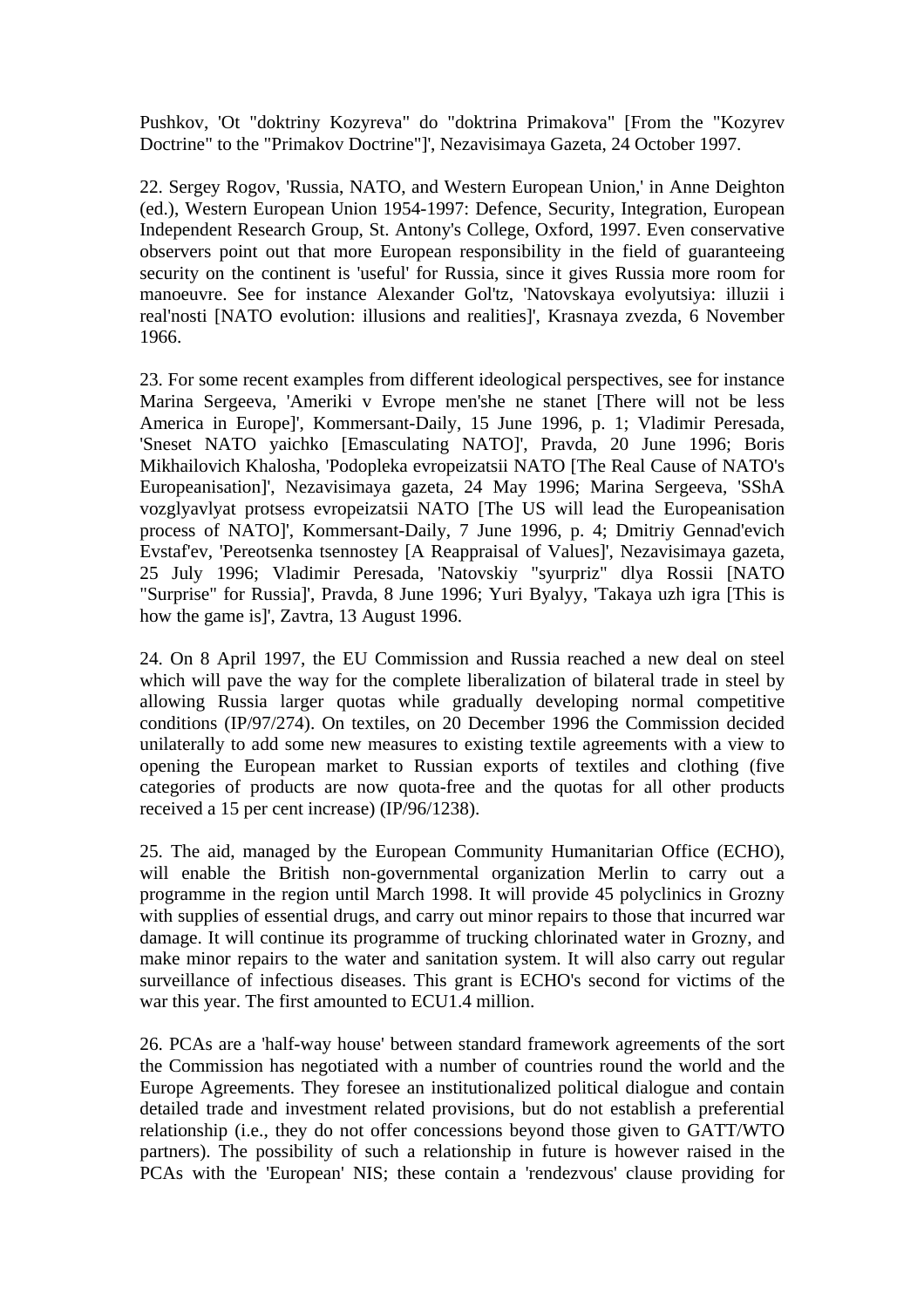Pushkov, 'Ot "doktriny Kozyreva" do "doktrina Primakova" [From the "Kozyrev Doctrine" to the "Primakov Doctrine"]', Nezavisimaya Gazeta, 24 October 1997.

22. Sergey Rogov, 'Russia, NATO, and Western European Union,' in Anne Deighton (ed.), Western European Union 1954-1997: Defence, Security, Integration, European Independent Research Group, St. Antony's College, Oxford, 1997. Even conservative observers point out that more European responsibility in the field of guaranteeing security on the continent is 'useful' for Russia, since it gives Russia more room for manoeuvre. See for instance Alexander Gol'tz, 'Natovskaya evolyutsiya: illuzii i real'nosti [NATO evolution: illusions and realities]', Krasnaya zvezda, 6 November 1966.

23. For some recent examples from different ideological perspectives, see for instance Marina Sergeeva, 'Ameriki v Evrope men'she ne stanet [There will not be less America in Europe]', Kommersant-Daily, 15 June 1996, p. 1; Vladimir Peresada, 'Sneset NATO yaichko [Emasculating NATO]', Pravda, 20 June 1996; Boris Mikhailovich Khalosha, 'Podopleka evropeizatsii NATO [The Real Cause of NATO's Europeanisation]', Nezavisimaya gazeta, 24 May 1996; Marina Sergeeva, 'SShA vozglyavlyat protsess evropeizatsii NATO [The US will lead the Europeanisation process of NATO]', Kommersant-Daily, 7 June 1996, p. 4; Dmitriy Gennad'evich Evstaf'ev, 'Pereotsenka tsennostey [A Reappraisal of Values]', Nezavisimaya gazeta, 25 July 1996; Vladimir Peresada, 'Natovskiy "syurpriz" dlya Rossii [NATO "Surprise" for Russia]', Pravda, 8 June 1996; Yuri Byalyy, 'Takaya uzh igra [This is how the game is]', Zavtra, 13 August 1996.

24. On 8 April 1997, the EU Commission and Russia reached a new deal on steel which will pave the way for the complete liberalization of bilateral trade in steel by allowing Russia larger quotas while gradually developing normal competitive conditions (IP/97/274). On textiles, on 20 December 1996 the Commission decided unilaterally to add some new measures to existing textile agreements with a view to opening the European market to Russian exports of textiles and clothing (five categories of products are now quota-free and the quotas for all other products received a 15 per cent increase) (IP/96/1238).

25. The aid, managed by the European Community Humanitarian Office (ECHO), will enable the British non-governmental organization Merlin to carry out a programme in the region until March 1998. It will provide 45 polyclinics in Grozny with supplies of essential drugs, and carry out minor repairs to those that incurred war damage. It will continue its programme of trucking chlorinated water in Grozny, and make minor repairs to the water and sanitation system. It will also carry out regular surveillance of infectious diseases. This grant is ECHO's second for victims of the war this year. The first amounted to ECU1.4 million.

26. PCAs are a 'half-way house' between standard framework agreements of the sort the Commission has negotiated with a number of countries round the world and the Europe Agreements. They foresee an institutionalized political dialogue and contain detailed trade and investment related provisions, but do not establish a preferential relationship (i.e., they do not offer concessions beyond those given to GATT/WTO partners). The possibility of such a relationship in future is however raised in the PCAs with the 'European' NIS; these contain a 'rendezvous' clause providing for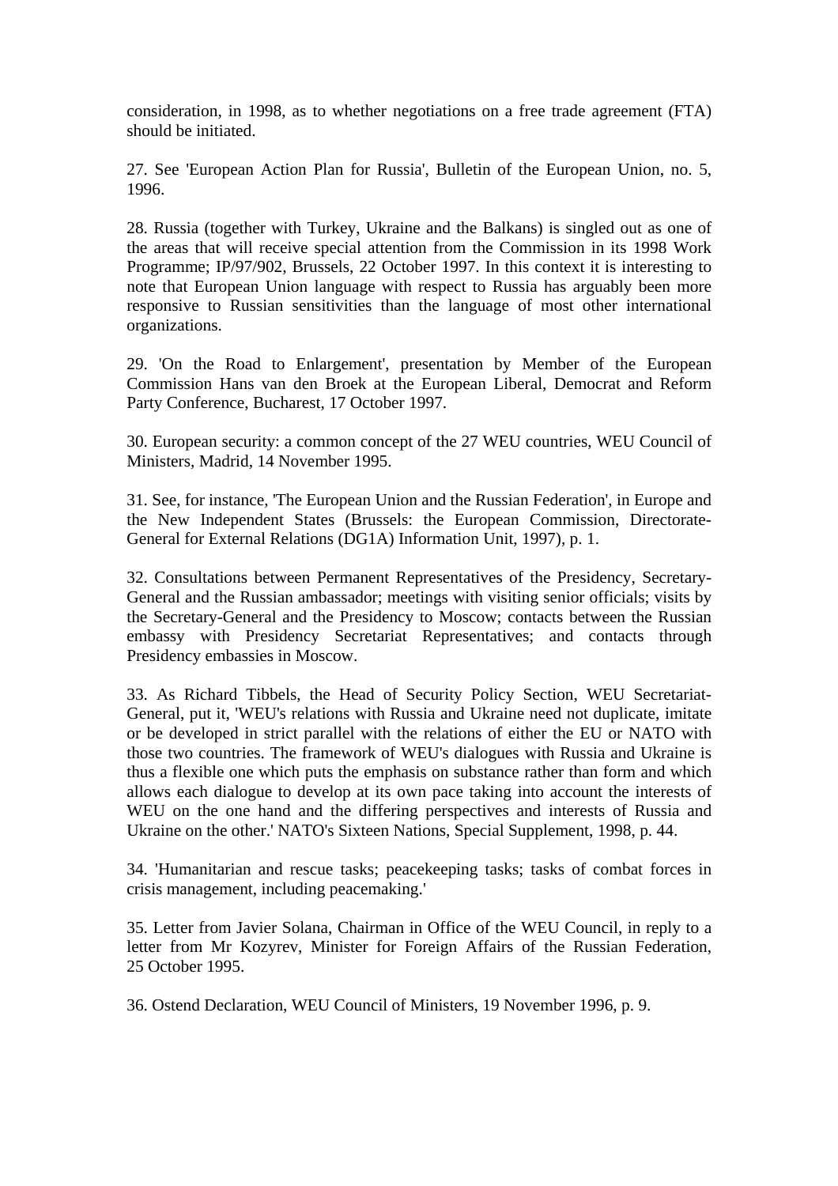consideration, in 1998, as to whether negotiations on a free trade agreement (FTA) should be initiated.

27. See 'European Action Plan for Russia', Bulletin of the European Union, no. 5, 1996.

28. Russia (together with Turkey, Ukraine and the Balkans) is singled out as one of the areas that will receive special attention from the Commission in its 1998 Work Programme; IP/97/902, Brussels, 22 October 1997. In this context it is interesting to note that European Union language with respect to Russia has arguably been more responsive to Russian sensitivities than the language of most other international organizations.

29. 'On the Road to Enlargement', presentation by Member of the European Commission Hans van den Broek at the European Liberal, Democrat and Reform Party Conference, Bucharest, 17 October 1997.

30. European security: a common concept of the 27 WEU countries, WEU Council of Ministers, Madrid, 14 November 1995.

31. See, for instance, 'The European Union and the Russian Federation', in Europe and the New Independent States (Brussels: the European Commission, Directorate-General for External Relations (DG1A) Information Unit, 1997), p. 1.

32. Consultations between Permanent Representatives of the Presidency, Secretary-General and the Russian ambassador; meetings with visiting senior officials; visits by the Secretary-General and the Presidency to Moscow; contacts between the Russian embassy with Presidency Secretariat Representatives; and contacts through Presidency embassies in Moscow.

33. As Richard Tibbels, the Head of Security Policy Section, WEU Secretariat-General, put it, 'WEU's relations with Russia and Ukraine need not duplicate, imitate or be developed in strict parallel with the relations of either the EU or NATO with those two countries. The framework of WEU's dialogues with Russia and Ukraine is thus a flexible one which puts the emphasis on substance rather than form and which allows each dialogue to develop at its own pace taking into account the interests of WEU on the one hand and the differing perspectives and interests of Russia and Ukraine on the other.' NATO's Sixteen Nations, Special Supplement, 1998, p. 44.

34. 'Humanitarian and rescue tasks; peacekeeping tasks; tasks of combat forces in crisis management, including peacemaking.'

35. Letter from Javier Solana, Chairman in Office of the WEU Council, in reply to a letter from Mr Kozyrev, Minister for Foreign Affairs of the Russian Federation, 25 October 1995.

36. Ostend Declaration, WEU Council of Ministers, 19 November 1996, p. 9.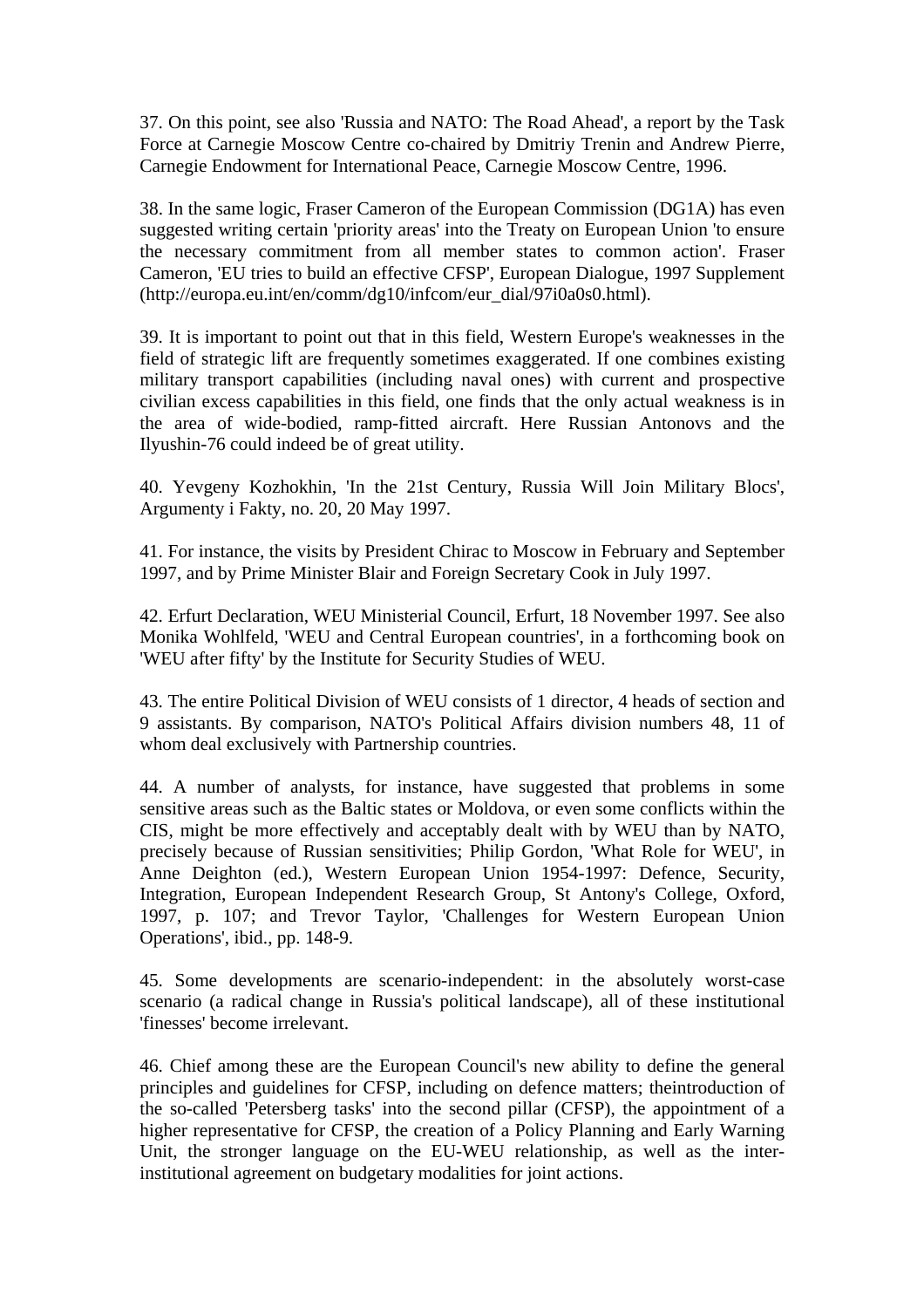37. On this point, see also 'Russia and NATO: The Road Ahead', a report by the Task Force at Carnegie Moscow Centre co-chaired by Dmitriy Trenin and Andrew Pierre, Carnegie Endowment for International Peace, Carnegie Moscow Centre, 1996.

38. In the same logic, Fraser Cameron of the European Commission (DG1A) has even suggested writing certain 'priority areas' into the Treaty on European Union 'to ensure the necessary commitment from all member states to common action'. Fraser Cameron, 'EU tries to build an effective CFSP', European Dialogue, 1997 Supplement (http://europa.eu.int/en/comm/dg10/infcom/eur_dial/97i0a0s0.html).

39. It is important to point out that in this field, Western Europe's weaknesses in the field of strategic lift are frequently sometimes exaggerated. If one combines existing military transport capabilities (including naval ones) with current and prospective civilian excess capabilities in this field, one finds that the only actual weakness is in the area of wide-bodied, ramp-fitted aircraft. Here Russian Antonovs and the Ilyushin-76 could indeed be of great utility.

40. Yevgeny Kozhokhin, 'In the 21st Century, Russia Will Join Military Blocs', Argumenty i Fakty, no. 20, 20 May 1997.

41. For instance, the visits by President Chirac to Moscow in February and September 1997, and by Prime Minister Blair and Foreign Secretary Cook in July 1997.

42. Erfurt Declaration, WEU Ministerial Council, Erfurt, 18 November 1997. See also Monika Wohlfeld, 'WEU and Central European countries', in a forthcoming book on 'WEU after fifty' by the Institute for Security Studies of WEU.

43. The entire Political Division of WEU consists of 1 director, 4 heads of section and 9 assistants. By comparison, NATO's Political Affairs division numbers 48, 11 of whom deal exclusively with Partnership countries.

44. A number of analysts, for instance, have suggested that problems in some sensitive areas such as the Baltic states or Moldova, or even some conflicts within the CIS, might be more effectively and acceptably dealt with by WEU than by NATO, precisely because of Russian sensitivities; Philip Gordon, 'What Role for WEU', in Anne Deighton (ed.), Western European Union 1954-1997: Defence, Security, Integration, European Independent Research Group, St Antony's College, Oxford, 1997, p. 107; and Trevor Taylor, 'Challenges for Western European Union Operations', ibid., pp. 148-9.

45. Some developments are scenario-independent: in the absolutely worst-case scenario (a radical change in Russia's political landscape), all of these institutional 'finesses' become irrelevant.

46. Chief among these are the European Council's new ability to define the general principles and guidelines for CFSP, including on defence matters; theintroduction of the so-called 'Petersberg tasks' into the second pillar (CFSP), the appointment of a higher representative for CFSP, the creation of a Policy Planning and Early Warning Unit, the stronger language on the EU-WEU relationship, as well as the inter-institutional agreement on budgetary modalities for joint actions.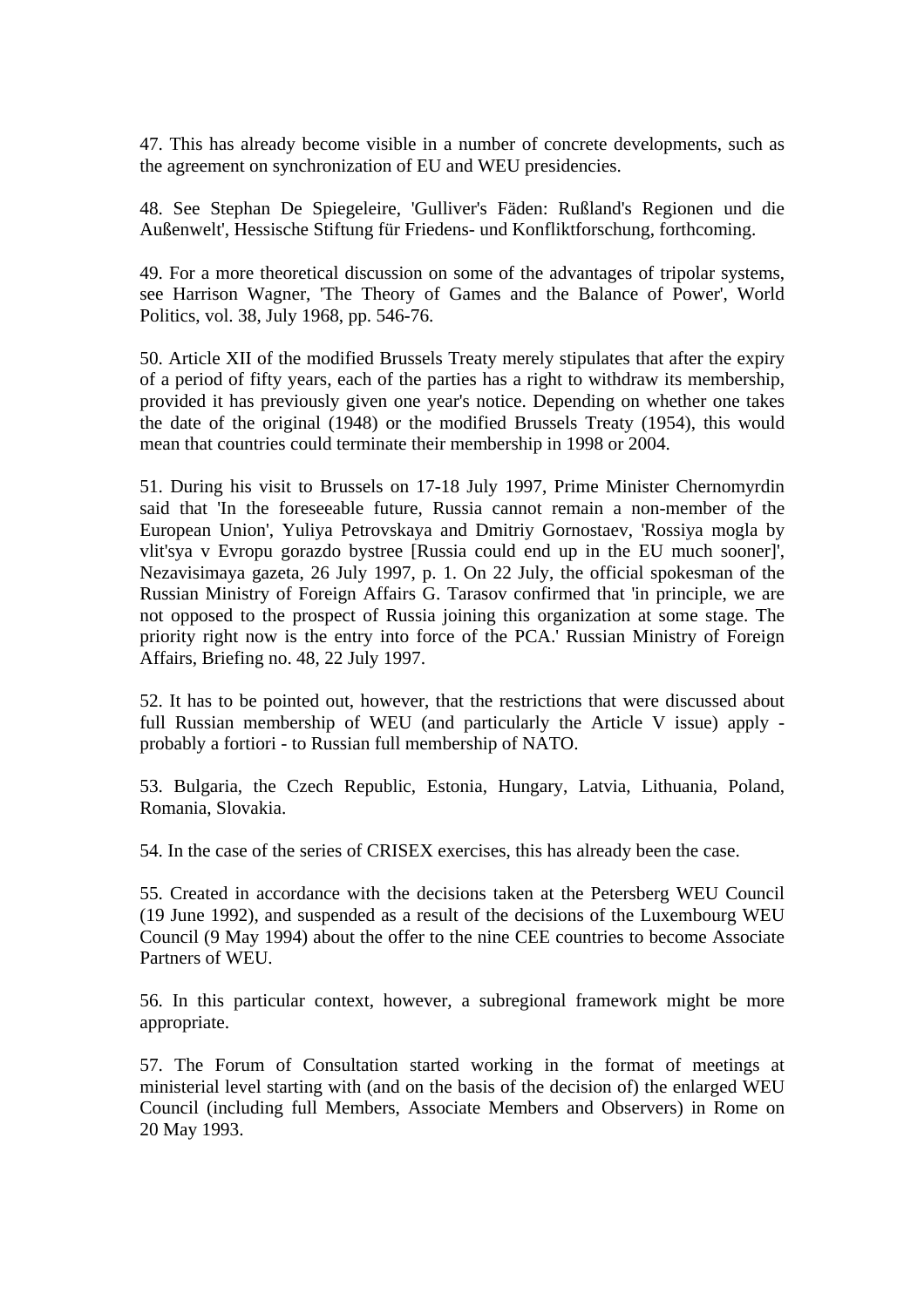47. This has already become visible in a number of concrete developments, such as the agreement on synchronization of EU and WEU presidencies.

48. See Stephan De Spiegeleire, 'Gulliver's Fäden: Rußland's Regionen und die Außenwelt', Hessische Stiftung für Friedens- und Konfliktforschung, forthcoming.

49. For a more theoretical discussion on some of the advantages of tripolar systems, see Harrison Wagner, 'The Theory of Games and the Balance of Power', World Politics, vol. 38, July 1968, pp. 546-76.

50. Article XII of the modified Brussels Treaty merely stipulates that after the expiry of a period of fifty years, each of the parties has a right to withdraw its membership, provided it has previously given one year's notice. Depending on whether one takes the date of the original (1948) or the modified Brussels Treaty (1954), this would mean that countries could terminate their membership in 1998 or 2004.

51. During his visit to Brussels on 17-18 July 1997, Prime Minister Chernomyrdin said that 'In the foreseeable future, Russia cannot remain a non-member of the European Union', Yuliya Petrovskaya and Dmitriy Gornostaev, 'Rossiya mogla by vlit'sya v Evropu gorazdo bystree [Russia could end up in the EU much sooner]', Nezavisimaya gazeta, 26 July 1997, p. 1. On 22 July, the official spokesman of the Russian Ministry of Foreign Affairs G. Tarasov confirmed that 'in principle, we are not opposed to the prospect of Russia joining this organization at some stage. The priority right now is the entry into force of the PCA.' Russian Ministry of Foreign Affairs, Briefing no. 48, 22 July 1997.

52. It has to be pointed out, however, that the restrictions that were discussed about full Russian membership of WEU (and particularly the Article V issue) apply - probably a fortiori - to Russian full membership of NATO.

53. Bulgaria, the Czech Republic, Estonia, Hungary, Latvia, Lithuania, Poland, Romania, Slovakia.

54. In the case of the series of CRISEX exercises, this has already been the case.

55. Created in accordance with the decisions taken at the Petersberg WEU Council (19 June 1992), and suspended as a result of the decisions of the Luxembourg WEU Council (9 May 1994) about the offer to the nine CEE countries to become Associate Partners of WEU.

56. In this particular context, however, a subregional framework might be more appropriate.

57. The Forum of Consultation started working in the format of meetings at ministerial level starting with (and on the basis of the decision of) the enlarged WEU Council (including full Members, Associate Members and Observers) in Rome on 20 May 1993.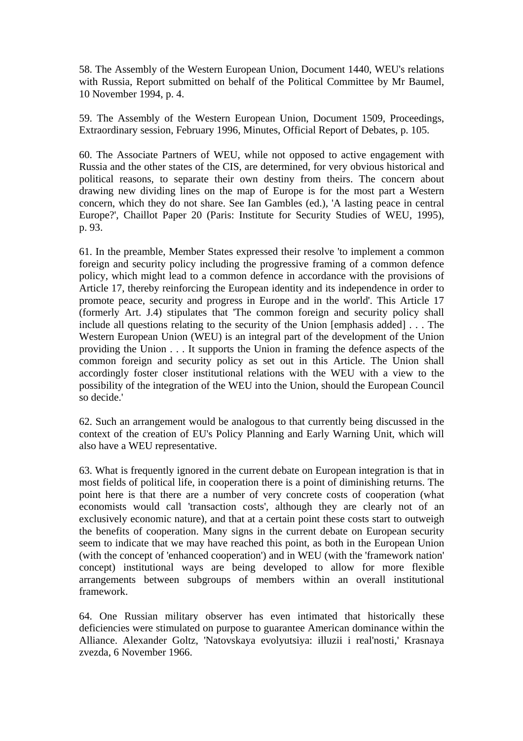58. The Assembly of the Western European Union, Document 1440, WEU's relations with Russia, Report submitted on behalf of the Political Committee by Mr Baumel, 10 November 1994, p. 4.

59. The Assembly of the Western European Union, Document 1509, Proceedings, Extraordinary session, February 1996, Minutes, Official Report of Debates, p. 105.

60. The Associate Partners of WEU, while not opposed to active engagement with Russia and the other states of the CIS, are determined, for very obvious historical and political reasons, to separate their own destiny from theirs. The concern about drawing new dividing lines on the map of Europe is for the most part a Western concern, which they do not share. See Ian Gambles (ed.), 'A lasting peace in central Europe?', Chaillot Paper 20 (Paris: Institute for Security Studies of WEU, 1995), p. 93.

61. In the preamble, Member States expressed their resolve 'to implement a common foreign and security policy including the progressive framing of a common defence policy, which might lead to a common defence in accordance with the provisions of Article 17, thereby reinforcing the European identity and its independence in order to promote peace, security and progress in Europe and in the world'. This Article 17 (formerly Art. J.4) stipulates that 'The common foreign and security policy shall include all questions relating to the security of the Union [emphasis added] . . . The Western European Union (WEU) is an integral part of the development of the Union providing the Union . . . It supports the Union in framing the defence aspects of the common foreign and security policy as set out in this Article. The Union shall accordingly foster closer institutional relations with the WEU with a view to the possibility of the integration of the WEU into the Union, should the European Council so decide.'

62. Such an arrangement would be analogous to that currently being discussed in the context of the creation of EU's Policy Planning and Early Warning Unit, which will also have a WEU representative.

63. What is frequently ignored in the current debate on European integration is that in most fields of political life, in cooperation there is a point of diminishing returns. The point here is that there are a number of very concrete costs of cooperation (what economists would call 'transaction costs', although they are clearly not of an exclusively economic nature), and that at a certain point these costs start to outweigh the benefits of cooperation. Many signs in the current debate on European security seem to indicate that we may have reached this point, as both in the European Union (with the concept of 'enhanced cooperation') and in WEU (with the 'framework nation' concept) institutional ways are being developed to allow for more flexible arrangements between subgroups of members within an overall institutional framework.

64. One Russian military observer has even intimated that historically these deficiencies were stimulated on purpose to guarantee American dominance within the Alliance. Alexander Goltz, 'Natovskaya evolyutsiya: illuzii i real'nosti,' Krasnaya zvezda, 6 November 1966.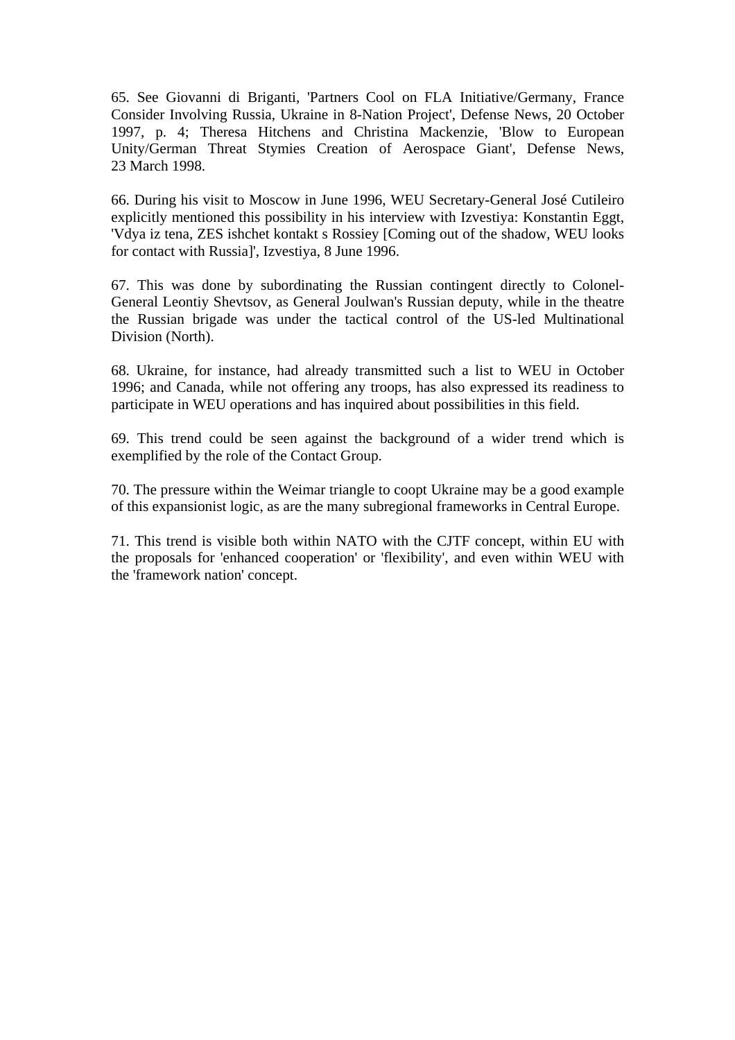65. See Giovanni di Briganti, 'Partners Cool on FLA Initiative/Germany, France Consider Involving Russia, Ukraine in 8-Nation Project', Defense News, 20 October 1997, p. 4; Theresa Hitchens and Christina Mackenzie, 'Blow to European Unity/German Threat Stymies Creation of Aerospace Giant', Defense News, 23 March 1998.

66. During his visit to Moscow in June 1996, WEU Secretary-General José Cutileiro explicitly mentioned this possibility in his interview with Izvestiya: Konstantin Eggt, 'Vdya iz tena, ZES ishchet kontakt s Rossiey [Coming out of the shadow, WEU looks for contact with Russia]', Izvestiya, 8 June 1996.

67. This was done by subordinating the Russian contingent directly to Colonel-General Leontiy Shevtsov, as General Joulwan's Russian deputy, while in the theatre the Russian brigade was under the tactical control of the US-led Multinational Division (North).

68. Ukraine, for instance, had already transmitted such a list to WEU in October 1996; and Canada, while not offering any troops, has also expressed its readiness to participate in WEU operations and has inquired about possibilities in this field.

69. This trend could be seen against the background of a wider trend which is exemplified by the role of the Contact Group.

70. The pressure within the Weimar triangle to coopt Ukraine may be a good example of this expansionist logic, as are the many subregional frameworks in Central Europe.

71. This trend is visible both within NATO with the CJTF concept, within EU with the proposals for 'enhanced cooperation' or 'flexibility', and even within WEU with the 'framework nation' concept.